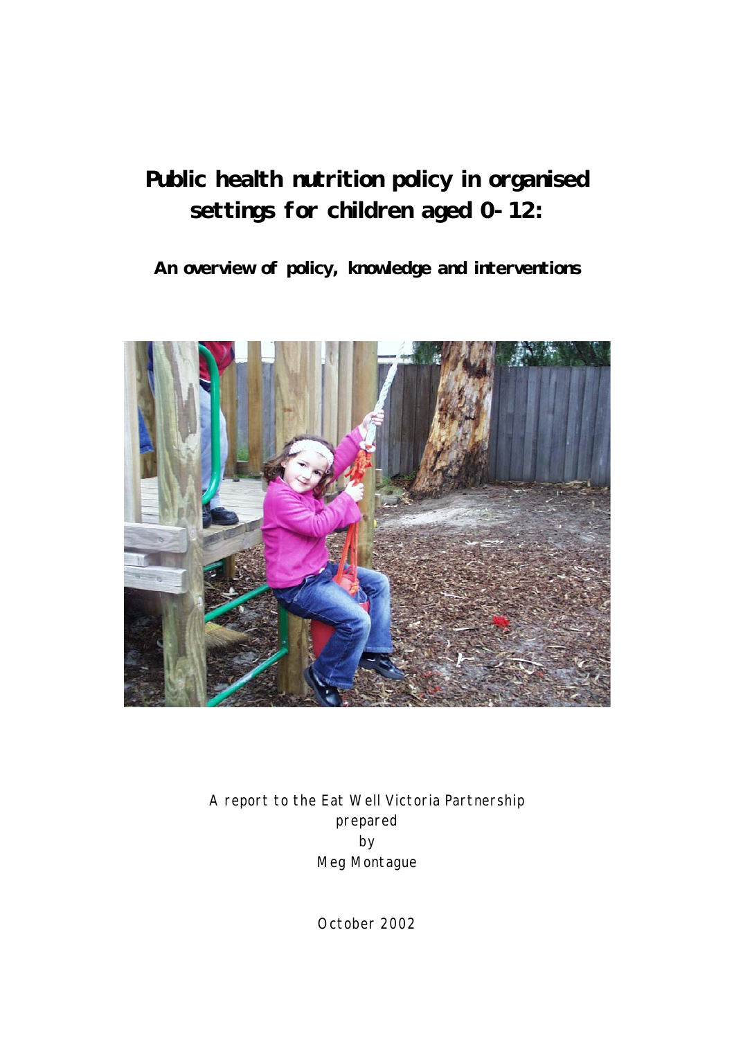# Public health nutrition policy in organised settings for children aged 0-12:

## An overview of policy, knowledge and interventions

A report to the Eat Well Victoria Partnership
prepared
by
Meg Montague

October 2002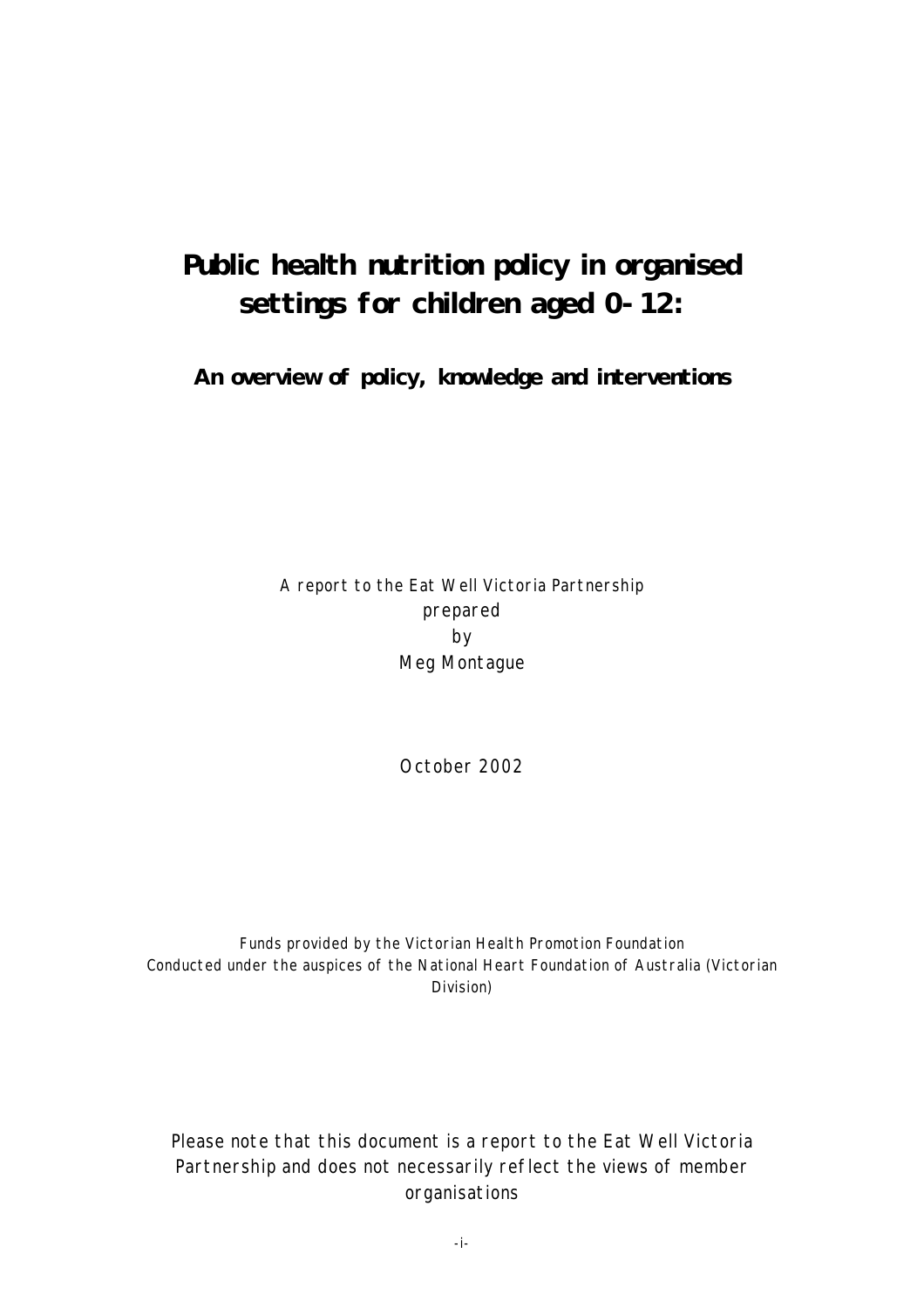# Public health nutrition policy in organised settings for children aged 0-12:

## An overview of policy, knowledge and interventions

A report to the Eat Well Victoria Partnership
prepared
by
Meg Montague

October 2002

Funds provided by the Victorian Health Promotion Foundation
Conducted under the auspices of the National Heart Foundation of Australia (Victorian Division)

Please note that this document is a report to the Eat Well Victoria Partnership and does not necessarily reflect the views of member organisations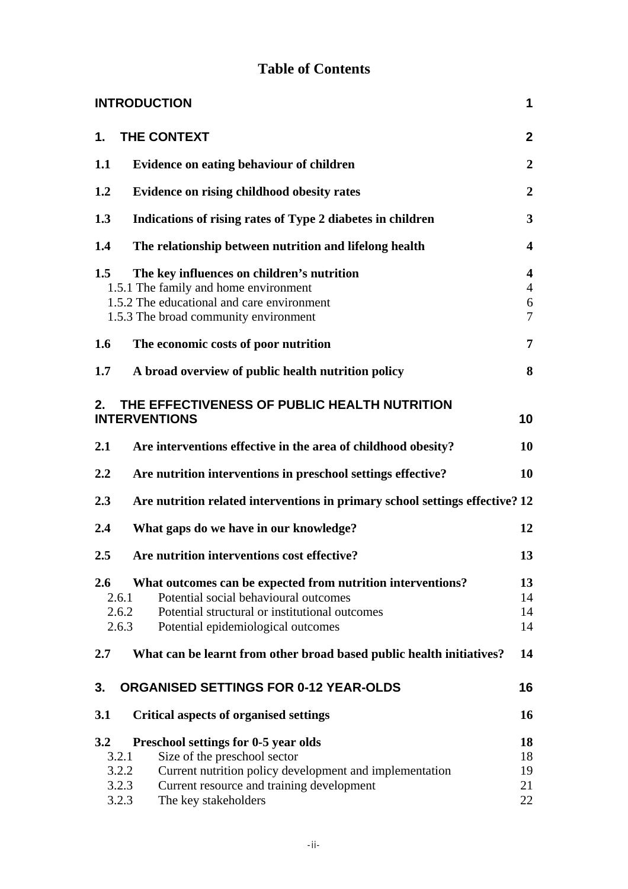# Table of Contents

| | |
|---|---|
| **INTRODUCTION** | **1** |
| **1. THE CONTEXT** | **2** |
| **1.1 Evidence on eating behaviour of children** | **2** |
| **1.2 Evidence on rising childhood obesity rates** | **2** |
| **1.3 Indications of rising rates of Type 2 diabetes in children** | **3** |
| **1.4 The relationship between nutrition and lifelong health** | **4** |
| **1.5 The key influences on children's nutrition** | **4** |
| 1.5.1 The family and home environment | 4 |
| 1.5.2 The educational and care environment | 6 |
| 1.5.3 The broad community environment | 7 |
| **1.6 The economic costs of poor nutrition** | **7** |
| **1.7 A broad overview of public health nutrition policy** | **8** |
| **2. THE EFFECTIVENESS OF PUBLIC HEALTH NUTRITION INTERVENTIONS** | **10** |
| **2.1 Are interventions effective in the area of childhood obesity?** | **10** |
| **2.2 Are nutrition interventions in preschool settings effective?** | **10** |
| **2.3 Are nutrition related interventions in primary school settings effective?** | **12** |
| **2.4 What gaps do we have in our knowledge?** | **12** |
| **2.5 Are nutrition interventions cost effective?** | **13** |
| **2.6 What outcomes can be expected from nutrition interventions?** | **13** |
| 2.6.1 Potential social behavioural outcomes | 14 |
| 2.6.2 Potential structural or institutional outcomes | 14 |
| 2.6.3 Potential epidemiological outcomes | 14 |
| **2.7 What can be learnt from other broad based public health initiatives?** | **14** |
| **3. ORGANISED SETTINGS FOR 0-12 YEAR-OLDS** | **16** |
| **3.1 Critical aspects of organised settings** | **16** |
| **3.2 Preschool settings for 0-5 year olds** | **18** |
| 3.2.1 Size of the preschool sector | 18 |
| 3.2.2 Current nutrition policy development and implementation | 19 |
| 3.2.3 Current resource and training development | 21 |
| 3.2.3 The key stakeholders | 22 |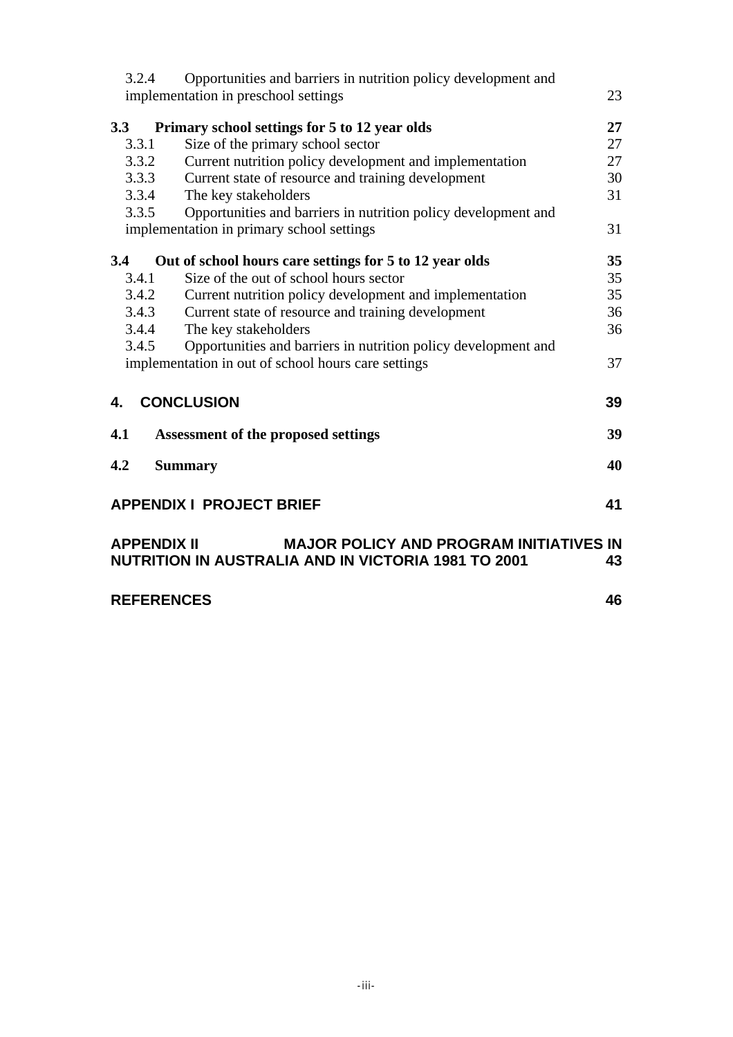3.2.4 Opportunities and barriers in nutrition policy development and implementation in preschool settings 23

**3.3 Primary school settings for 5 to 12 year olds 27**

3.3.1 Size of the primary school sector 27
3.3.2 Current nutrition policy development and implementation 27
3.3.3 Current state of resource and training development 30
3.3.4 The key stakeholders 31
3.3.5 Opportunities and barriers in nutrition policy development and implementation in primary school settings 31

**3.4 Out of school hours care settings for 5 to 12 year olds 35**

3.4.1 Size of the out of school hours sector 35
3.4.2 Current nutrition policy development and implementation 35
3.4.3 Current state of resource and training development 36
3.4.4 The key stakeholders 36
3.4.5 Opportunities and barriers in nutrition policy development and implementation in out of school hours care settings 37

**4. CONCLUSION 39**

**4.1 Assessment of the proposed settings 39**

**4.2 Summary 40**

**APPENDIX I PROJECT BRIEF 41**

**APPENDIX II MAJOR POLICY AND PROGRAM INITIATIVES IN NUTRITION IN AUSTRALIA AND IN VICTORIA 1981 TO 2001 43**

**REFERENCES 46**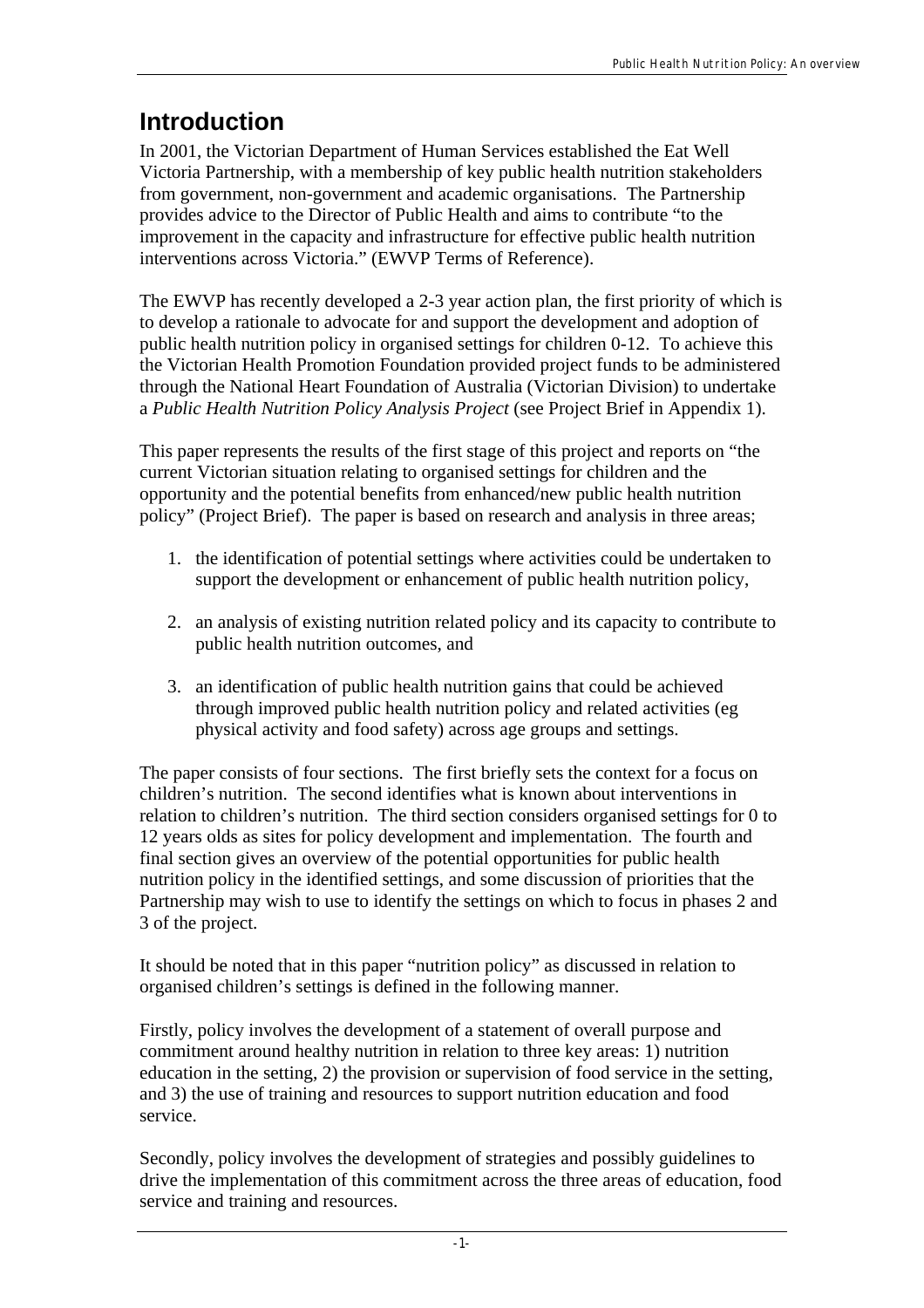# Introduction

In 2001, the Victorian Department of Human Services established the Eat Well Victoria Partnership, with a membership of key public health nutrition stakeholders from government, non-government and academic organisations. The Partnership provides advice to the Director of Public Health and aims to contribute "to the improvement in the capacity and infrastructure for effective public health nutrition interventions across Victoria." (EWVP Terms of Reference).

The EWVP has recently developed a 2-3 year action plan, the first priority of which is to develop a rationale to advocate for and support the development and adoption of public health nutrition policy in organised settings for children 0-12. To achieve this the Victorian Health Promotion Foundation provided project funds to be administered through the National Heart Foundation of Australia (Victorian Division) to undertake a *Public Health Nutrition Policy Analysis Project* (see Project Brief in Appendix 1).

This paper represents the results of the first stage of this project and reports on "the current Victorian situation relating to organised settings for children and the opportunity and the potential benefits from enhanced/new public health nutrition policy" (Project Brief). The paper is based on research and analysis in three areas;

1. the identification of potential settings where activities could be undertaken to support the development or enhancement of public health nutrition policy,

2. an analysis of existing nutrition related policy and its capacity to contribute to public health nutrition outcomes, and

3. an identification of public health nutrition gains that could be achieved through improved public health nutrition policy and related activities (eg physical activity and food safety) across age groups and settings.

The paper consists of four sections. The first briefly sets the context for a focus on children's nutrition. The second identifies what is known about interventions in relation to children's nutrition. The third section considers organised settings for 0 to 12 years olds as sites for policy development and implementation. The fourth and final section gives an overview of the potential opportunities for public health nutrition policy in the identified settings, and some discussion of priorities that the Partnership may wish to use to identify the settings on which to focus in phases 2 and 3 of the project.

It should be noted that in this paper "nutrition policy" as discussed in relation to organised children's settings is defined in the following manner.

Firstly, policy involves the development of a statement of overall purpose and commitment around healthy nutrition in relation to three key areas: 1) nutrition education in the setting, 2) the provision or supervision of food service in the setting, and 3) the use of training and resources to support nutrition education and food service.

Secondly, policy involves the development of strategies and possibly guidelines to drive the implementation of this commitment across the three areas of education, food service and training and resources.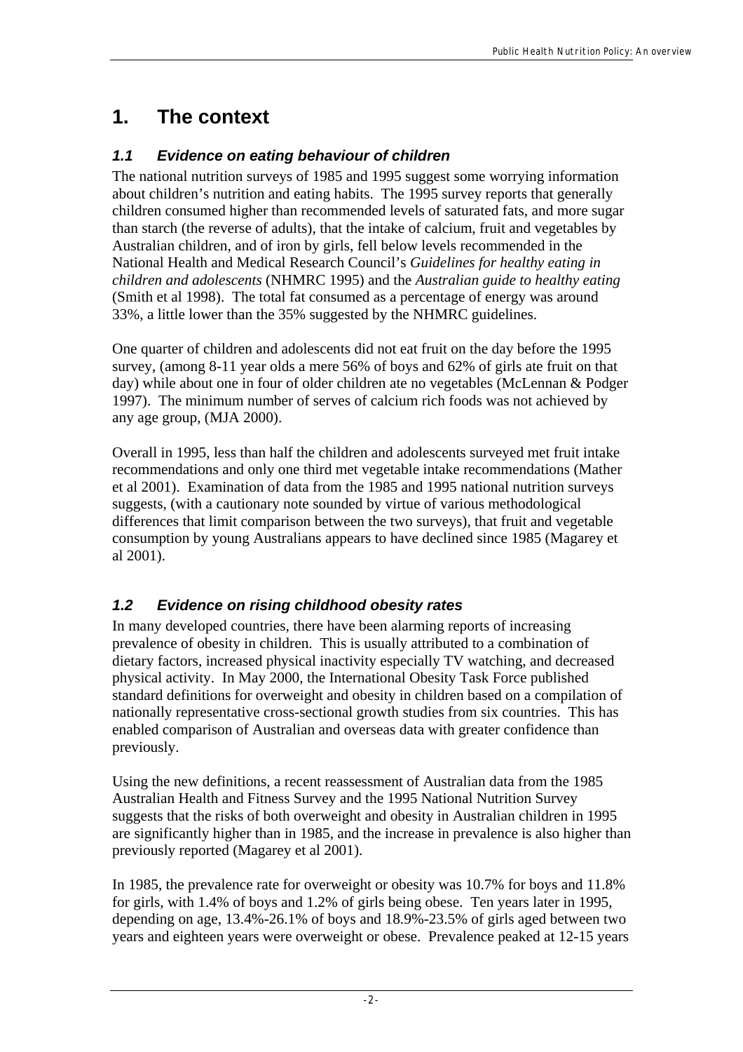# 1. The context

## 1.1 Evidence on eating behaviour of children

The national nutrition surveys of 1985 and 1995 suggest some worrying information about children's nutrition and eating habits. The 1995 survey reports that generally children consumed higher than recommended levels of saturated fats, and more sugar than starch (the reverse of adults), that the intake of calcium, fruit and vegetables by Australian children, and of iron by girls, fell below levels recommended in the National Health and Medical Research Council's *Guidelines for healthy eating in children and adolescents* (NHMRC 1995) and the *Australian guide to healthy eating* (Smith et al 1998). The total fat consumed as a percentage of energy was around 33%, a little lower than the 35% suggested by the NHMRC guidelines.

One quarter of children and adolescents did not eat fruit on the day before the 1995 survey, (among 8-11 year olds a mere 56% of boys and 62% of girls ate fruit on that day) while about one in four of older children ate no vegetables (McLennan & Podger 1997). The minimum number of serves of calcium rich foods was not achieved by any age group, (MJA 2000).

Overall in 1995, less than half the children and adolescents surveyed met fruit intake recommendations and only one third met vegetable intake recommendations (Mather et al 2001). Examination of data from the 1985 and 1995 national nutrition surveys suggests, (with a cautionary note sounded by virtue of various methodological differences that limit comparison between the two surveys), that fruit and vegetable consumption by young Australians appears to have declined since 1985 (Magarey et al 2001).

## 1.2 Evidence on rising childhood obesity rates

In many developed countries, there have been alarming reports of increasing prevalence of obesity in children. This is usually attributed to a combination of dietary factors, increased physical inactivity especially TV watching, and decreased physical activity. In May 2000, the International Obesity Task Force published standard definitions for overweight and obesity in children based on a compilation of nationally representative cross-sectional growth studies from six countries. This has enabled comparison of Australian and overseas data with greater confidence than previously.

Using the new definitions, a recent reassessment of Australian data from the 1985 Australian Health and Fitness Survey and the 1995 National Nutrition Survey suggests that the risks of both overweight and obesity in Australian children in 1995 are significantly higher than in 1985, and the increase in prevalence is also higher than previously reported (Magarey et al 2001).

In 1985, the prevalence rate for overweight or obesity was 10.7% for boys and 11.8% for girls, with 1.4% of boys and 1.2% of girls being obese. Ten years later in 1995, depending on age, 13.4%-26.1% of boys and 18.9%-23.5% of girls aged between two years and eighteen years were overweight or obese. Prevalence peaked at 12-15 years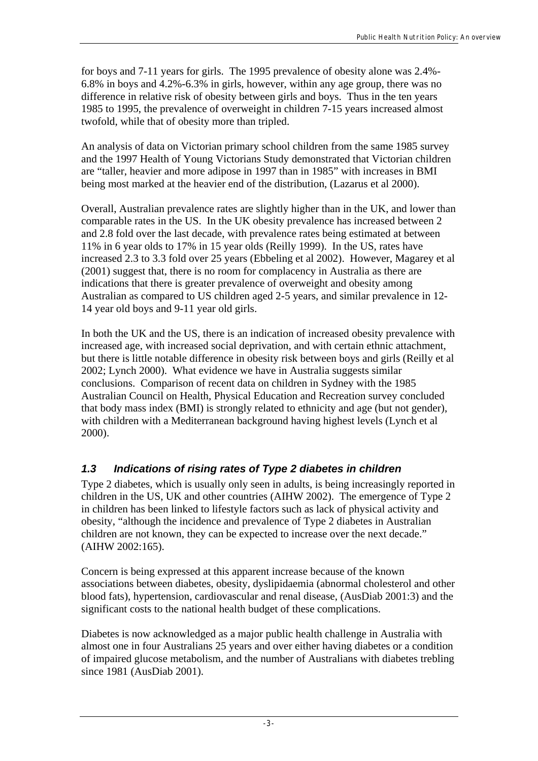for boys and 7-11 years for girls. The 1995 prevalence of obesity alone was 2.4%-6.8% in boys and 4.2%-6.3% in girls, however, within any age group, there was no difference in relative risk of obesity between girls and boys. Thus in the ten years 1985 to 1995, the prevalence of overweight in children 7-15 years increased almost twofold, while that of obesity more than tripled.

An analysis of data on Victorian primary school children from the same 1985 survey and the 1997 Health of Young Victorians Study demonstrated that Victorian children are "taller, heavier and more adipose in 1997 than in 1985" with increases in BMI being most marked at the heavier end of the distribution, (Lazarus et al 2000).

Overall, Australian prevalence rates are slightly higher than in the UK, and lower than comparable rates in the US. In the UK obesity prevalence has increased between 2 and 2.8 fold over the last decade, with prevalence rates being estimated at between 11% in 6 year olds to 17% in 15 year olds (Reilly 1999). In the US, rates have increased 2.3 to 3.3 fold over 25 years (Ebbeling et al 2002). However, Magarey et al (2001) suggest that, there is no room for complacency in Australia as there are indications that there is greater prevalence of overweight and obesity among Australian as compared to US children aged 2-5 years, and similar prevalence in 12-14 year old boys and 9-11 year old girls.

In both the UK and the US, there is an indication of increased obesity prevalence with increased age, with increased social deprivation, and with certain ethnic attachment, but there is little notable difference in obesity risk between boys and girls (Reilly et al 2002; Lynch 2000). What evidence we have in Australia suggests similar conclusions. Comparison of recent data on children in Sydney with the 1985 Australian Council on Health, Physical Education and Recreation survey concluded that body mass index (BMI) is strongly related to ethnicity and age (but not gender), with children with a Mediterranean background having highest levels (Lynch et al 2000).

### *1.3 Indications of rising rates of Type 2 diabetes in children*

Type 2 diabetes, which is usually only seen in adults, is being increasingly reported in children in the US, UK and other countries (AIHW 2002). The emergence of Type 2 in children has been linked to lifestyle factors such as lack of physical activity and obesity, "although the incidence and prevalence of Type 2 diabetes in Australian children are not known, they can be expected to increase over the next decade." (AIHW 2002:165).

Concern is being expressed at this apparent increase because of the known associations between diabetes, obesity, dyslipidaemia (abnormal cholesterol and other blood fats), hypertension, cardiovascular and renal disease, (AusDiab 2001:3) and the significant costs to the national health budget of these complications.

Diabetes is now acknowledged as a major public health challenge in Australia with almost one in four Australians 25 years and over either having diabetes or a condition of impaired glucose metabolism, and the number of Australians with diabetes trebling since 1981 (AusDiab 2001).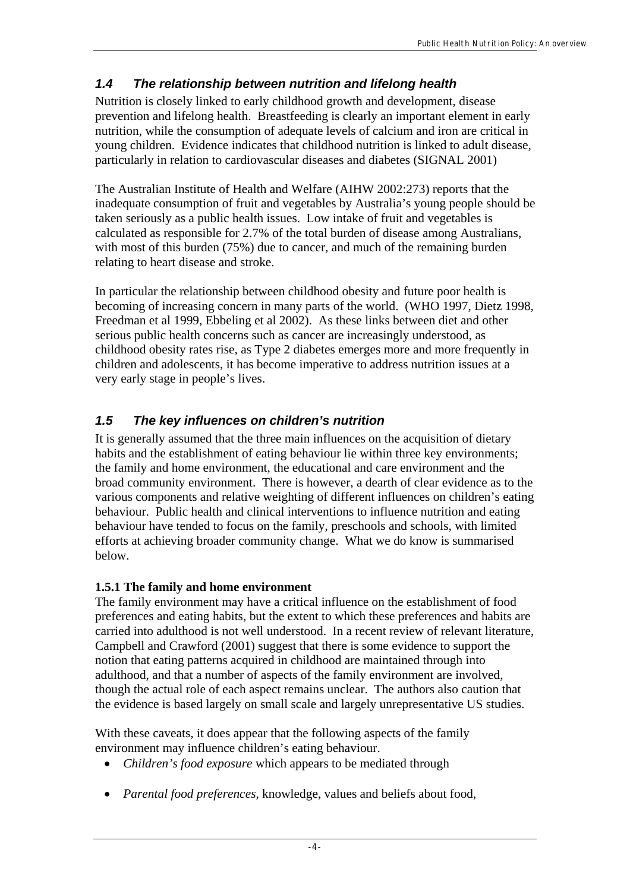## *1.4 The relationship between nutrition and lifelong health*

Nutrition is closely linked to early childhood growth and development, disease prevention and lifelong health. Breastfeeding is clearly an important element in early nutrition, while the consumption of adequate levels of calcium and iron are critical in young children. Evidence indicates that childhood nutrition is linked to adult disease, particularly in relation to cardiovascular diseases and diabetes (SIGNAL 2001)

The Australian Institute of Health and Welfare (AIHW 2002:273) reports that the inadequate consumption of fruit and vegetables by Australia's young people should be taken seriously as a public health issues. Low intake of fruit and vegetables is calculated as responsible for 2.7% of the total burden of disease among Australians, with most of this burden (75%) due to cancer, and much of the remaining burden relating to heart disease and stroke.

In particular the relationship between childhood obesity and future poor health is becoming of increasing concern in many parts of the world. (WHO 1997, Dietz 1998, Freedman et al 1999, Ebbeling et al 2002). As these links between diet and other serious public health concerns such as cancer are increasingly understood, as childhood obesity rates rise, as Type 2 diabetes emerges more and more frequently in children and adolescents, it has become imperative to address nutrition issues at a very early stage in people's lives.

## *1.5 The key influences on children's nutrition*

It is generally assumed that the three main influences on the acquisition of dietary habits and the establishment of eating behaviour lie within three key environments; the family and home environment, the educational and care environment and the broad community environment. There is however, a dearth of clear evidence as to the various components and relative weighting of different influences on children's eating behaviour. Public health and clinical interventions to influence nutrition and eating behaviour have tended to focus on the family, preschools and schools, with limited efforts at achieving broader community change. What we do know is summarised below.

### 1.5.1 The family and home environment

The family environment may have a critical influence on the establishment of food preferences and eating habits, but the extent to which these preferences and habits are carried into adulthood is not well understood. In a recent review of relevant literature, Campbell and Crawford (2001) suggest that there is some evidence to support the notion that eating patterns acquired in childhood are maintained through into adulthood, and that a number of aspects of the family environment are involved, though the actual role of each aspect remains unclear. The authors also caution that the evidence is based largely on small scale and largely unrepresentative US studies.

With these caveats, it does appear that the following aspects of the family environment may influence children's eating behaviour.

- *Children's food exposure* which appears to be mediated through
- *Parental food preferences*, knowledge, values and beliefs about food,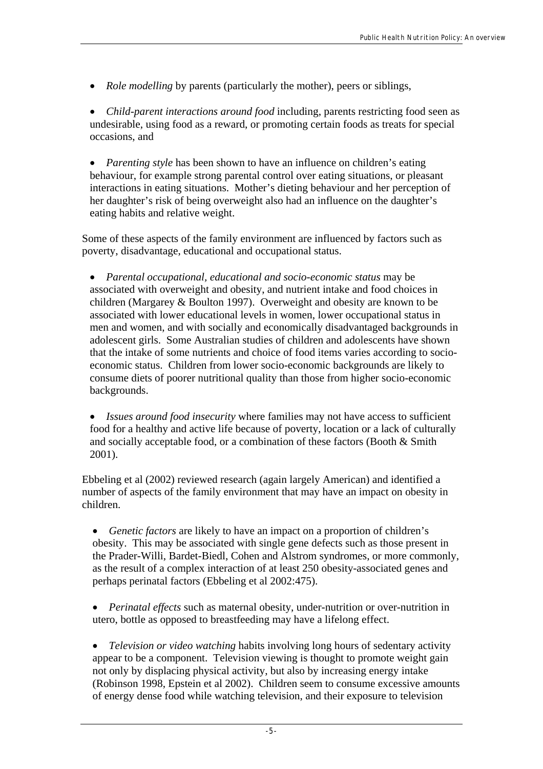- *Role modelling* by parents (particularly the mother), peers or siblings,

- *Child-parent interactions around food* including, parents restricting food seen as undesirable, using food as a reward, or promoting certain foods as treats for special occasions, and

- *Parenting style* has been shown to have an influence on children's eating behaviour, for example strong parental control over eating situations, or pleasant interactions in eating situations. Mother's dieting behaviour and her perception of her daughter's risk of being overweight also had an influence on the daughter's eating habits and relative weight.

Some of these aspects of the family environment are influenced by factors such as poverty, disadvantage, educational and occupational status.

- *Parental occupational, educational and socio-economic status* may be associated with overweight and obesity, and nutrient intake and food choices in children (Margarey & Boulton 1997). Overweight and obesity are known to be associated with lower educational levels in women, lower occupational status in men and women, and with socially and economically disadvantaged backgrounds in adolescent girls. Some Australian studies of children and adolescents have shown that the intake of some nutrients and choice of food items varies according to socio-economic status. Children from lower socio-economic backgrounds are likely to consume diets of poorer nutritional quality than those from higher socio-economic backgrounds.

- *Issues around food insecurity* where families may not have access to sufficient food for a healthy and active life because of poverty, location or a lack of culturally and socially acceptable food, or a combination of these factors (Booth & Smith 2001).

Ebbeling et al (2002) reviewed research (again largely American) and identified a number of aspects of the family environment that may have an impact on obesity in children.

- *Genetic factors* are likely to have an impact on a proportion of children's obesity. This may be associated with single gene defects such as those present in the Prader-Willi, Bardet-Biedl, Cohen and Alstrom syndromes, or more commonly, as the result of a complex interaction of at least 250 obesity-associated genes and perhaps perinatal factors (Ebbeling et al 2002:475).

- *Perinatal effects* such as maternal obesity, under-nutrition or over-nutrition in utero, bottle as opposed to breastfeeding may have a lifelong effect.

- *Television or video watching* habits involving long hours of sedentary activity appear to be a component. Television viewing is thought to promote weight gain not only by displacing physical activity, but also by increasing energy intake (Robinson 1998, Epstein et al 2002). Children seem to consume excessive amounts of energy dense food while watching television, and their exposure to television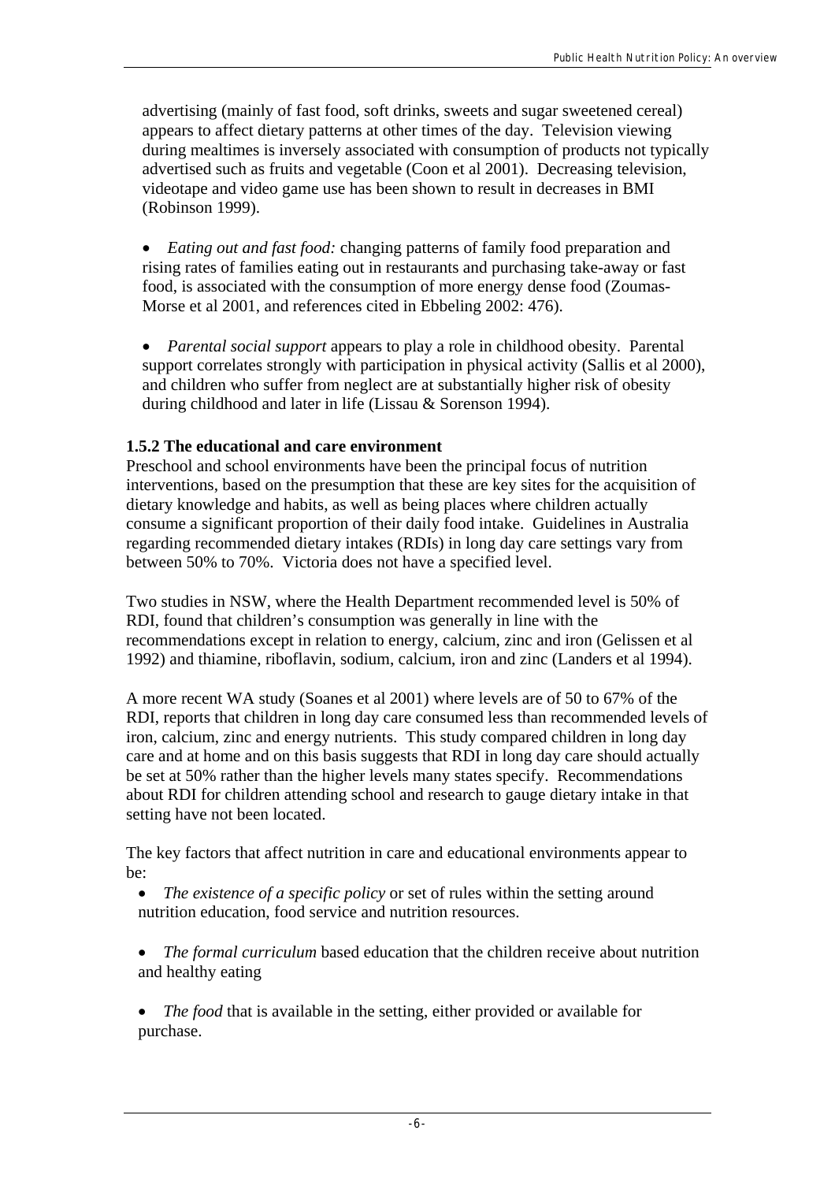advertising (mainly of fast food, soft drinks, sweets and sugar sweetened cereal) appears to affect dietary patterns at other times of the day. Television viewing during mealtimes is inversely associated with consumption of products not typically advertised such as fruits and vegetable (Coon et al 2001). Decreasing television, videotape and video game use has been shown to result in decreases in BMI (Robinson 1999).

- *Eating out and fast food:* changing patterns of family food preparation and rising rates of families eating out in restaurants and purchasing take-away or fast food, is associated with the consumption of more energy dense food (Zoumas-Morse et al 2001, and references cited in Ebbeling 2002: 476).

- *Parental social support* appears to play a role in childhood obesity. Parental support correlates strongly with participation in physical activity (Sallis et al 2000), and children who suffer from neglect are at substantially higher risk of obesity during childhood and later in life (Lissau & Sorenson 1994).

### 1.5.2 The educational and care environment

Preschool and school environments have been the principal focus of nutrition interventions, based on the presumption that these are key sites for the acquisition of dietary knowledge and habits, as well as being places where children actually consume a significant proportion of their daily food intake. Guidelines in Australia regarding recommended dietary intakes (RDIs) in long day care settings vary from between 50% to 70%. Victoria does not have a specified level.

Two studies in NSW, where the Health Department recommended level is 50% of RDI, found that children's consumption was generally in line with the recommendations except in relation to energy, calcium, zinc and iron (Gelissen et al 1992) and thiamine, riboflavin, sodium, calcium, iron and zinc (Landers et al 1994).

A more recent WA study (Soanes et al 2001) where levels are of 50 to 67% of the RDI, reports that children in long day care consumed less than recommended levels of iron, calcium, zinc and energy nutrients. This study compared children in long day care and at home and on this basis suggests that RDI in long day care should actually be set at 50% rather than the higher levels many states specify. Recommendations about RDI for children attending school and research to gauge dietary intake in that setting have not been located.

The key factors that affect nutrition in care and educational environments appear to be:

- *The existence of a specific policy* or set of rules within the setting around nutrition education, food service and nutrition resources.

- *The formal curriculum* based education that the children receive about nutrition and healthy eating

- *The food* that is available in the setting, either provided or available for purchase.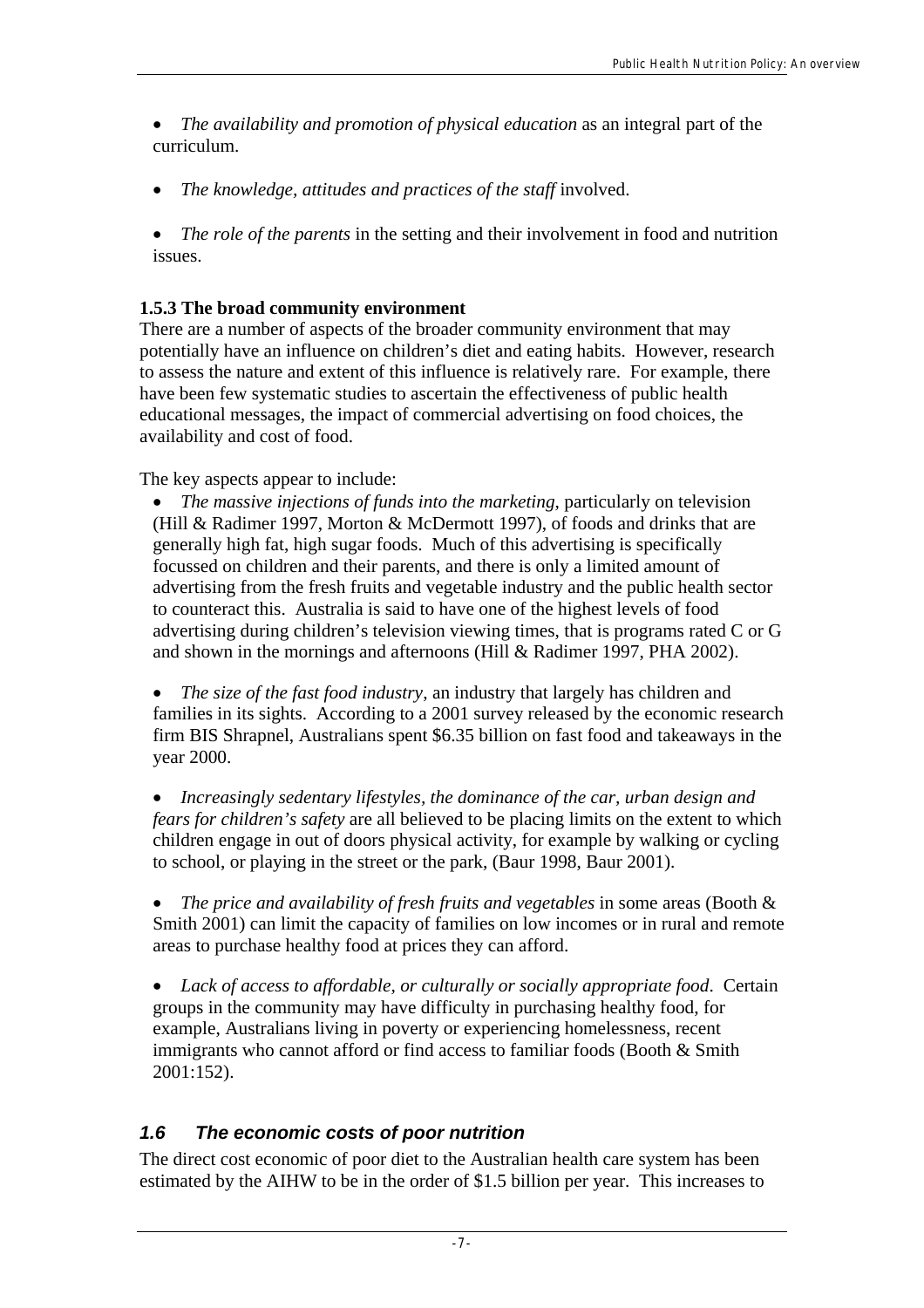- *The availability and promotion of physical education* as an integral part of the curriculum.

- *The knowledge, attitudes and practices of the staff* involved.

- *The role of the parents* in the setting and their involvement in food and nutrition issues.

### 1.5.3 The broad community environment

There are a number of aspects of the broader community environment that may potentially have an influence on children's diet and eating habits. However, research to assess the nature and extent of this influence is relatively rare. For example, there have been few systematic studies to ascertain the effectiveness of public health educational messages, the impact of commercial advertising on food choices, the availability and cost of food.

The key aspects appear to include:

- *The massive injections of funds into the marketing,* particularly on television (Hill & Radimer 1997, Morton & McDermott 1997), of foods and drinks that are generally high fat, high sugar foods. Much of this advertising is specifically focussed on children and their parents, and there is only a limited amount of advertising from the fresh fruits and vegetable industry and the public health sector to counteract this. Australia is said to have one of the highest levels of food advertising during children's television viewing times, that is programs rated C or G and shown in the mornings and afternoons (Hill & Radimer 1997, PHA 2002).

- *The size of the fast food industry*, an industry that largely has children and families in its sights. According to a 2001 survey released by the economic research firm BIS Shrapnel, Australians spent $6.35 billion on fast food and takeaways in the year 2000.

- *Increasingly sedentary lifestyles, the dominance of the car, urban design and fears for children's safety* are all believed to be placing limits on the extent to which children engage in out of doors physical activity, for example by walking or cycling to school, or playing in the street or the park, (Baur 1998, Baur 2001).

- *The price and availability of fresh fruits and vegetables* in some areas (Booth & Smith 2001) can limit the capacity of families on low incomes or in rural and remote areas to purchase healthy food at prices they can afford.

- *Lack of access to affordable, or culturally or socially appropriate food*. Certain groups in the community may have difficulty in purchasing healthy food, for example, Australians living in poverty or experiencing homelessness, recent immigrants who cannot afford or find access to familiar foods (Booth & Smith 2001:152).

## *1.6 The economic costs of poor nutrition*

The direct cost economic of poor diet to the Australian health care system has been estimated by the AIHW to be in the order of $1.5 billion per year. This increases to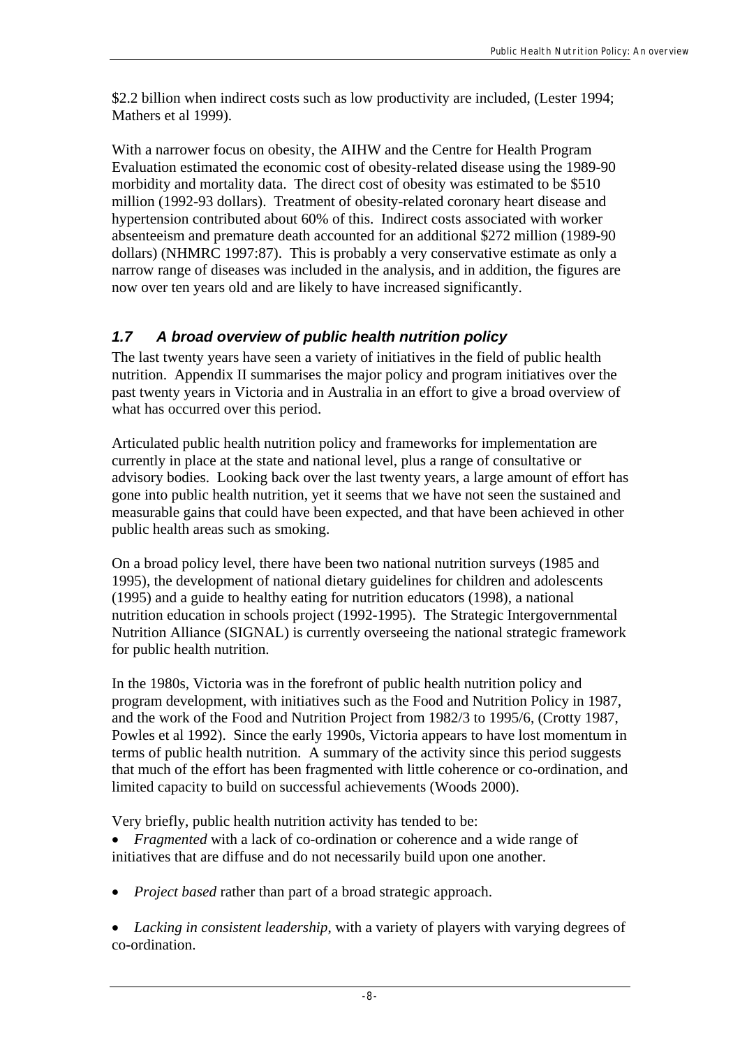$2.2 billion when indirect costs such as low productivity are included, (Lester 1994; Mathers et al 1999).

With a narrower focus on obesity, the AIHW and the Centre for Health Program Evaluation estimated the economic cost of obesity-related disease using the 1989-90 morbidity and mortality data. The direct cost of obesity was estimated to be $510 million (1992-93 dollars). Treatment of obesity-related coronary heart disease and hypertension contributed about 60% of this. Indirect costs associated with worker absenteeism and premature death accounted for an additional $272 million (1989-90 dollars) (NHMRC 1997:87). This is probably a very conservative estimate as only a narrow range of diseases was included in the analysis, and in addition, the figures are now over ten years old and are likely to have increased significantly.

### *1.7 A broad overview of public health nutrition policy*

The last twenty years have seen a variety of initiatives in the field of public health nutrition. Appendix II summarises the major policy and program initiatives over the past twenty years in Victoria and in Australia in an effort to give a broad overview of what has occurred over this period.

Articulated public health nutrition policy and frameworks for implementation are currently in place at the state and national level, plus a range of consultative or advisory bodies. Looking back over the last twenty years, a large amount of effort has gone into public health nutrition, yet it seems that we have not seen the sustained and measurable gains that could have been expected, and that have been achieved in other public health areas such as smoking.

On a broad policy level, there have been two national nutrition surveys (1985 and 1995), the development of national dietary guidelines for children and adolescents (1995) and a guide to healthy eating for nutrition educators (1998), a national nutrition education in schools project (1992-1995). The Strategic Intergovernmental Nutrition Alliance (SIGNAL) is currently overseeing the national strategic framework for public health nutrition.

In the 1980s, Victoria was in the forefront of public health nutrition policy and program development, with initiatives such as the Food and Nutrition Policy in 1987, and the work of the Food and Nutrition Project from 1982/3 to 1995/6, (Crotty 1987, Powles et al 1992). Since the early 1990s, Victoria appears to have lost momentum in terms of public health nutrition. A summary of the activity since this period suggests that much of the effort has been fragmented with little coherence or co-ordination, and limited capacity to build on successful achievements (Woods 2000).

Very briefly, public health nutrition activity has tended to be:

- *Fragmented* with a lack of co-ordination or coherence and a wide range of initiatives that are diffuse and do not necessarily build upon one another.
- *Project based* rather than part of a broad strategic approach.
- *Lacking in consistent leadership*, with a variety of players with varying degrees of co-ordination.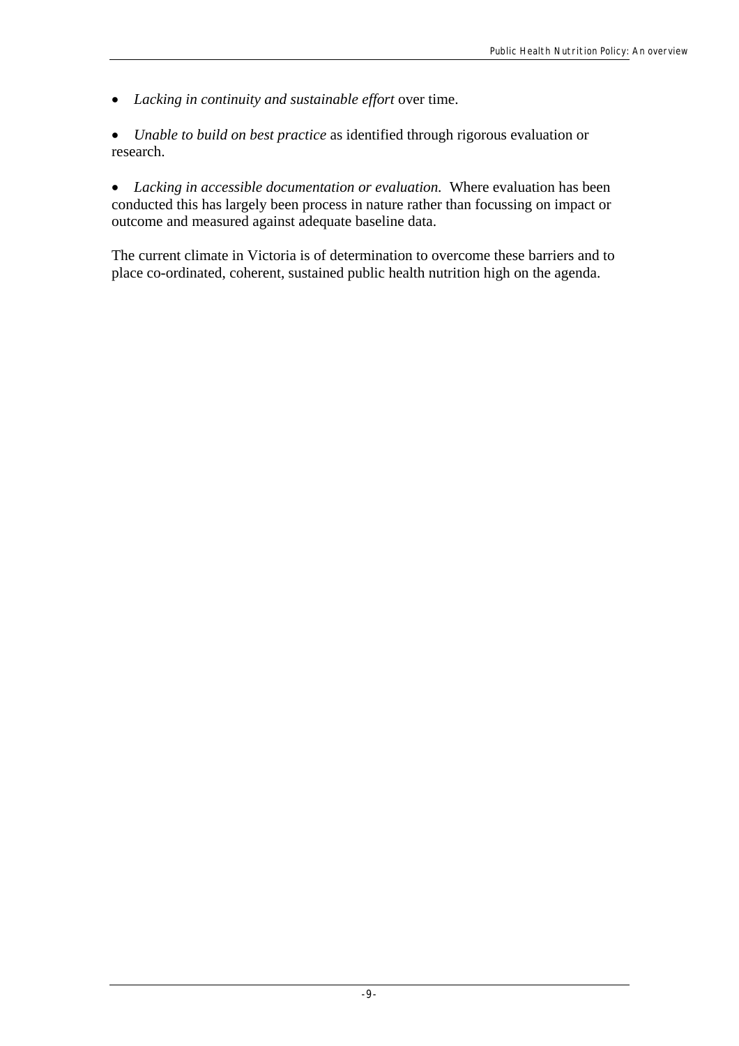- *Lacking in continuity and sustainable effort* over time.

- *Unable to build on best practice* as identified through rigorous evaluation or research.

- *Lacking in accessible documentation or evaluation.* Where evaluation has been conducted this has largely been process in nature rather than focussing on impact or outcome and measured against adequate baseline data.

The current climate in Victoria is of determination to overcome these barriers and to place co-ordinated, coherent, sustained public health nutrition high on the agenda.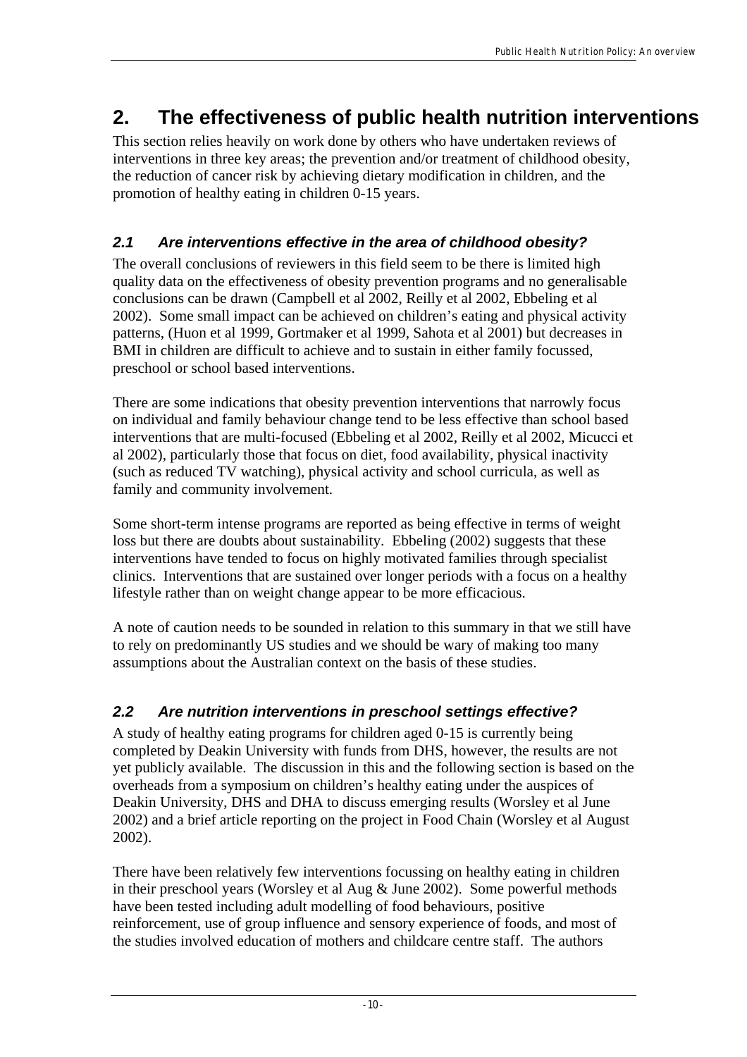# 2. The effectiveness of public health nutrition interventions

This section relies heavily on work done by others who have undertaken reviews of interventions in three key areas; the prevention and/or treatment of childhood obesity, the reduction of cancer risk by achieving dietary modification in children, and the promotion of healthy eating in children 0-15 years.

## *2.1 Are interventions effective in the area of childhood obesity?*

The overall conclusions of reviewers in this field seem to be there is limited high quality data on the effectiveness of obesity prevention programs and no generalisable conclusions can be drawn (Campbell et al 2002, Reilly et al 2002, Ebbeling et al 2002). Some small impact can be achieved on children's eating and physical activity patterns, (Huon et al 1999, Gortmaker et al 1999, Sahota et al 2001) but decreases in BMI in children are difficult to achieve and to sustain in either family focussed, preschool or school based interventions.

There are some indications that obesity prevention interventions that narrowly focus on individual and family behaviour change tend to be less effective than school based interventions that are multi-focused (Ebbeling et al 2002, Reilly et al 2002, Micucci et al 2002), particularly those that focus on diet, food availability, physical inactivity (such as reduced TV watching), physical activity and school curricula, as well as family and community involvement.

Some short-term intense programs are reported as being effective in terms of weight loss but there are doubts about sustainability. Ebbeling (2002) suggests that these interventions have tended to focus on highly motivated families through specialist clinics. Interventions that are sustained over longer periods with a focus on a healthy lifestyle rather than on weight change appear to be more efficacious.

A note of caution needs to be sounded in relation to this summary in that we still have to rely on predominantly US studies and we should be wary of making too many assumptions about the Australian context on the basis of these studies.

## *2.2 Are nutrition interventions in preschool settings effective?*

A study of healthy eating programs for children aged 0-15 is currently being completed by Deakin University with funds from DHS, however, the results are not yet publicly available. The discussion in this and the following section is based on the overheads from a symposium on children's healthy eating under the auspices of Deakin University, DHS and DHA to discuss emerging results (Worsley et al June 2002) and a brief article reporting on the project in Food Chain (Worsley et al August 2002).

There have been relatively few interventions focussing on healthy eating in children in their preschool years (Worsley et al Aug & June 2002). Some powerful methods have been tested including adult modelling of food behaviours, positive reinforcement, use of group influence and sensory experience of foods, and most of the studies involved education of mothers and childcare centre staff. The authors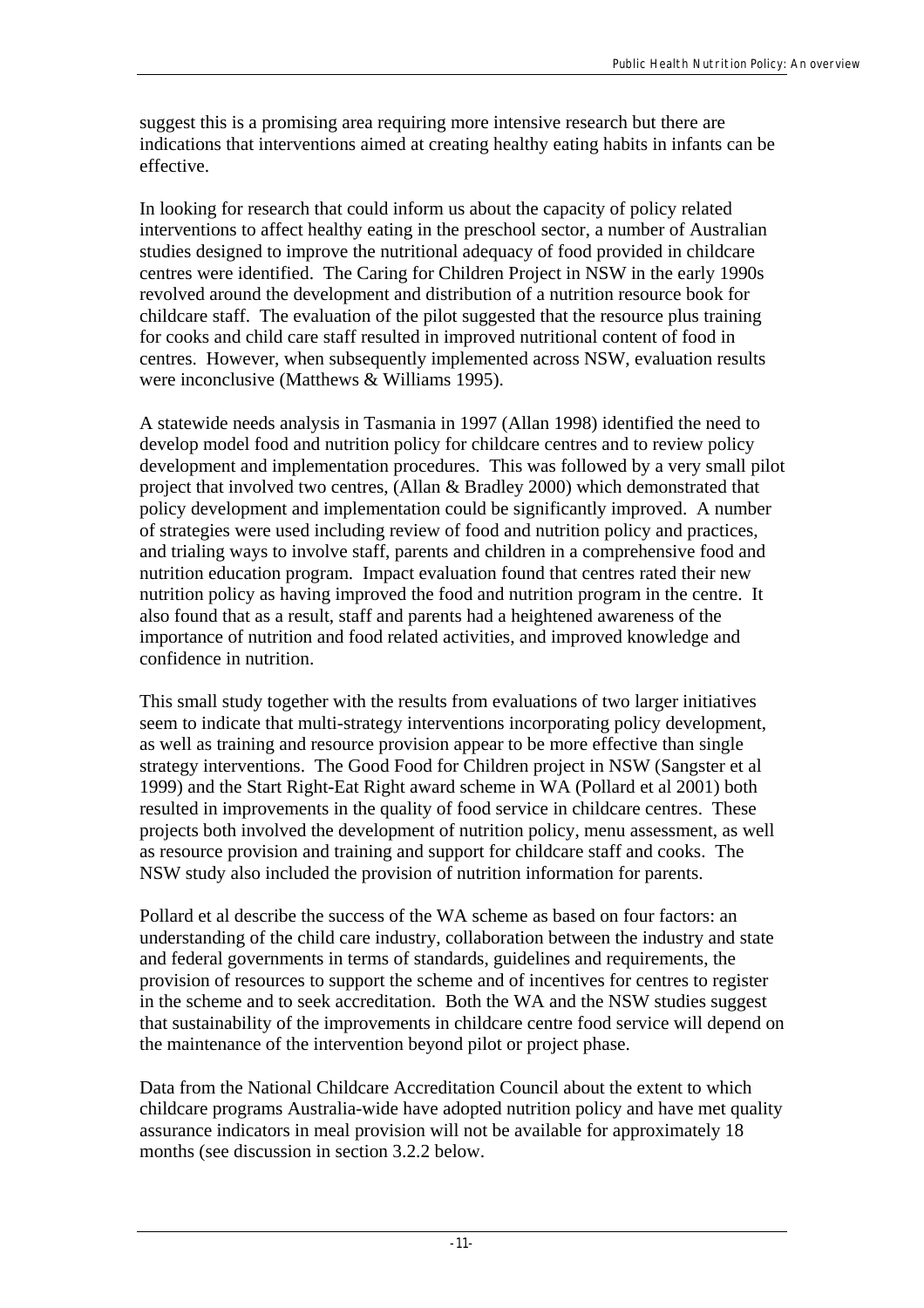suggest this is a promising area requiring more intensive research but there are indications that interventions aimed at creating healthy eating habits in infants can be effective.

In looking for research that could inform us about the capacity of policy related interventions to affect healthy eating in the preschool sector, a number of Australian studies designed to improve the nutritional adequacy of food provided in childcare centres were identified. The Caring for Children Project in NSW in the early 1990s revolved around the development and distribution of a nutrition resource book for childcare staff. The evaluation of the pilot suggested that the resource plus training for cooks and child care staff resulted in improved nutritional content of food in centres. However, when subsequently implemented across NSW, evaluation results were inconclusive (Matthews & Williams 1995).

A statewide needs analysis in Tasmania in 1997 (Allan 1998) identified the need to develop model food and nutrition policy for childcare centres and to review policy development and implementation procedures. This was followed by a very small pilot project that involved two centres, (Allan & Bradley 2000) which demonstrated that policy development and implementation could be significantly improved. A number of strategies were used including review of food and nutrition policy and practices, and trialing ways to involve staff, parents and children in a comprehensive food and nutrition education program. Impact evaluation found that centres rated their new nutrition policy as having improved the food and nutrition program in the centre. It also found that as a result, staff and parents had a heightened awareness of the importance of nutrition and food related activities, and improved knowledge and confidence in nutrition.

This small study together with the results from evaluations of two larger initiatives seem to indicate that multi-strategy interventions incorporating policy development, as well as training and resource provision appear to be more effective than single strategy interventions. The Good Food for Children project in NSW (Sangster et al 1999) and the Start Right-Eat Right award scheme in WA (Pollard et al 2001) both resulted in improvements in the quality of food service in childcare centres. These projects both involved the development of nutrition policy, menu assessment, as well as resource provision and training and support for childcare staff and cooks. The NSW study also included the provision of nutrition information for parents.

Pollard et al describe the success of the WA scheme as based on four factors: an understanding of the child care industry, collaboration between the industry and state and federal governments in terms of standards, guidelines and requirements, the provision of resources to support the scheme and of incentives for centres to register in the scheme and to seek accreditation. Both the WA and the NSW studies suggest that sustainability of the improvements in childcare centre food service will depend on the maintenance of the intervention beyond pilot or project phase.

Data from the National Childcare Accreditation Council about the extent to which childcare programs Australia-wide have adopted nutrition policy and have met quality assurance indicators in meal provision will not be available for approximately 18 months (see discussion in section 3.2.2 below.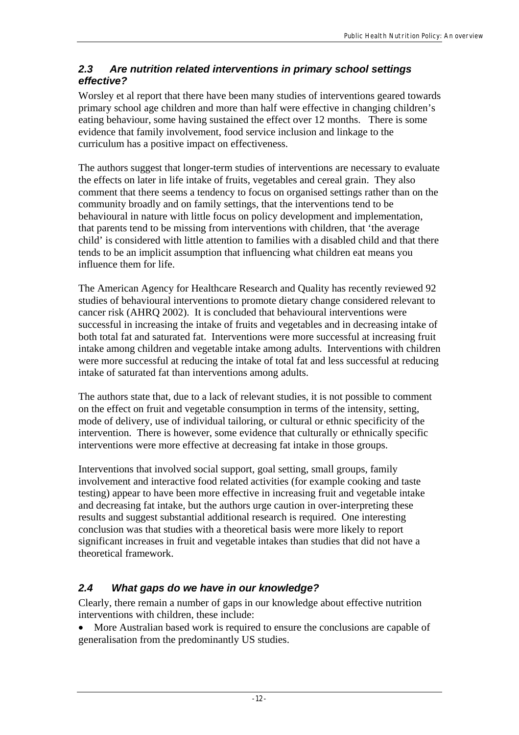### *2.3 Are nutrition related interventions in primary school settings effective?*

Worsley et al report that there have been many studies of interventions geared towards primary school age children and more than half were effective in changing children's eating behaviour, some having sustained the effect over 12 months. There is some evidence that family involvement, food service inclusion and linkage to the curriculum has a positive impact on effectiveness.

The authors suggest that longer-term studies of interventions are necessary to evaluate the effects on later in life intake of fruits, vegetables and cereal grain. They also comment that there seems a tendency to focus on organised settings rather than on the community broadly and on family settings, that the interventions tend to be behavioural in nature with little focus on policy development and implementation, that parents tend to be missing from interventions with children, that 'the average child' is considered with little attention to families with a disabled child and that there tends to be an implicit assumption that influencing what children eat means you influence them for life.

The American Agency for Healthcare Research and Quality has recently reviewed 92 studies of behavioural interventions to promote dietary change considered relevant to cancer risk (AHRQ 2002). It is concluded that behavioural interventions were successful in increasing the intake of fruits and vegetables and in decreasing intake of both total fat and saturated fat. Interventions were more successful at increasing fruit intake among children and vegetable intake among adults. Interventions with children were more successful at reducing the intake of total fat and less successful at reducing intake of saturated fat than interventions among adults.

The authors state that, due to a lack of relevant studies, it is not possible to comment on the effect on fruit and vegetable consumption in terms of the intensity, setting, mode of delivery, use of individual tailoring, or cultural or ethnic specificity of the intervention. There is however, some evidence that culturally or ethnically specific interventions were more effective at decreasing fat intake in those groups.

Interventions that involved social support, goal setting, small groups, family involvement and interactive food related activities (for example cooking and taste testing) appear to have been more effective in increasing fruit and vegetable intake and decreasing fat intake, but the authors urge caution in over-interpreting these results and suggest substantial additional research is required. One interesting conclusion was that studies with a theoretical basis were more likely to report significant increases in fruit and vegetable intakes than studies that did not have a theoretical framework.

### *2.4 What gaps do we have in our knowledge?*

Clearly, there remain a number of gaps in our knowledge about effective nutrition interventions with children, these include:

- More Australian based work is required to ensure the conclusions are capable of generalisation from the predominantly US studies.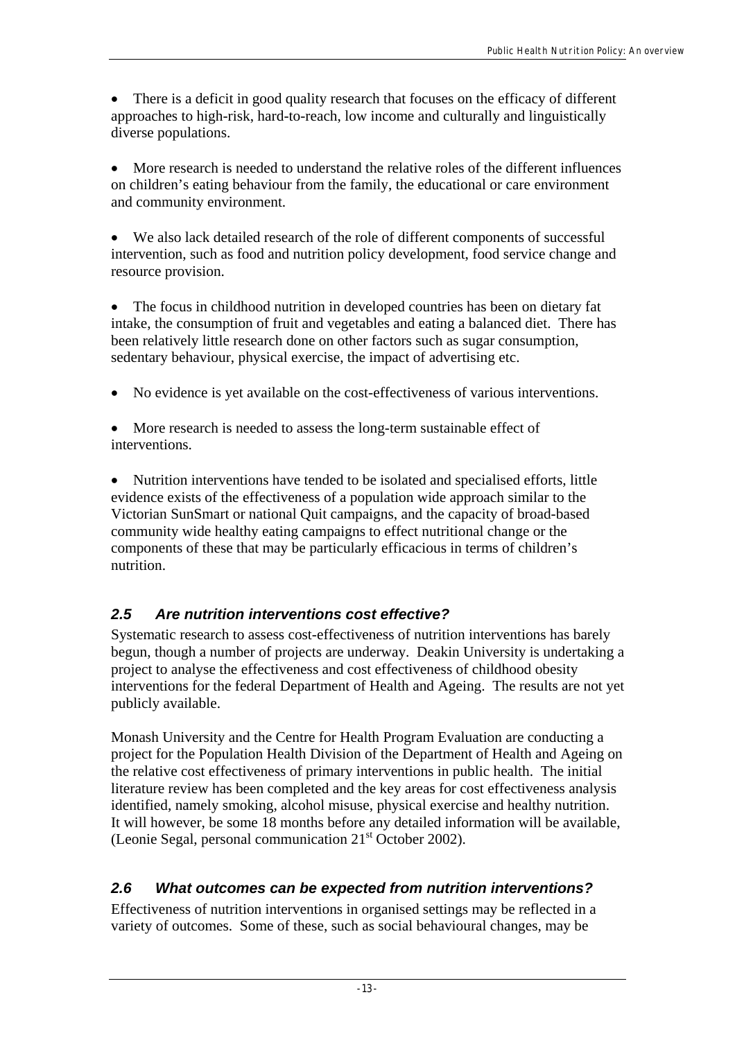- There is a deficit in good quality research that focuses on the efficacy of different approaches to high-risk, hard-to-reach, low income and culturally and linguistically diverse populations.

- More research is needed to understand the relative roles of the different influences on children's eating behaviour from the family, the educational or care environment and community environment.

- We also lack detailed research of the role of different components of successful intervention, such as food and nutrition policy development, food service change and resource provision.

- The focus in childhood nutrition in developed countries has been on dietary fat intake, the consumption of fruit and vegetables and eating a balanced diet. There has been relatively little research done on other factors such as sugar consumption, sedentary behaviour, physical exercise, the impact of advertising etc.

- No evidence is yet available on the cost-effectiveness of various interventions.

- More research is needed to assess the long-term sustainable effect of interventions.

- Nutrition interventions have tended to be isolated and specialised efforts, little evidence exists of the effectiveness of a population wide approach similar to the Victorian SunSmart or national Quit campaigns, and the capacity of broad-based community wide healthy eating campaigns to effect nutritional change or the components of these that may be particularly efficacious in terms of children's nutrition.

## *2.5 Are nutrition interventions cost effective?*

Systematic research to assess cost-effectiveness of nutrition interventions has barely begun, though a number of projects are underway. Deakin University is undertaking a project to analyse the effectiveness and cost effectiveness of childhood obesity interventions for the federal Department of Health and Ageing. The results are not yet publicly available.

Monash University and the Centre for Health Program Evaluation are conducting a project for the Population Health Division of the Department of Health and Ageing on the relative cost effectiveness of primary interventions in public health. The initial literature review has been completed and the key areas for cost effectiveness analysis identified, namely smoking, alcohol misuse, physical exercise and healthy nutrition. It will however, be some 18 months before any detailed information will be available, (Leonie Segal, personal communication 21st October 2002).

## *2.6 What outcomes can be expected from nutrition interventions?*

Effectiveness of nutrition interventions in organised settings may be reflected in a variety of outcomes. Some of these, such as social behavioural changes, may be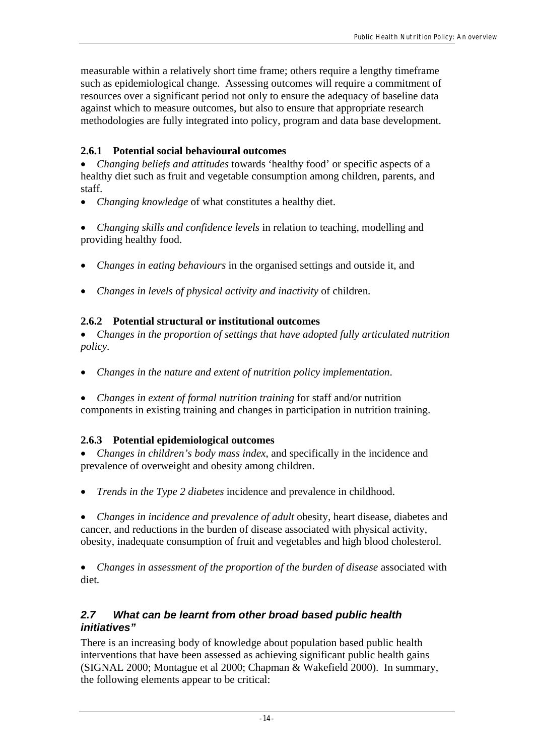measurable within a relatively short time frame; others require a lengthy timeframe such as epidemiological change. Assessing outcomes will require a commitment of resources over a significant period not only to ensure the adequacy of baseline data against which to measure outcomes, but also to ensure that appropriate research methodologies are fully integrated into policy, program and data base development.

### 2.6.1 Potential social behavioural outcomes

- *Changing beliefs and attitudes* towards 'healthy food' or specific aspects of a healthy diet such as fruit and vegetable consumption among children, parents, and staff.
- *Changing knowledge* of what constitutes a healthy diet.
- *Changing skills and confidence levels* in relation to teaching, modelling and providing healthy food.
- *Changes in eating behaviours* in the organised settings and outside it, and
- *Changes in levels of physical activity and inactivity* of children.

### 2.6.2 Potential structural or institutional outcomes

- *Changes in the proportion of settings that have adopted fully articulated nutrition policy*.
- *Changes in the nature and extent of nutrition policy implementation*.
- *Changes in extent of formal nutrition training* for staff and/or nutrition components in existing training and changes in participation in nutrition training.

### 2.6.3 Potential epidemiological outcomes

- *Changes in children's body mass index*, and specifically in the incidence and prevalence of overweight and obesity among children.
- *Trends in the Type 2 diabetes* incidence and prevalence in childhood.
- *Changes in incidence and prevalence of adult* obesity, heart disease, diabetes and cancer, and reductions in the burden of disease associated with physical activity, obesity, inadequate consumption of fruit and vegetables and high blood cholesterol.
- *Changes in assessment of the proportion of the burden of disease* associated with diet.

## *2.7 What can be learnt from other broad based public health initiatives"*

There is an increasing body of knowledge about population based public health interventions that have been assessed as achieving significant public health gains (SIGNAL 2000; Montague et al 2000; Chapman & Wakefield 2000). In summary, the following elements appear to be critical: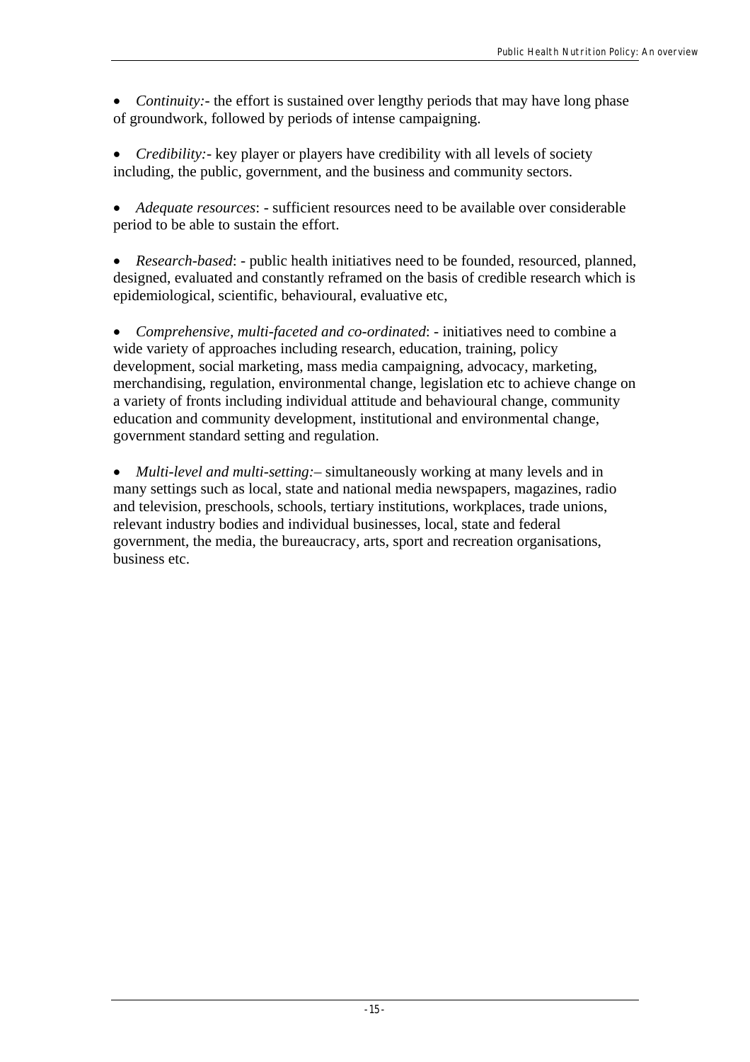- *Continuity:*- the effort is sustained over lengthy periods that may have long phase of groundwork, followed by periods of intense campaigning.

- *Credibility:*- key player or players have credibility with all levels of society including, the public, government, and the business and community sectors.

- *Adequate resources*: - sufficient resources need to be available over considerable period to be able to sustain the effort.

- *Research-based*: - public health initiatives need to be founded, resourced, planned, designed, evaluated and constantly reframed on the basis of credible research which is epidemiological, scientific, behavioural, evaluative etc,

- *Comprehensive, multi-faceted and co-ordinated*: - initiatives need to combine a wide variety of approaches including research, education, training, policy development, social marketing, mass media campaigning, advocacy, marketing, merchandising, regulation, environmental change, legislation etc to achieve change on a variety of fronts including individual attitude and behavioural change, community education and community development, institutional and environmental change, government standard setting and regulation.

- *Multi-level and multi-setting:*– simultaneously working at many levels and in many settings such as local, state and national media newspapers, magazines, radio and television, preschools, schools, tertiary institutions, workplaces, trade unions, relevant industry bodies and individual businesses, local, state and federal government, the media, the bureaucracy, arts, sport and recreation organisations, business etc.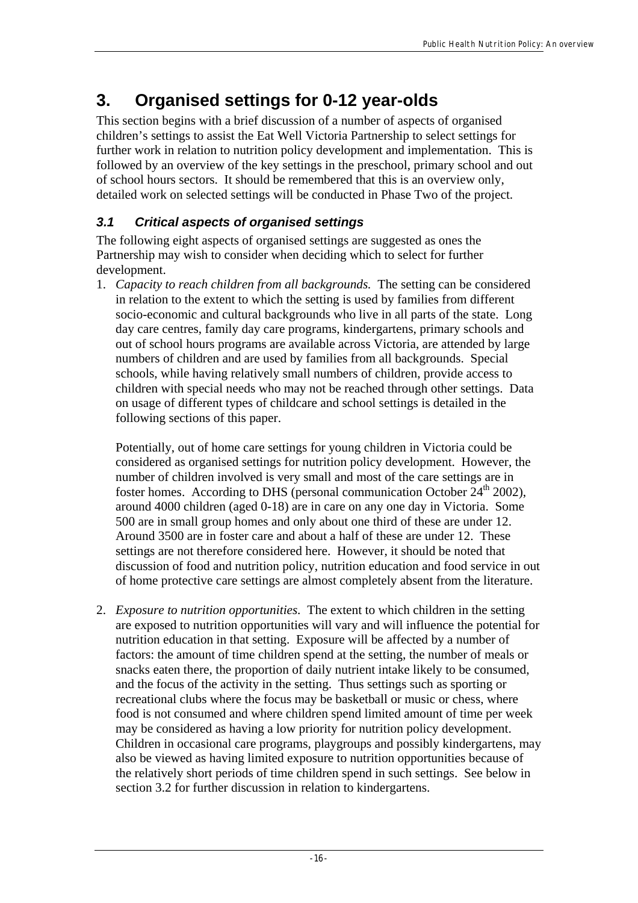# 3. Organised settings for 0-12 year-olds

This section begins with a brief discussion of a number of aspects of organised children's settings to assist the Eat Well Victoria Partnership to select settings for further work in relation to nutrition policy development and implementation. This is followed by an overview of the key settings in the preschool, primary school and out of school hours sectors. It should be remembered that this is an overview only, detailed work on selected settings will be conducted in Phase Two of the project.

## *3.1 Critical aspects of organised settings*

The following eight aspects of organised settings are suggested as ones the Partnership may wish to consider when deciding which to select for further development.

1. *Capacity to reach children from all backgrounds.* The setting can be considered in relation to the extent to which the setting is used by families from different socio-economic and cultural backgrounds who live in all parts of the state. Long day care centres, family day care programs, kindergartens, primary schools and out of school hours programs are available across Victoria, are attended by large numbers of children and are used by families from all backgrounds. Special schools, while having relatively small numbers of children, provide access to children with special needs who may not be reached through other settings. Data on usage of different types of childcare and school settings is detailed in the following sections of this paper.

   Potentially, out of home care settings for young children in Victoria could be considered as organised settings for nutrition policy development. However, the number of children involved is very small and most of the care settings are in foster homes. According to DHS (personal communication October 24th 2002), around 4000 children (aged 0-18) are in care on any one day in Victoria. Some 500 are in small group homes and only about one third of these are under 12. Around 3500 are in foster care and about a half of these are under 12. These settings are not therefore considered here. However, it should be noted that discussion of food and nutrition policy, nutrition education and food service in out of home protective care settings are almost completely absent from the literature.

2. *Exposure to nutrition opportunities.* The extent to which children in the setting are exposed to nutrition opportunities will vary and will influence the potential for nutrition education in that setting. Exposure will be affected by a number of factors: the amount of time children spend at the setting, the number of meals or snacks eaten there, the proportion of daily nutrient intake likely to be consumed, and the focus of the activity in the setting. Thus settings such as sporting or recreational clubs where the focus may be basketball or music or chess, where food is not consumed and where children spend limited amount of time per week may be considered as having a low priority for nutrition policy development. Children in occasional care programs, playgroups and possibly kindergartens, may also be viewed as having limited exposure to nutrition opportunities because of the relatively short periods of time children spend in such settings. See below in section 3.2 for further discussion in relation to kindergartens.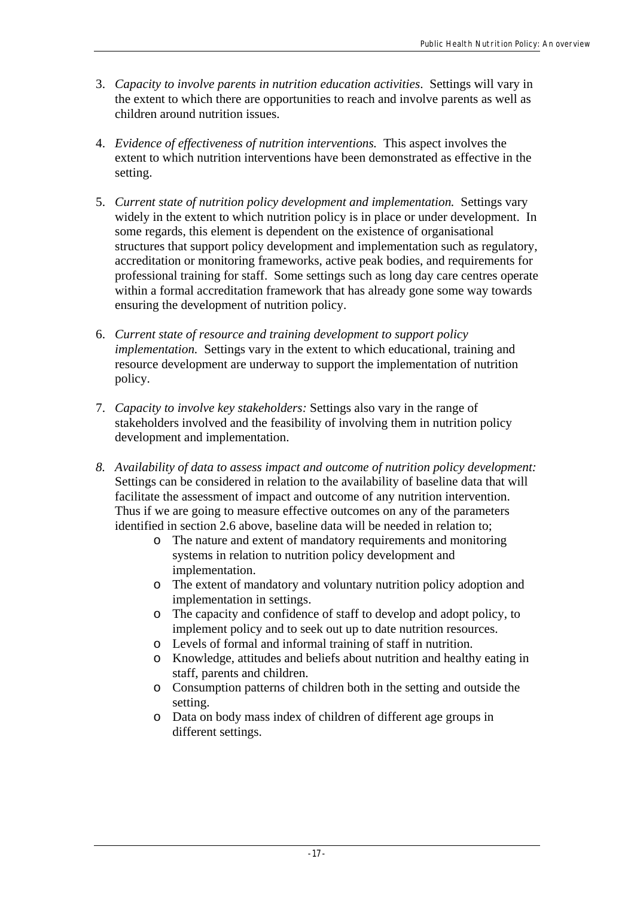3. *Capacity to involve parents in nutrition education activities*. Settings will vary in the extent to which there are opportunities to reach and involve parents as well as children around nutrition issues.

4. *Evidence of effectiveness of nutrition interventions.* This aspect involves the extent to which nutrition interventions have been demonstrated as effective in the setting.

5. *Current state of nutrition policy development and implementation.* Settings vary widely in the extent to which nutrition policy is in place or under development. In some regards, this element is dependent on the existence of organisational structures that support policy development and implementation such as regulatory, accreditation or monitoring frameworks, active peak bodies, and requirements for professional training for staff. Some settings such as long day care centres operate within a formal accreditation framework that has already gone some way towards ensuring the development of nutrition policy.

6. *Current state of resource and training development to support policy implementation.* Settings vary in the extent to which educational, training and resource development are underway to support the implementation of nutrition policy.

7. *Capacity to involve key stakeholders:* Settings also vary in the range of stakeholders involved and the feasibility of involving them in nutrition policy development and implementation.

8. *Availability of data to assess impact and outcome of nutrition policy development:* Settings can be considered in relation to the availability of baseline data that will facilitate the assessment of impact and outcome of any nutrition intervention. Thus if we are going to measure effective outcomes on any of the parameters identified in section 2.6 above, baseline data will be needed in relation to;
   - The nature and extent of mandatory requirements and monitoring systems in relation to nutrition policy development and implementation.
   - The extent of mandatory and voluntary nutrition policy adoption and implementation in settings.
   - The capacity and confidence of staff to develop and adopt policy, to implement policy and to seek out up to date nutrition resources.
   - Levels of formal and informal training of staff in nutrition.
   - Knowledge, attitudes and beliefs about nutrition and healthy eating in staff, parents and children.
   - Consumption patterns of children both in the setting and outside the setting.
   - Data on body mass index of children of different age groups in different settings.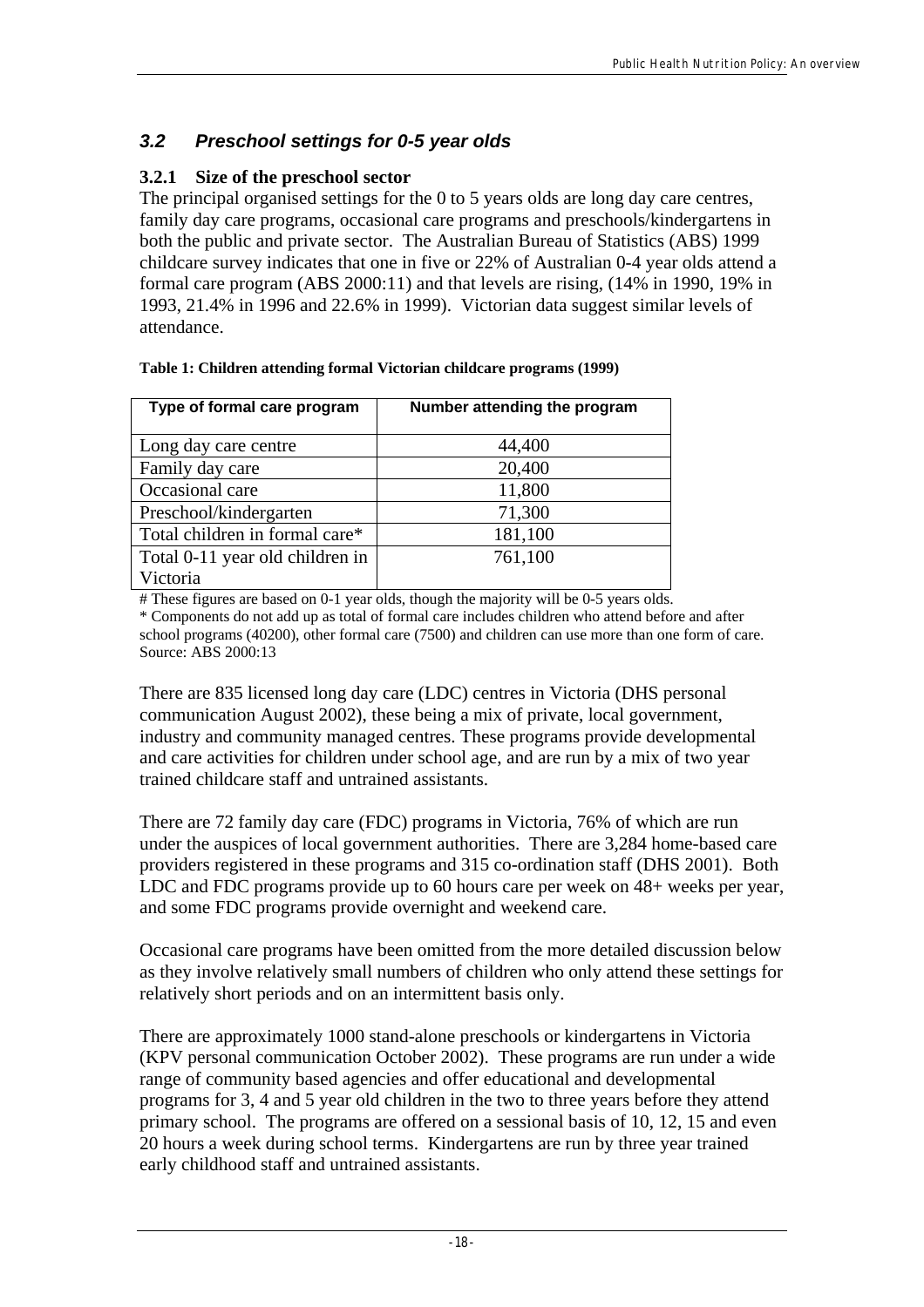### *3.2 Preschool settings for 0-5 year olds*

#### 3.2.1 Size of the preschool sector

The principal organised settings for the 0 to 5 years olds are long day care centres, family day care programs, occasional care programs and preschools/kindergartens in both the public and private sector. The Australian Bureau of Statistics (ABS) 1999 childcare survey indicates that one in five or 22% of Australian 0-4 year olds attend a formal care program (ABS 2000:11) and that levels are rising, (14% in 1990, 19% in 1993, 21.4% in 1996 and 22.6% in 1999). Victorian data suggest similar levels of attendance.

**Table 1: Children attending formal Victorian childcare programs (1999)**

| Type of formal care program | Number attending the program |
|---|---|
| Long day care centre | 44,400 |
| Family day care | 20,400 |
| Occasional care | 11,800 |
| Preschool/kindergarten | 71,300 |
| Total children in formal care* | 181,100 |
| Total 0-11 year old children in Victoria | 761,100 |

# These figures are based on 0-1 year olds, though the majority will be 0-5 years olds.
* Components do not add up as total of formal care includes children who attend before and after school programs (40200), other formal care (7500) and children can use more than one form of care.
Source: ABS 2000:13

There are 835 licensed long day care (LDC) centres in Victoria (DHS personal communication August 2002), these being a mix of private, local government, industry and community managed centres. These programs provide developmental and care activities for children under school age, and are run by a mix of two year trained childcare staff and untrained assistants.

There are 72 family day care (FDC) programs in Victoria, 76% of which are run under the auspices of local government authorities. There are 3,284 home-based care providers registered in these programs and 315 co-ordination staff (DHS 2001). Both LDC and FDC programs provide up to 60 hours care per week on 48+ weeks per year, and some FDC programs provide overnight and weekend care.

Occasional care programs have been omitted from the more detailed discussion below as they involve relatively small numbers of children who only attend these settings for relatively short periods and on an intermittent basis only.

There are approximately 1000 stand-alone preschools or kindergartens in Victoria (KPV personal communication October 2002). These programs are run under a wide range of community based agencies and offer educational and developmental programs for 3, 4 and 5 year old children in the two to three years before they attend primary school. The programs are offered on a sessional basis of 10, 12, 15 and even 20 hours a week during school terms. Kindergartens are run by three year trained early childhood staff and untrained assistants.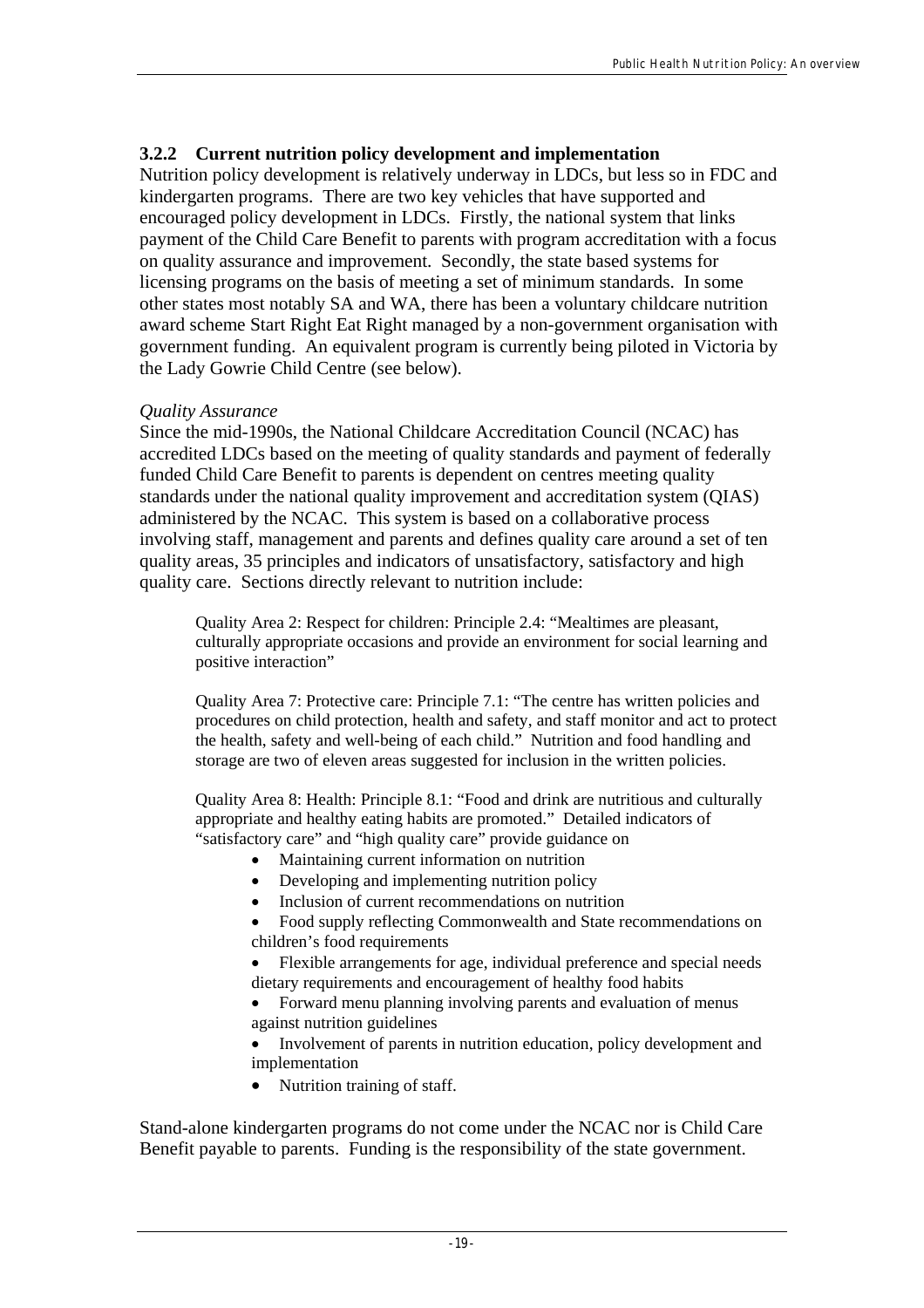### 3.2.2 Current nutrition policy development and implementation

Nutrition policy development is relatively underway in LDCs, but less so in FDC and kindergarten programs. There are two key vehicles that have supported and encouraged policy development in LDCs. Firstly, the national system that links payment of the Child Care Benefit to parents with program accreditation with a focus on quality assurance and improvement. Secondly, the state based systems for licensing programs on the basis of meeting a set of minimum standards. In some other states most notably SA and WA, there has been a voluntary childcare nutrition award scheme Start Right Eat Right managed by a non-government organisation with government funding. An equivalent program is currently being piloted in Victoria by the Lady Gowrie Child Centre (see below).

*Quality Assurance*

Since the mid-1990s, the National Childcare Accreditation Council (NCAC) has accredited LDCs based on the meeting of quality standards and payment of federally funded Child Care Benefit to parents is dependent on centres meeting quality standards under the national quality improvement and accreditation system (QIAS) administered by the NCAC. This system is based on a collaborative process involving staff, management and parents and defines quality care around a set of ten quality areas, 35 principles and indicators of unsatisfactory, satisfactory and high quality care. Sections directly relevant to nutrition include:

> Quality Area 2: Respect for children: Principle 2.4: "Mealtimes are pleasant, culturally appropriate occasions and provide an environment for social learning and positive interaction"
>
> Quality Area 7: Protective care: Principle 7.1: "The centre has written policies and procedures on child protection, health and safety, and staff monitor and act to protect the health, safety and well-being of each child." Nutrition and food handling and storage are two of eleven areas suggested for inclusion in the written policies.
>
> Quality Area 8: Health: Principle 8.1: "Food and drink are nutritious and culturally appropriate and healthy eating habits are promoted." Detailed indicators of "satisfactory care" and "high quality care" provide guidance on
>
> - Maintaining current information on nutrition
> - Developing and implementing nutrition policy
> - Inclusion of current recommendations on nutrition
> - Food supply reflecting Commonwealth and State recommendations on children's food requirements
> - Flexible arrangements for age, individual preference and special needs dietary requirements and encouragement of healthy food habits
> - Forward menu planning involving parents and evaluation of menus against nutrition guidelines
> - Involvement of parents in nutrition education, policy development and implementation
> - Nutrition training of staff.

Stand-alone kindergarten programs do not come under the NCAC nor is Child Care Benefit payable to parents. Funding is the responsibility of the state government.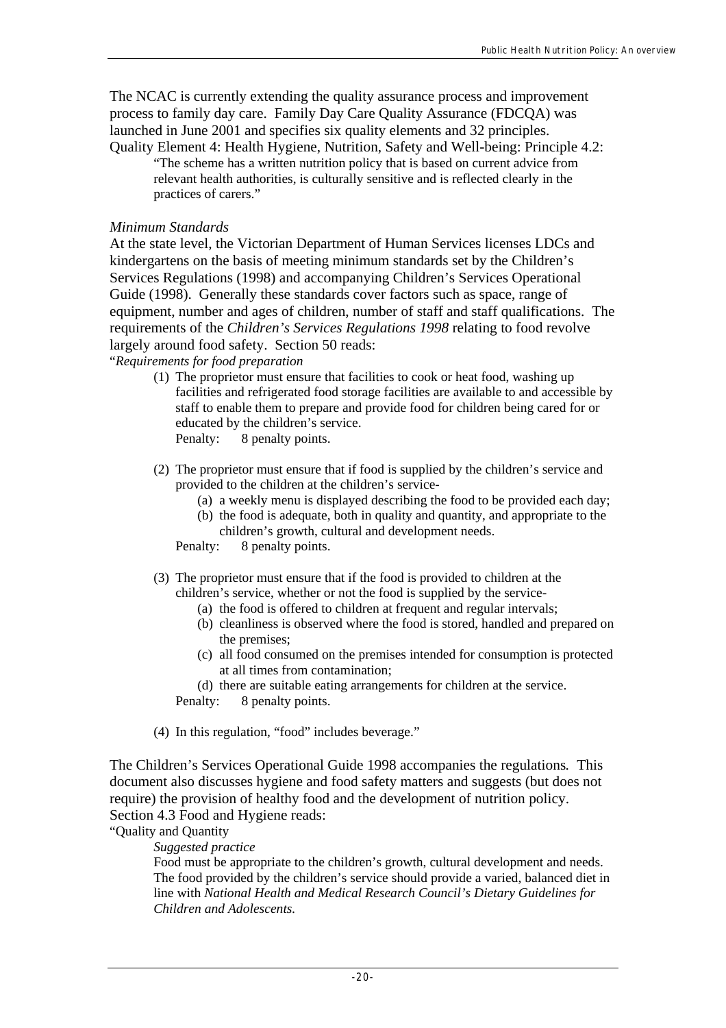The NCAC is currently extending the quality assurance process and improvement process to family day care. Family Day Care Quality Assurance (FDCQA) was launched in June 2001 and specifies six quality elements and 32 principles. Quality Element 4: Health Hygiene, Nutrition, Safety and Well-being: Principle 4.2:

> "The scheme has a written nutrition policy that is based on current advice from relevant health authorities, is culturally sensitive and is reflected clearly in the practices of carers."

*Minimum Standards*

At the state level, the Victorian Department of Human Services licenses LDCs and kindergartens on the basis of meeting minimum standards set by the Children's Services Regulations (1998) and accompanying Children's Services Operational Guide (1998). Generally these standards cover factors such as space, range of equipment, number and ages of children, number of staff and staff qualifications. The requirements of the *Children's Services Regulations 1998* relating to food revolve largely around food safety. Section 50 reads:

"*Requirements for food preparation*

(1) The proprietor must ensure that facilities to cook or heat food, washing up facilities and refrigerated food storage facilities are available to and accessible by staff to enable them to prepare and provide food for children being cared for or educated by the children's service.
Penalty: 8 penalty points.

(2) The proprietor must ensure that if food is supplied by the children's service and provided to the children at the children's service-
  (a) a weekly menu is displayed describing the food to be provided each day;
  (b) the food is adequate, both in quality and quantity, and appropriate to the children's growth, cultural and development needs.
Penalty: 8 penalty points.

(3) The proprietor must ensure that if the food is provided to children at the children's service, whether or not the food is supplied by the service-
  (a) the food is offered to children at frequent and regular intervals;
  (b) cleanliness is observed where the food is stored, handled and prepared on the premises;
  (c) all food consumed on the premises intended for consumption is protected at all times from contamination;
  (d) there are suitable eating arrangements for children at the service.
Penalty: 8 penalty points.

(4) In this regulation, "food" includes beverage."

The Children's Services Operational Guide 1998 accompanies the regulations. This document also discusses hygiene and food safety matters and suggests (but does not require) the provision of healthy food and the development of nutrition policy. Section 4.3 Food and Hygiene reads:

"Quality and Quantity

> *Suggested practice*
>
> Food must be appropriate to the children's growth, cultural development and needs. The food provided by the children's service should provide a varied, balanced diet in line with *National Health and Medical Research Council's Dietary Guidelines for Children and Adolescents.*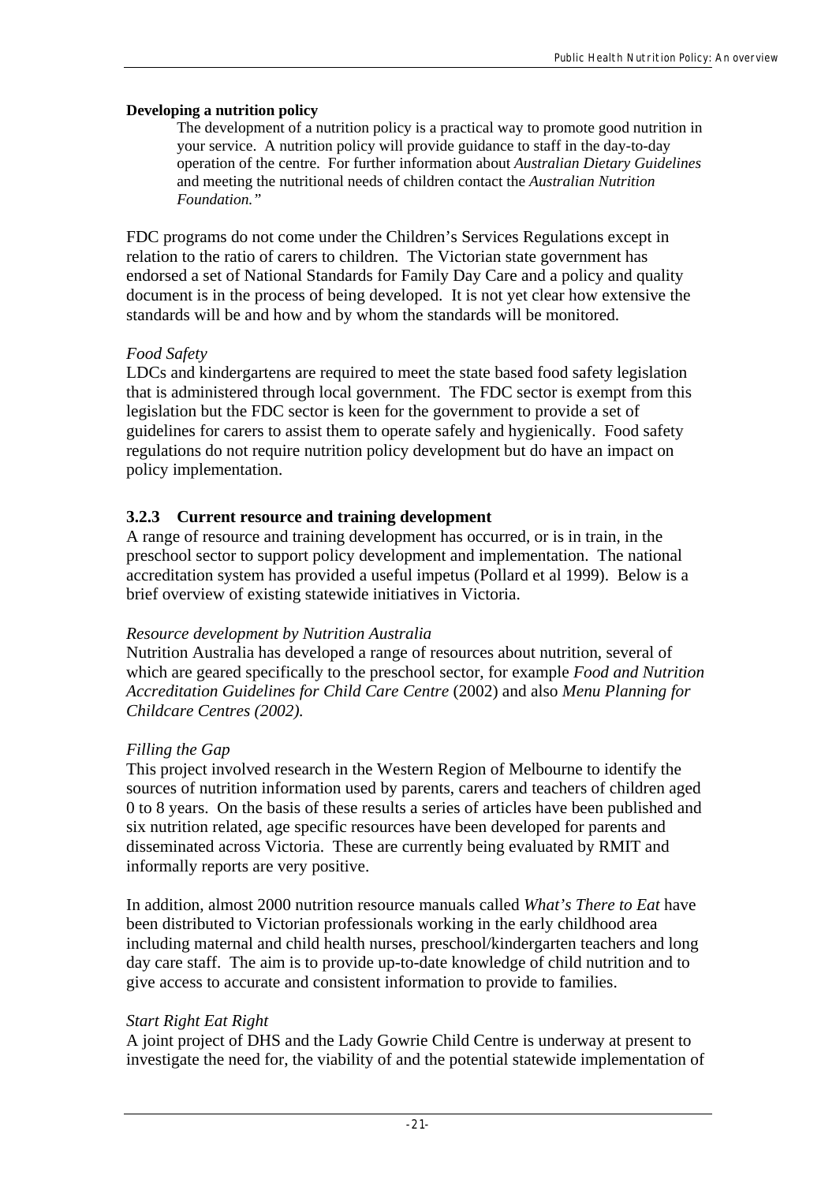**Developing a nutrition policy**

> The development of a nutrition policy is a practical way to promote good nutrition in your service. A nutrition policy will provide guidance to staff in the day-to-day operation of the centre. For further information about *Australian Dietary Guidelines* and meeting the nutritional needs of children contact the *Australian Nutrition Foundation."*

FDC programs do not come under the Children's Services Regulations except in relation to the ratio of carers to children. The Victorian state government has endorsed a set of National Standards for Family Day Care and a policy and quality document is in the process of being developed. It is not yet clear how extensive the standards will be and how and by whom the standards will be monitored.

*Food Safety*

LDCs and kindergartens are required to meet the state based food safety legislation that is administered through local government. The FDC sector is exempt from this legislation but the FDC sector is keen for the government to provide a set of guidelines for carers to assist them to operate safely and hygienically. Food safety regulations do not require nutrition policy development but do have an impact on policy implementation.

### 3.2.3 Current resource and training development

A range of resource and training development has occurred, or is in train, in the preschool sector to support policy development and implementation. The national accreditation system has provided a useful impetus (Pollard et al 1999). Below is a brief overview of existing statewide initiatives in Victoria.

*Resource development by Nutrition Australia*

Nutrition Australia has developed a range of resources about nutrition, several of which are geared specifically to the preschool sector, for example *Food and Nutrition Accreditation Guidelines for Child Care Centre* (2002) and also *Menu Planning for Childcare Centres (2002).*

*Filling the Gap*

This project involved research in the Western Region of Melbourne to identify the sources of nutrition information used by parents, carers and teachers of children aged 0 to 8 years. On the basis of these results a series of articles have been published and six nutrition related, age specific resources have been developed for parents and disseminated across Victoria. These are currently being evaluated by RMIT and informally reports are very positive.

In addition, almost 2000 nutrition resource manuals called *What's There to Eat* have been distributed to Victorian professionals working in the early childhood area including maternal and child health nurses, preschool/kindergarten teachers and long day care staff. The aim is to provide up-to-date knowledge of child nutrition and to give access to accurate and consistent information to provide to families.

*Start Right Eat Right*

A joint project of DHS and the Lady Gowrie Child Centre is underway at present to investigate the need for, the viability of and the potential statewide implementation of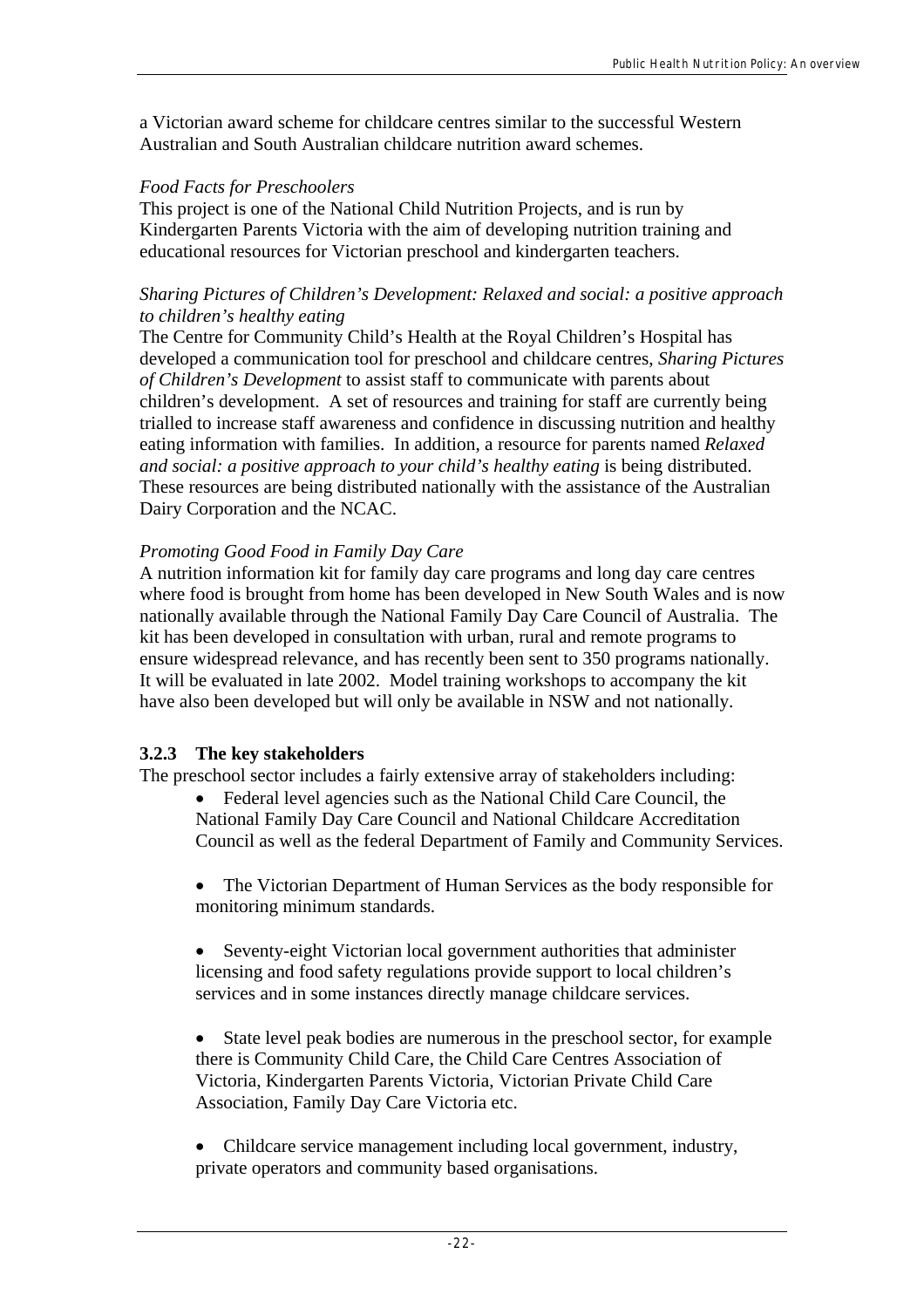a Victorian award scheme for childcare centres similar to the successful Western Australian and South Australian childcare nutrition award schemes.

*Food Facts for Preschoolers*
This project is one of the National Child Nutrition Projects, and is run by Kindergarten Parents Victoria with the aim of developing nutrition training and educational resources for Victorian preschool and kindergarten teachers.

*Sharing Pictures of Children's Development: Relaxed and social: a positive approach to children's healthy eating*
The Centre for Community Child's Health at the Royal Children's Hospital has developed a communication tool for preschool and childcare centres, *Sharing Pictures of Children's Development* to assist staff to communicate with parents about children's development. A set of resources and training for staff are currently being trialled to increase staff awareness and confidence in discussing nutrition and healthy eating information with families. In addition, a resource for parents named *Relaxed and social: a positive approach to your child's healthy eating* is being distributed. These resources are being distributed nationally with the assistance of the Australian Dairy Corporation and the NCAC.

*Promoting Good Food in Family Day Care*
A nutrition information kit for family day care programs and long day care centres where food is brought from home has been developed in New South Wales and is now nationally available through the National Family Day Care Council of Australia. The kit has been developed in consultation with urban, rural and remote programs to ensure widespread relevance, and has recently been sent to 350 programs nationally. It will be evaluated in late 2002. Model training workshops to accompany the kit have also been developed but will only be available in NSW and not nationally.

### 3.2.3 The key stakeholders

The preschool sector includes a fairly extensive array of stakeholders including:

- Federal level agencies such as the National Child Care Council, the National Family Day Care Council and National Childcare Accreditation Council as well as the federal Department of Family and Community Services.
- The Victorian Department of Human Services as the body responsible for monitoring minimum standards.
- Seventy-eight Victorian local government authorities that administer licensing and food safety regulations provide support to local children's services and in some instances directly manage childcare services.
- State level peak bodies are numerous in the preschool sector, for example there is Community Child Care, the Child Care Centres Association of Victoria, Kindergarten Parents Victoria, Victorian Private Child Care Association, Family Day Care Victoria etc.
- Childcare service management including local government, industry, private operators and community based organisations.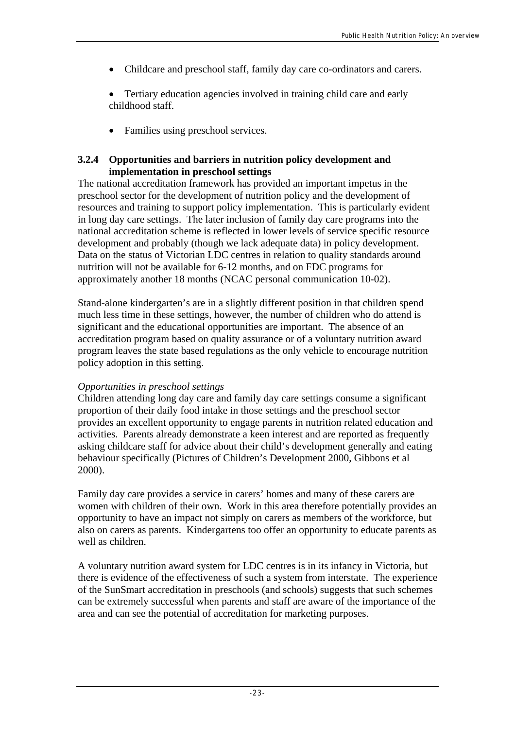- Childcare and preschool staff, family day care co-ordinators and carers.
- Tertiary education agencies involved in training child care and early childhood staff.
- Families using preschool services.

### 3.2.4 Opportunities and barriers in nutrition policy development and implementation in preschool settings

The national accreditation framework has provided an important impetus in the preschool sector for the development of nutrition policy and the development of resources and training to support policy implementation. This is particularly evident in long day care settings. The later inclusion of family day care programs into the national accreditation scheme is reflected in lower levels of service specific resource development and probably (though we lack adequate data) in policy development. Data on the status of Victorian LDC centres in relation to quality standards around nutrition will not be available for 6-12 months, and on FDC programs for approximately another 18 months (NCAC personal communication 10-02).

Stand-alone kindergarten's are in a slightly different position in that children spend much less time in these settings, however, the number of children who do attend is significant and the educational opportunities are important. The absence of an accreditation program based on quality assurance or of a voluntary nutrition award program leaves the state based regulations as the only vehicle to encourage nutrition policy adoption in this setting.

*Opportunities in preschool settings*

Children attending long day care and family day care settings consume a significant proportion of their daily food intake in those settings and the preschool sector provides an excellent opportunity to engage parents in nutrition related education and activities. Parents already demonstrate a keen interest and are reported as frequently asking childcare staff for advice about their child's development generally and eating behaviour specifically (Pictures of Children's Development 2000, Gibbons et al 2000).

Family day care provides a service in carers' homes and many of these carers are women with children of their own. Work in this area therefore potentially provides an opportunity to have an impact not simply on carers as members of the workforce, but also on carers as parents. Kindergartens too offer an opportunity to educate parents as well as children.

A voluntary nutrition award system for LDC centres is in its infancy in Victoria, but there is evidence of the effectiveness of such a system from interstate. The experience of the SunSmart accreditation in preschools (and schools) suggests that such schemes can be extremely successful when parents and staff are aware of the importance of the area and can see the potential of accreditation for marketing purposes.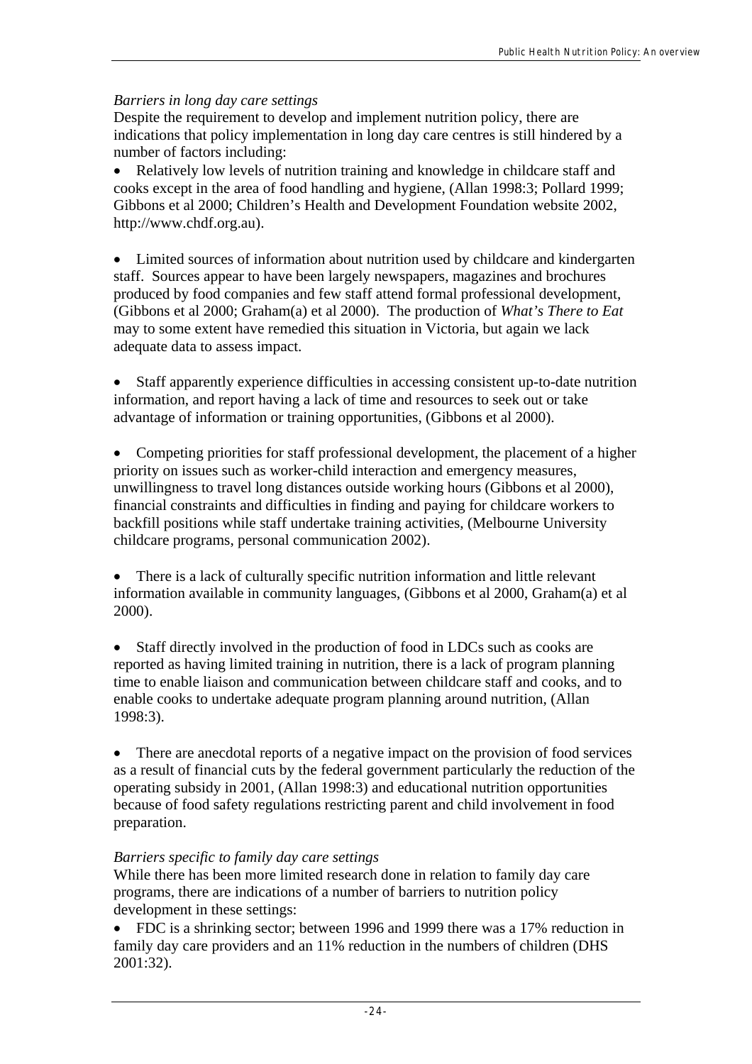*Barriers in long day care settings*

Despite the requirement to develop and implement nutrition policy, there are indications that policy implementation in long day care centres is still hindered by a number of factors including:

- Relatively low levels of nutrition training and knowledge in childcare staff and cooks except in the area of food handling and hygiene, (Allan 1998:3; Pollard 1999; Gibbons et al 2000; Children's Health and Development Foundation website 2002, http://www.chdf.org.au).

- Limited sources of information about nutrition used by childcare and kindergarten staff. Sources appear to have been largely newspapers, magazines and brochures produced by food companies and few staff attend formal professional development, (Gibbons et al 2000; Graham(a) et al 2000). The production of *What's There to Eat* may to some extent have remedied this situation in Victoria, but again we lack adequate data to assess impact.

- Staff apparently experience difficulties in accessing consistent up-to-date nutrition information, and report having a lack of time and resources to seek out or take advantage of information or training opportunities, (Gibbons et al 2000).

- Competing priorities for staff professional development, the placement of a higher priority on issues such as worker-child interaction and emergency measures, unwillingness to travel long distances outside working hours (Gibbons et al 2000), financial constraints and difficulties in finding and paying for childcare workers to backfill positions while staff undertake training activities, (Melbourne University childcare programs, personal communication 2002).

- There is a lack of culturally specific nutrition information and little relevant information available in community languages, (Gibbons et al 2000, Graham(a) et al 2000).

- Staff directly involved in the production of food in LDCs such as cooks are reported as having limited training in nutrition, there is a lack of program planning time to enable liaison and communication between childcare staff and cooks, and to enable cooks to undertake adequate program planning around nutrition, (Allan 1998:3).

- There are anecdotal reports of a negative impact on the provision of food services as a result of financial cuts by the federal government particularly the reduction of the operating subsidy in 2001, (Allan 1998:3) and educational nutrition opportunities because of food safety regulations restricting parent and child involvement in food preparation.

*Barriers specific to family day care settings*

While there has been more limited research done in relation to family day care programs, there are indications of a number of barriers to nutrition policy development in these settings:

- FDC is a shrinking sector; between 1996 and 1999 there was a 17% reduction in family day care providers and an 11% reduction in the numbers of children (DHS 2001:32).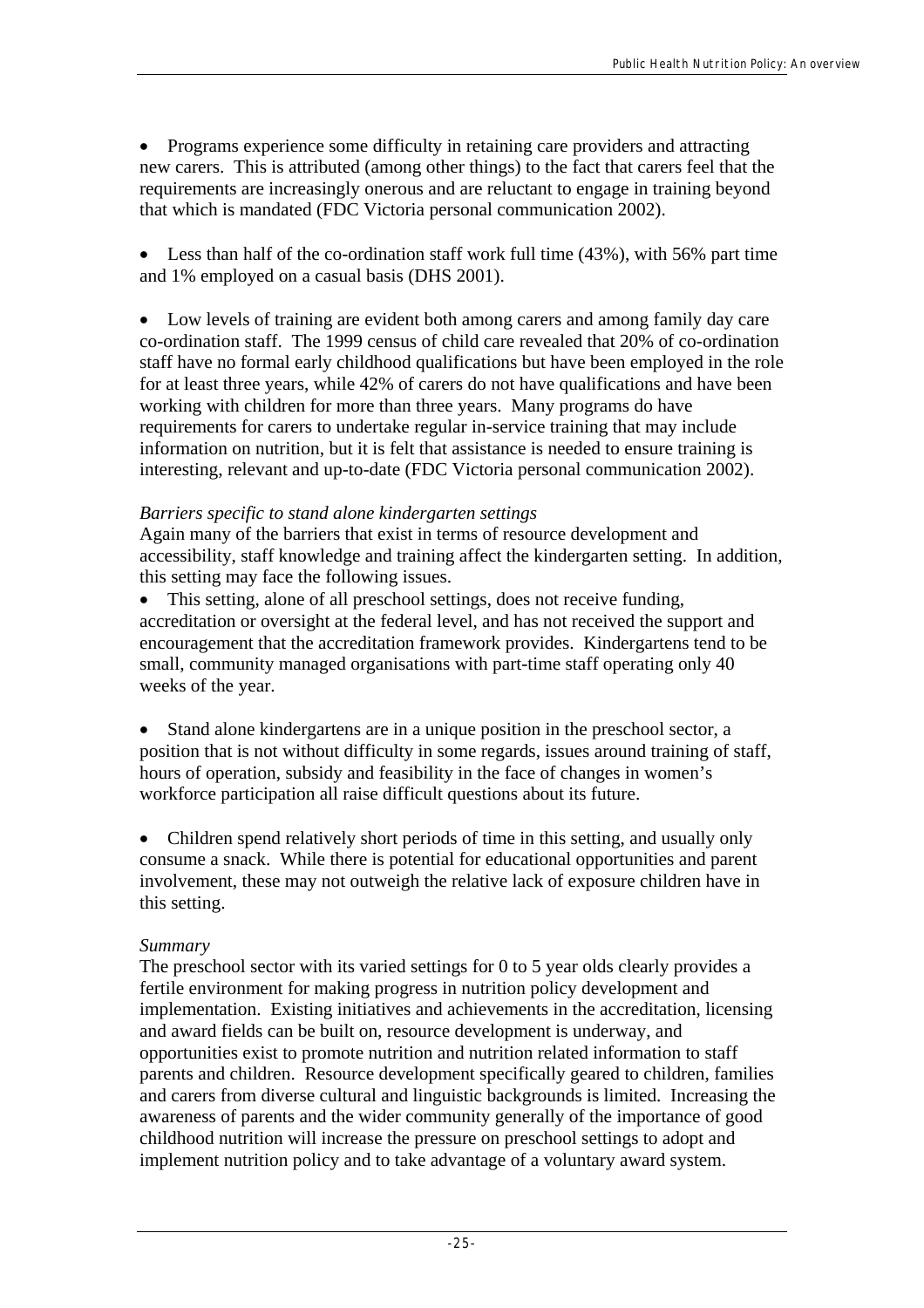- Programs experience some difficulty in retaining care providers and attracting new carers. This is attributed (among other things) to the fact that carers feel that the requirements are increasingly onerous and are reluctant to engage in training beyond that which is mandated (FDC Victoria personal communication 2002).

- Less than half of the co-ordination staff work full time (43%), with 56% part time and 1% employed on a casual basis (DHS 2001).

- Low levels of training are evident both among carers and among family day care co-ordination staff. The 1999 census of child care revealed that 20% of co-ordination staff have no formal early childhood qualifications but have been employed in the role for at least three years, while 42% of carers do not have qualifications and have been working with children for more than three years. Many programs do have requirements for carers to undertake regular in-service training that may include information on nutrition, but it is felt that assistance is needed to ensure training is interesting, relevant and up-to-date (FDC Victoria personal communication 2002).

*Barriers specific to stand alone kindergarten settings*

Again many of the barriers that exist in terms of resource development and accessibility, staff knowledge and training affect the kindergarten setting. In addition, this setting may face the following issues.

- This setting, alone of all preschool settings, does not receive funding, accreditation or oversight at the federal level, and has not received the support and encouragement that the accreditation framework provides. Kindergartens tend to be small, community managed organisations with part-time staff operating only 40 weeks of the year.

- Stand alone kindergartens are in a unique position in the preschool sector, a position that is not without difficulty in some regards, issues around training of staff, hours of operation, subsidy and feasibility in the face of changes in women's workforce participation all raise difficult questions about its future.

- Children spend relatively short periods of time in this setting, and usually only consume a snack. While there is potential for educational opportunities and parent involvement, these may not outweigh the relative lack of exposure children have in this setting.

*Summary*

The preschool sector with its varied settings for 0 to 5 year olds clearly provides a fertile environment for making progress in nutrition policy development and implementation. Existing initiatives and achievements in the accreditation, licensing and award fields can be built on, resource development is underway, and opportunities exist to promote nutrition and nutrition related information to staff parents and children. Resource development specifically geared to children, families and carers from diverse cultural and linguistic backgrounds is limited. Increasing the awareness of parents and the wider community generally of the importance of good childhood nutrition will increase the pressure on preschool settings to adopt and implement nutrition policy and to take advantage of a voluntary award system.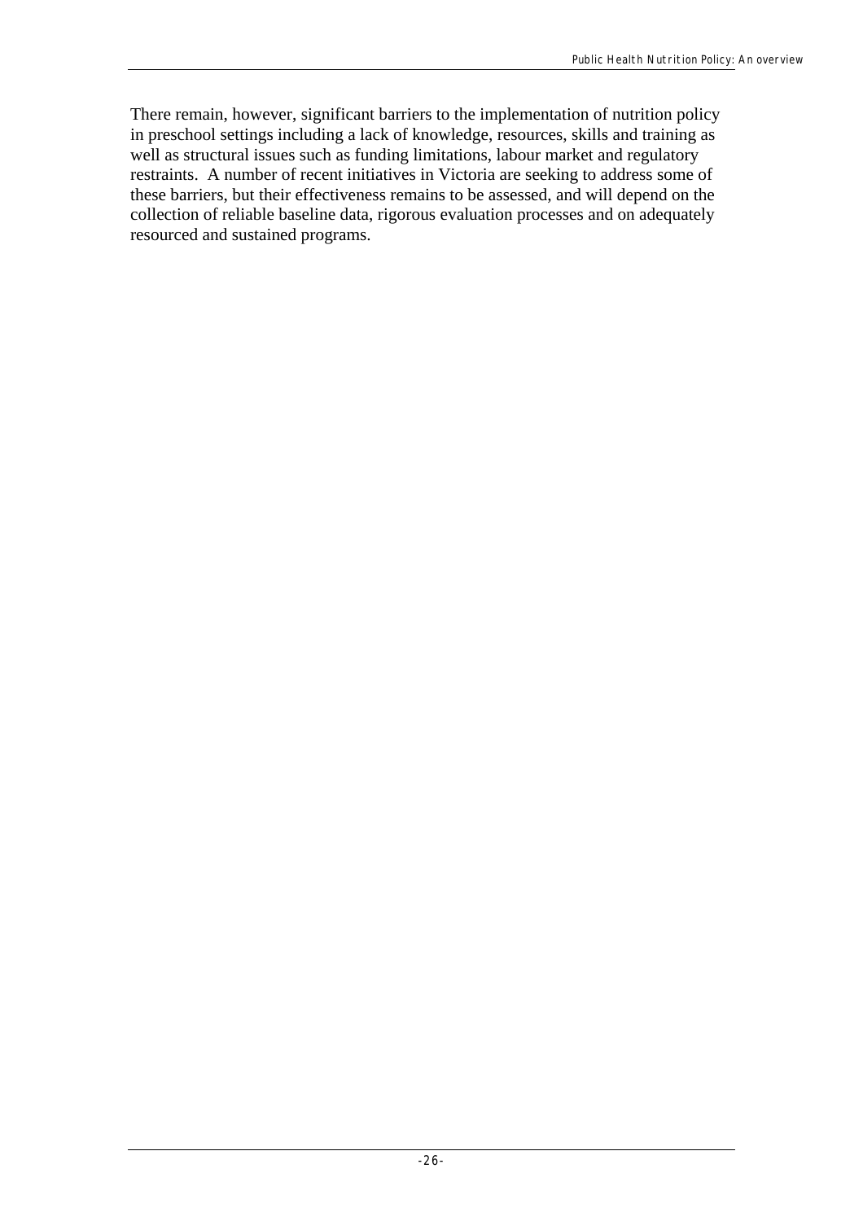There remain, however, significant barriers to the implementation of nutrition policy in preschool settings including a lack of knowledge, resources, skills and training as well as structural issues such as funding limitations, labour market and regulatory restraints. A number of recent initiatives in Victoria are seeking to address some of these barriers, but their effectiveness remains to be assessed, and will depend on the collection of reliable baseline data, rigorous evaluation processes and on adequately resourced and sustained programs.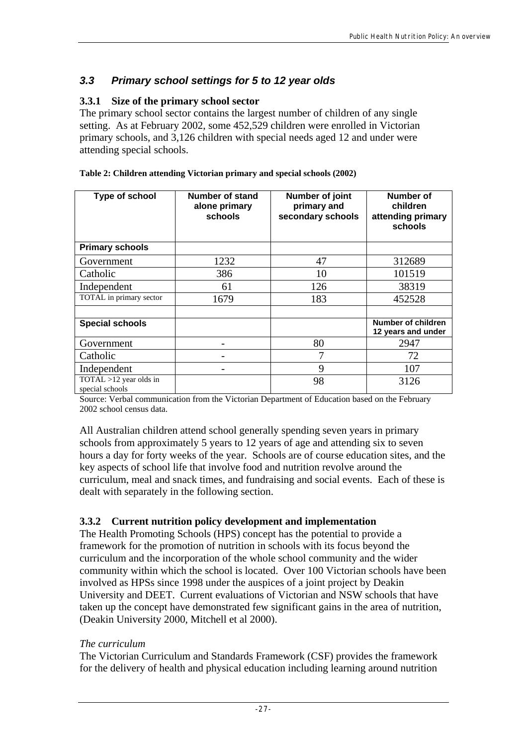## *3.3 Primary school settings for 5 to 12 year olds*

### 3.3.1 Size of the primary school sector

The primary school sector contains the largest number of children of any single setting. As at February 2002, some 452,529 children were enrolled in Victorian primary schools, and 3,126 children with special needs aged 12 and under were attending special schools.

**Table 2: Children attending Victorian primary and special schools (2002)**

| Type of school | Number of stand alone primary schools | Number of joint primary and secondary schools | Number of children attending primary schools |
|---|---|---|---|
| **Primary schools** | | | |
| Government | 1232 | 47 | 312689 |
| Catholic | 386 | 10 | 101519 |
| Independent | 61 | 126 | 38319 |
| TOTAL in primary sector | 1679 | 183 | 452528 |
| | | | |
| **Special schools** | | | **Number of children 12 years and under** |
| Government | - | 80 | 2947 |
| Catholic | - | 7 | 72 |
| Independent | - | 9 | 107 |
| TOTAL >12 year olds in special schools | | 98 | 3126 |

Source: Verbal communication from the Victorian Department of Education based on the February 2002 school census data.

All Australian children attend school generally spending seven years in primary schools from approximately 5 years to 12 years of age and attending six to seven hours a day for forty weeks of the year. Schools are of course education sites, and the key aspects of school life that involve food and nutrition revolve around the curriculum, meal and snack times, and fundraising and social events. Each of these is dealt with separately in the following section.

### 3.3.2 Current nutrition policy development and implementation

The Health Promoting Schools (HPS) concept has the potential to provide a framework for the promotion of nutrition in schools with its focus beyond the curriculum and the incorporation of the whole school community and the wider community within which the school is located. Over 100 Victorian schools have been involved as HPSs since 1998 under the auspices of a joint project by Deakin University and DEET. Current evaluations of Victorian and NSW schools that have taken up the concept have demonstrated few significant gains in the area of nutrition, (Deakin University 2000, Mitchell et al 2000).

*The curriculum*

The Victorian Curriculum and Standards Framework (CSF) provides the framework for the delivery of health and physical education including learning around nutrition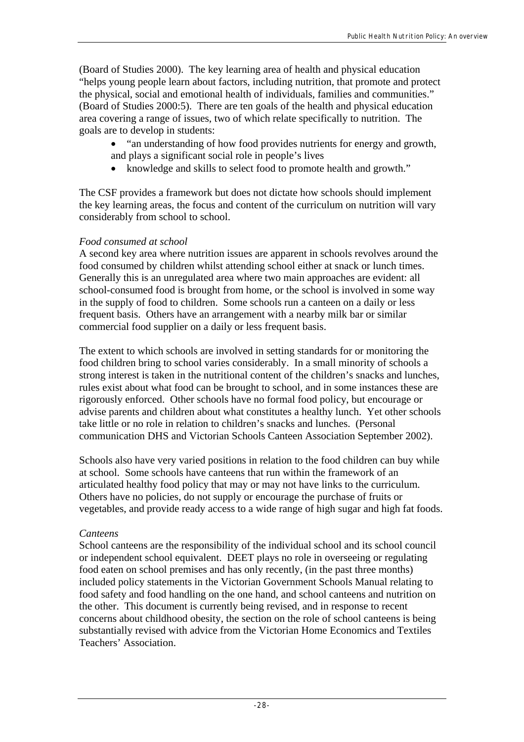(Board of Studies 2000). The key learning area of health and physical education "helps young people learn about factors, including nutrition, that promote and protect the physical, social and emotional health of individuals, families and communities." (Board of Studies 2000:5). There are ten goals of the health and physical education area covering a range of issues, two of which relate specifically to nutrition. The goals are to develop in students:

- "an understanding of how food provides nutrients for energy and growth, and plays a significant social role in people's lives
- knowledge and skills to select food to promote health and growth."

The CSF provides a framework but does not dictate how schools should implement the key learning areas, the focus and content of the curriculum on nutrition will vary considerably from school to school.

*Food consumed at school*

A second key area where nutrition issues are apparent in schools revolves around the food consumed by children whilst attending school either at snack or lunch times. Generally this is an unregulated area where two main approaches are evident: all school-consumed food is brought from home, or the school is involved in some way in the supply of food to children. Some schools run a canteen on a daily or less frequent basis. Others have an arrangement with a nearby milk bar or similar commercial food supplier on a daily or less frequent basis.

The extent to which schools are involved in setting standards for or monitoring the food children bring to school varies considerably. In a small minority of schools a strong interest is taken in the nutritional content of the children's snacks and lunches, rules exist about what food can be brought to school, and in some instances these are rigorously enforced. Other schools have no formal food policy, but encourage or advise parents and children about what constitutes a healthy lunch. Yet other schools take little or no role in relation to children's snacks and lunches. (Personal communication DHS and Victorian Schools Canteen Association September 2002).

Schools also have very varied positions in relation to the food children can buy while at school. Some schools have canteens that run within the framework of an articulated healthy food policy that may or may not have links to the curriculum. Others have no policies, do not supply or encourage the purchase of fruits or vegetables, and provide ready access to a wide range of high sugar and high fat foods.

*Canteens*

School canteens are the responsibility of the individual school and its school council or independent school equivalent. DEET plays no role in overseeing or regulating food eaten on school premises and has only recently, (in the past three months) included policy statements in the Victorian Government Schools Manual relating to food safety and food handling on the one hand, and school canteens and nutrition on the other. This document is currently being revised, and in response to recent concerns about childhood obesity, the section on the role of school canteens is being substantially revised with advice from the Victorian Home Economics and Textiles Teachers' Association.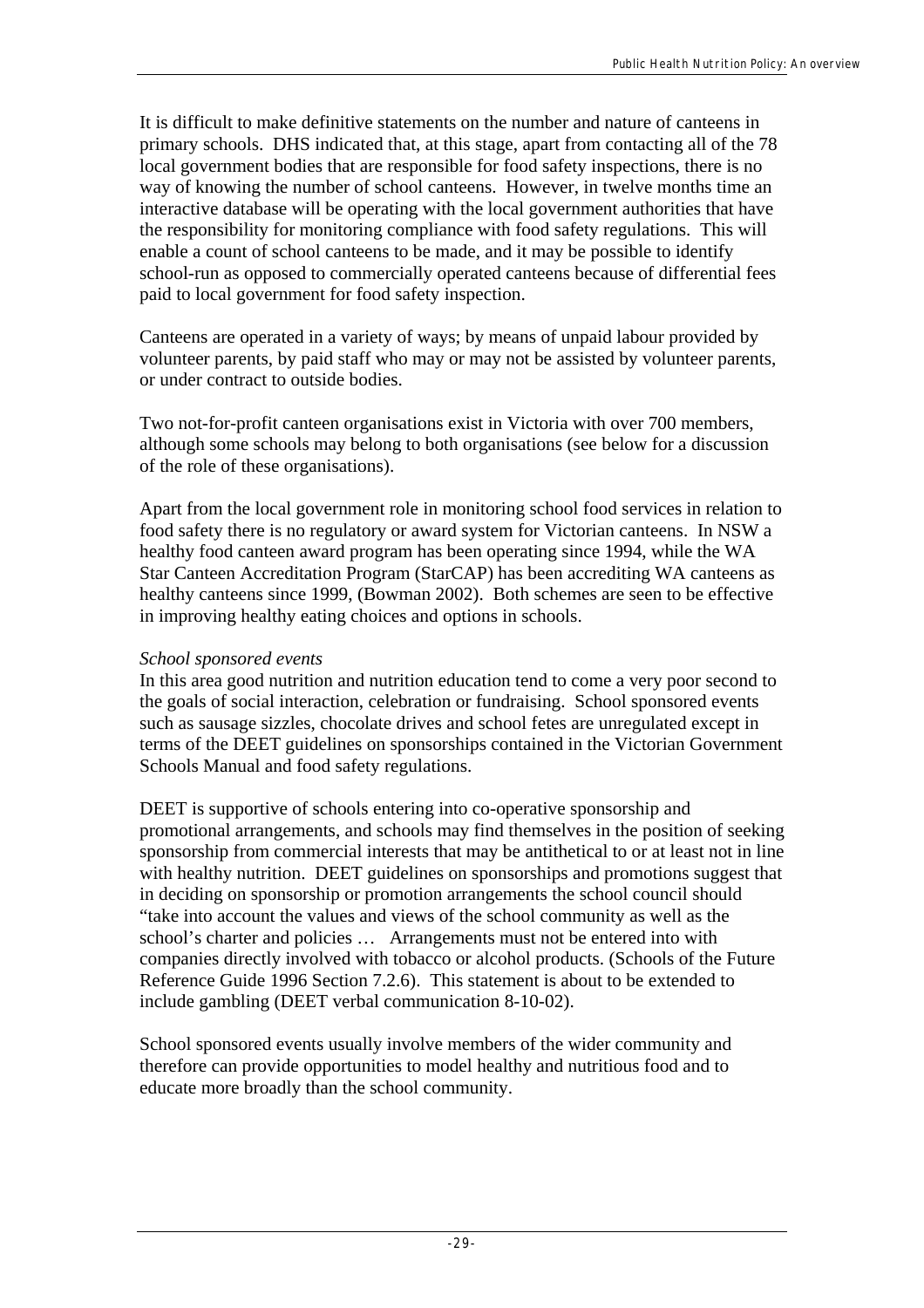It is difficult to make definitive statements on the number and nature of canteens in primary schools. DHS indicated that, at this stage, apart from contacting all of the 78 local government bodies that are responsible for food safety inspections, there is no way of knowing the number of school canteens. However, in twelve months time an interactive database will be operating with the local government authorities that have the responsibility for monitoring compliance with food safety regulations. This will enable a count of school canteens to be made, and it may be possible to identify school-run as opposed to commercially operated canteens because of differential fees paid to local government for food safety inspection.

Canteens are operated in a variety of ways; by means of unpaid labour provided by volunteer parents, by paid staff who may or may not be assisted by volunteer parents, or under contract to outside bodies.

Two not-for-profit canteen organisations exist in Victoria with over 700 members, although some schools may belong to both organisations (see below for a discussion of the role of these organisations).

Apart from the local government role in monitoring school food services in relation to food safety there is no regulatory or award system for Victorian canteens. In NSW a healthy food canteen award program has been operating since 1994, while the WA Star Canteen Accreditation Program (StarCAP) has been accrediting WA canteens as healthy canteens since 1999, (Bowman 2002). Both schemes are seen to be effective in improving healthy eating choices and options in schools.

*School sponsored events*

In this area good nutrition and nutrition education tend to come a very poor second to the goals of social interaction, celebration or fundraising. School sponsored events such as sausage sizzles, chocolate drives and school fetes are unregulated except in terms of the DEET guidelines on sponsorships contained in the Victorian Government Schools Manual and food safety regulations.

DEET is supportive of schools entering into co-operative sponsorship and promotional arrangements, and schools may find themselves in the position of seeking sponsorship from commercial interests that may be antithetical to or at least not in line with healthy nutrition. DEET guidelines on sponsorships and promotions suggest that in deciding on sponsorship or promotion arrangements the school council should "take into account the values and views of the school community as well as the school's charter and policies … Arrangements must not be entered into with companies directly involved with tobacco or alcohol products. (Schools of the Future Reference Guide 1996 Section 7.2.6). This statement is about to be extended to include gambling (DEET verbal communication 8-10-02).

School sponsored events usually involve members of the wider community and therefore can provide opportunities to model healthy and nutritious food and to educate more broadly than the school community.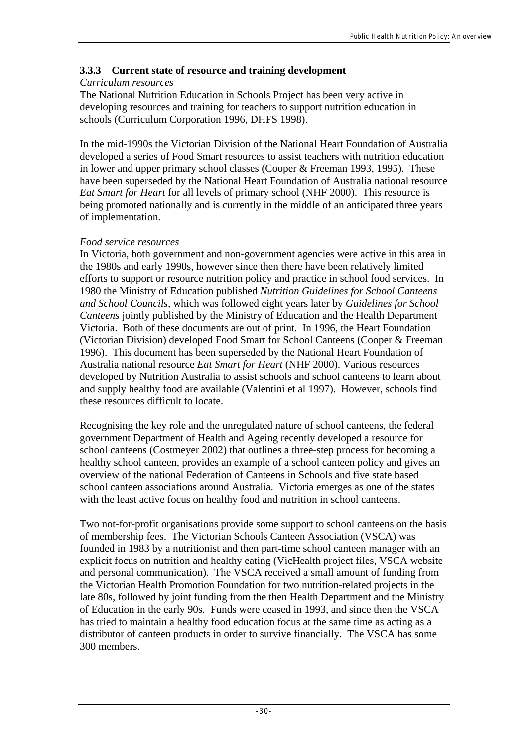### 3.3.3 Current state of resource and training development

*Curriculum resources*

The National Nutrition Education in Schools Project has been very active in developing resources and training for teachers to support nutrition education in schools (Curriculum Corporation 1996, DHFS 1998).

In the mid-1990s the Victorian Division of the National Heart Foundation of Australia developed a series of Food Smart resources to assist teachers with nutrition education in lower and upper primary school classes (Cooper & Freeman 1993, 1995). These have been superseded by the National Heart Foundation of Australia national resource *Eat Smart for Heart* for all levels of primary school (NHF 2000). This resource is being promoted nationally and is currently in the middle of an anticipated three years of implementation.

*Food service resources*

In Victoria, both government and non-government agencies were active in this area in the 1980s and early 1990s, however since then there have been relatively limited efforts to support or resource nutrition policy and practice in school food services. In 1980 the Ministry of Education published *Nutrition Guidelines for School Canteens and School Councils*, which was followed eight years later by *Guidelines for School Canteens* jointly published by the Ministry of Education and the Health Department Victoria. Both of these documents are out of print. In 1996, the Heart Foundation (Victorian Division) developed Food Smart for School Canteens (Cooper & Freeman 1996). This document has been superseded by the National Heart Foundation of Australia national resource *Eat Smart for Heart* (NHF 2000). Various resources developed by Nutrition Australia to assist schools and school canteens to learn about and supply healthy food are available (Valentini et al 1997). However, schools find these resources difficult to locate.

Recognising the key role and the unregulated nature of school canteens, the federal government Department of Health and Ageing recently developed a resource for school canteens (Costmeyer 2002) that outlines a three-step process for becoming a healthy school canteen, provides an example of a school canteen policy and gives an overview of the national Federation of Canteens in Schools and five state based school canteen associations around Australia. Victoria emerges as one of the states with the least active focus on healthy food and nutrition in school canteens.

Two not-for-profit organisations provide some support to school canteens on the basis of membership fees. The Victorian Schools Canteen Association (VSCA) was founded in 1983 by a nutritionist and then part-time school canteen manager with an explicit focus on nutrition and healthy eating (VicHealth project files, VSCA website and personal communication). The VSCA received a small amount of funding from the Victorian Health Promotion Foundation for two nutrition-related projects in the late 80s, followed by joint funding from the then Health Department and the Ministry of Education in the early 90s. Funds were ceased in 1993, and since then the VSCA has tried to maintain a healthy food education focus at the same time as acting as a distributor of canteen products in order to survive financially. The VSCA has some 300 members.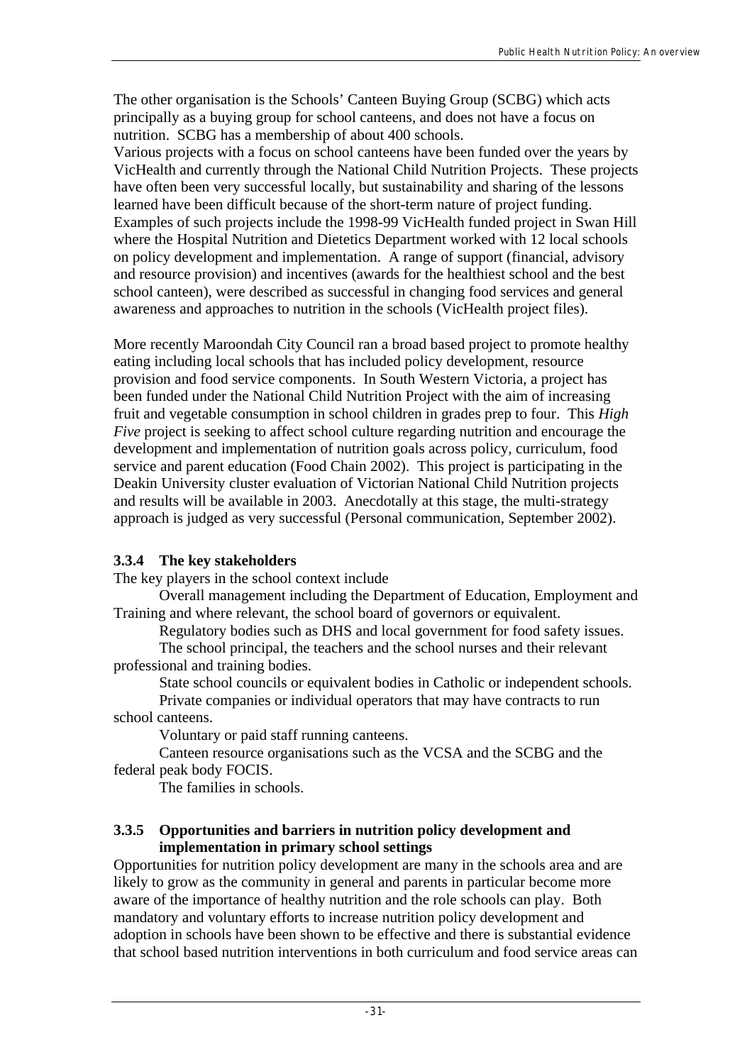The other organisation is the Schools' Canteen Buying Group (SCBG) which acts principally as a buying group for school canteens, and does not have a focus on nutrition. SCBG has a membership of about 400 schools.
Various projects with a focus on school canteens have been funded over the years by VicHealth and currently through the National Child Nutrition Projects. These projects have often been very successful locally, but sustainability and sharing of the lessons learned have been difficult because of the short-term nature of project funding. Examples of such projects include the 1998-99 VicHealth funded project in Swan Hill where the Hospital Nutrition and Dietetics Department worked with 12 local schools on policy development and implementation. A range of support (financial, advisory and resource provision) and incentives (awards for the healthiest school and the best school canteen), were described as successful in changing food services and general awareness and approaches to nutrition in the schools (VicHealth project files).

More recently Maroondah City Council ran a broad based project to promote healthy eating including local schools that has included policy development, resource provision and food service components. In South Western Victoria, a project has been funded under the National Child Nutrition Project with the aim of increasing fruit and vegetable consumption in school children in grades prep to four. This *High Five* project is seeking to affect school culture regarding nutrition and encourage the development and implementation of nutrition goals across policy, curriculum, food service and parent education (Food Chain 2002). This project is participating in the Deakin University cluster evaluation of Victorian National Child Nutrition projects and results will be available in 2003. Anecdotally at this stage, the multi-strategy approach is judged as very successful (Personal communication, September 2002).

### 3.3.4 The key stakeholders

The key players in the school context include

- Overall management including the Department of Education, Employment and Training and where relevant, the school board of governors or equivalent.
- Regulatory bodies such as DHS and local government for food safety issues.
- The school principal, the teachers and the school nurses and their relevant professional and training bodies.
- State school councils or equivalent bodies in Catholic or independent schools.
- Private companies or individual operators that may have contracts to run school canteens.
- Voluntary or paid staff running canteens.
- Canteen resource organisations such as the VCSA and the SCBG and the federal peak body FOCIS.
- The families in schools.

### 3.3.5 Opportunities and barriers in nutrition policy development and implementation in primary school settings

Opportunities for nutrition policy development are many in the schools area and are likely to grow as the community in general and parents in particular become more aware of the importance of healthy nutrition and the role schools can play. Both mandatory and voluntary efforts to increase nutrition policy development and adoption in schools have been shown to be effective and there is substantial evidence that school based nutrition interventions in both curriculum and food service areas can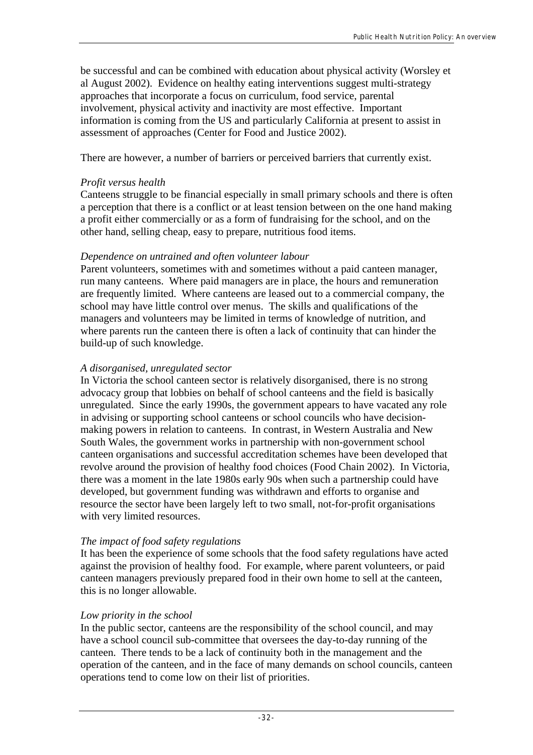be successful and can be combined with education about physical activity (Worsley et al August 2002). Evidence on healthy eating interventions suggest multi-strategy approaches that incorporate a focus on curriculum, food service, parental involvement, physical activity and inactivity are most effective. Important information is coming from the US and particularly California at present to assist in assessment of approaches (Center for Food and Justice 2002).

There are however, a number of barriers or perceived barriers that currently exist.

*Profit versus health*

Canteens struggle to be financial especially in small primary schools and there is often a perception that there is a conflict or at least tension between on the one hand making a profit either commercially or as a form of fundraising for the school, and on the other hand, selling cheap, easy to prepare, nutritious food items.

*Dependence on untrained and often volunteer labour*

Parent volunteers, sometimes with and sometimes without a paid canteen manager, run many canteens. Where paid managers are in place, the hours and remuneration are frequently limited. Where canteens are leased out to a commercial company, the school may have little control over menus. The skills and qualifications of the managers and volunteers may be limited in terms of knowledge of nutrition, and where parents run the canteen there is often a lack of continuity that can hinder the build-up of such knowledge.

*A disorganised, unregulated sector*

In Victoria the school canteen sector is relatively disorganised, there is no strong advocacy group that lobbies on behalf of school canteens and the field is basically unregulated. Since the early 1990s, the government appears to have vacated any role in advising or supporting school canteens or school councils who have decision-making powers in relation to canteens. In contrast, in Western Australia and New South Wales, the government works in partnership with non-government school canteen organisations and successful accreditation schemes have been developed that revolve around the provision of healthy food choices (Food Chain 2002). In Victoria, there was a moment in the late 1980s early 90s when such a partnership could have developed, but government funding was withdrawn and efforts to organise and resource the sector have been largely left to two small, not-for-profit organisations with very limited resources.

*The impact of food safety regulations*

It has been the experience of some schools that the food safety regulations have acted against the provision of healthy food. For example, where parent volunteers, or paid canteen managers previously prepared food in their own home to sell at the canteen, this is no longer allowable.

*Low priority in the school*

In the public sector, canteens are the responsibility of the school council, and may have a school council sub-committee that oversees the day-to-day running of the canteen. There tends to be a lack of continuity both in the management and the operation of the canteen, and in the face of many demands on school councils, canteen operations tend to come low on their list of priorities.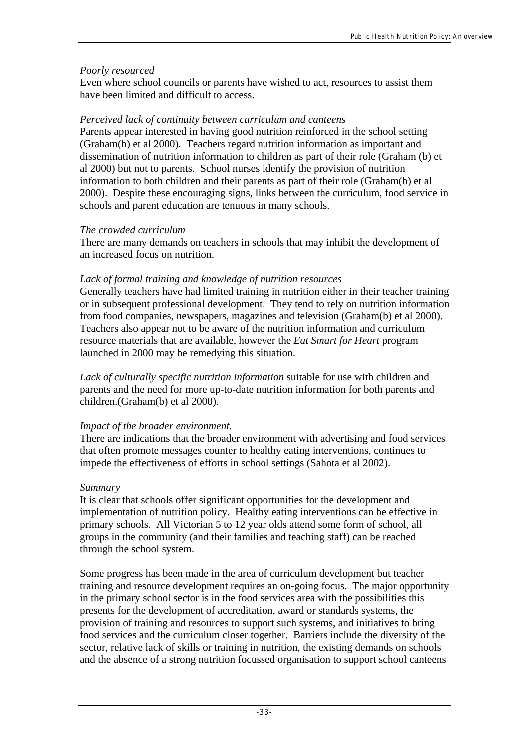*Poorly resourced*
Even where school councils or parents have wished to act, resources to assist them have been limited and difficult to access.

*Perceived lack of continuity between curriculum and canteens*
Parents appear interested in having good nutrition reinforced in the school setting (Graham(b) et al 2000). Teachers regard nutrition information as important and dissemination of nutrition information to children as part of their role (Graham (b) et al 2000) but not to parents. School nurses identify the provision of nutrition information to both children and their parents as part of their role (Graham(b) et al 2000). Despite these encouraging signs, links between the curriculum, food service in schools and parent education are tenuous in many schools.

*The crowded curriculum*
There are many demands on teachers in schools that may inhibit the development of an increased focus on nutrition.

*Lack of formal training and knowledge of nutrition resources*
Generally teachers have had limited training in nutrition either in their teacher training or in subsequent professional development. They tend to rely on nutrition information from food companies, newspapers, magazines and television (Graham(b) et al 2000). Teachers also appear not to be aware of the nutrition information and curriculum resource materials that are available, however the *Eat Smart for Heart* program launched in 2000 may be remedying this situation.

*Lack of culturally specific nutrition information* suitable for use with children and parents and the need for more up-to-date nutrition information for both parents and children.(Graham(b) et al 2000).

*Impact of the broader environment.*
There are indications that the broader environment with advertising and food services that often promote messages counter to healthy eating interventions, continues to impede the effectiveness of efforts in school settings (Sahota et al 2002).

*Summary*
It is clear that schools offer significant opportunities for the development and implementation of nutrition policy. Healthy eating interventions can be effective in primary schools. All Victorian 5 to 12 year olds attend some form of school, all groups in the community (and their families and teaching staff) can be reached through the school system.

Some progress has been made in the area of curriculum development but teacher training and resource development requires an on-going focus. The major opportunity in the primary school sector is in the food services area with the possibilities this presents for the development of accreditation, award or standards systems, the provision of training and resources to support such systems, and initiatives to bring food services and the curriculum closer together. Barriers include the diversity of the sector, relative lack of skills or training in nutrition, the existing demands on schools and the absence of a strong nutrition focussed organisation to support school canteens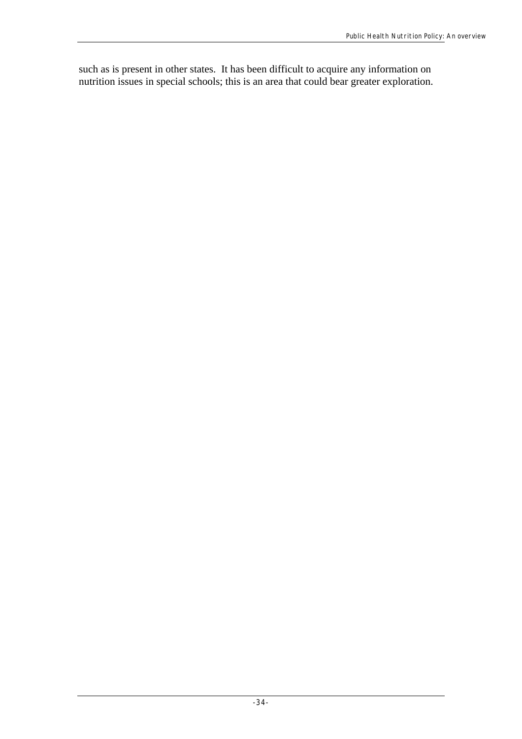such as is present in other states. It has been difficult to acquire any information on nutrition issues in special schools; this is an area that could bear greater exploration.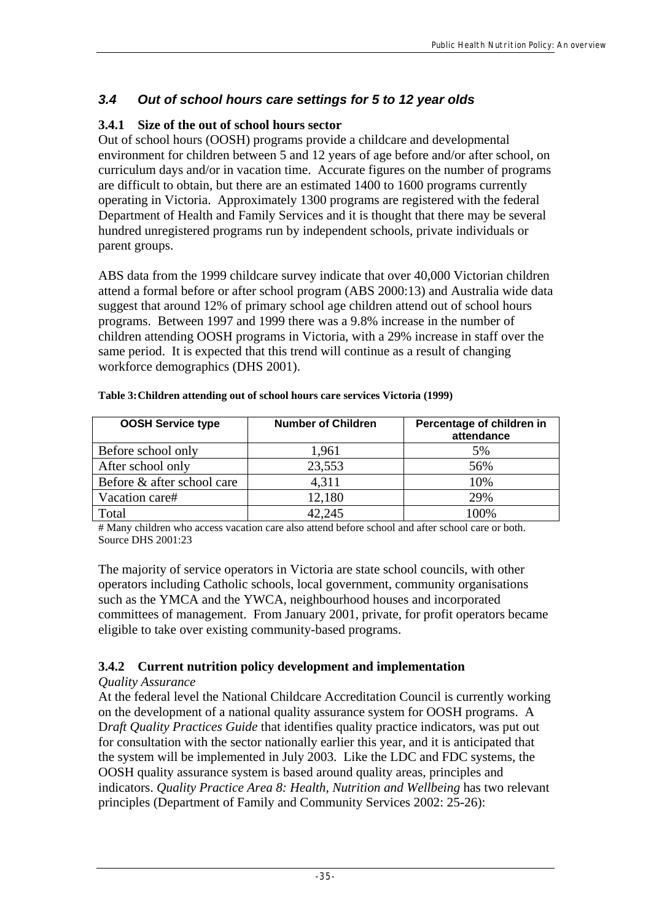## *3.4 Out of school hours care settings for 5 to 12 year olds*

### 3.4.1 Size of the out of school hours sector

Out of school hours (OOSH) programs provide a childcare and developmental environment for children between 5 and 12 years of age before and/or after school, on curriculum days and/or in vacation time. Accurate figures on the number of programs are difficult to obtain, but there are an estimated 1400 to 1600 programs currently operating in Victoria. Approximately 1300 programs are registered with the federal Department of Health and Family Services and it is thought that there may be several hundred unregistered programs run by independent schools, private individuals or parent groups.

ABS data from the 1999 childcare survey indicate that over 40,000 Victorian children attend a formal before or after school program (ABS 2000:13) and Australia wide data suggest that around 12% of primary school age children attend out of school hours programs. Between 1997 and 1999 there was a 9.8% increase in the number of children attending OOSH programs in Victoria, with a 29% increase in staff over the same period. It is expected that this trend will continue as a result of changing workforce demographics (DHS 2001).

**Table 3: Children attending out of school hours care services Victoria (1999)**

| OOSH Service type | Number of Children | Percentage of children in attendance |
|---|---|---|
| Before school only | 1,961 | 5% |
| After school only | 23,553 | 56% |
| Before & after school care | 4,311 | 10% |
| Vacation care# | 12,180 | 29% |
| Total | 42,245 | 100% |

# Many children who access vacation care also attend before school and after school care or both.
Source DHS 2001:23

The majority of service operators in Victoria are state school councils, with other operators including Catholic schools, local government, community organisations such as the YMCA and the YWCA, neighbourhood houses and incorporated committees of management. From January 2001, private, for profit operators became eligible to take over existing community-based programs.

### 3.4.2 Current nutrition policy development and implementation

*Quality Assurance*

At the federal level the National Childcare Accreditation Council is currently working on the development of a national quality assurance system for OOSH programs. A D*raft Quality Practices Guide* that identifies quality practice indicators, was put out for consultation with the sector nationally earlier this year, and it is anticipated that the system will be implemented in July 2003. Like the LDC and FDC systems, the OOSH quality assurance system is based around quality areas, principles and indicators. *Quality Practice Area 8: Health, Nutrition and Wellbeing* has two relevant principles (Department of Family and Community Services 2002: 25-26):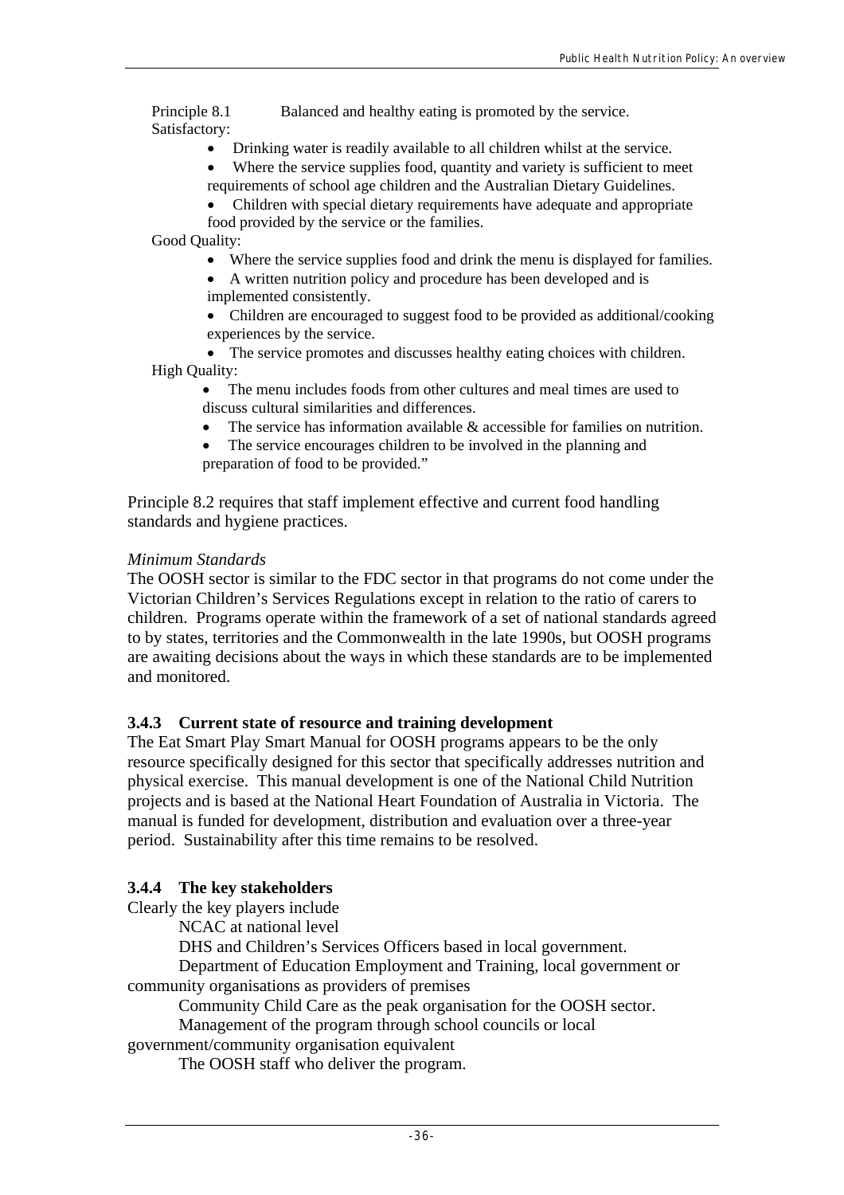Principle 8.1 Balanced and healthy eating is promoted by the service.

Satisfactory:

- Drinking water is readily available to all children whilst at the service.
- Where the service supplies food, quantity and variety is sufficient to meet requirements of school age children and the Australian Dietary Guidelines.
- Children with special dietary requirements have adequate and appropriate food provided by the service or the families.

Good Quality:

- Where the service supplies food and drink the menu is displayed for families.
- A written nutrition policy and procedure has been developed and is implemented consistently.
- Children are encouraged to suggest food to be provided as additional/cooking experiences by the service.
- The service promotes and discusses healthy eating choices with children.

High Quality:

- The menu includes foods from other cultures and meal times are used to discuss cultural similarities and differences.
- The service has information available & accessible for families on nutrition.
- The service encourages children to be involved in the planning and preparation of food to be provided."

Principle 8.2 requires that staff implement effective and current food handling standards and hygiene practices.

*Minimum Standards*

The OOSH sector is similar to the FDC sector in that programs do not come under the Victorian Children's Services Regulations except in relation to the ratio of carers to children. Programs operate within the framework of a set of national standards agreed to by states, territories and the Commonwealth in the late 1990s, but OOSH programs are awaiting decisions about the ways in which these standards are to be implemented and monitored.

### 3.4.3 Current state of resource and training development

The Eat Smart Play Smart Manual for OOSH programs appears to be the only resource specifically designed for this sector that specifically addresses nutrition and physical exercise. This manual development is one of the National Child Nutrition projects and is based at the National Heart Foundation of Australia in Victoria. The manual is funded for development, distribution and evaluation over a three-year period. Sustainability after this time remains to be resolved.

### 3.4.4 The key stakeholders

Clearly the key players include

NCAC at national level

DHS and Children's Services Officers based in local government.

Department of Education Employment and Training, local government or community organisations as providers of premises

Community Child Care as the peak organisation for the OOSH sector.

Management of the program through school councils or local government/community organisation equivalent

The OOSH staff who deliver the program.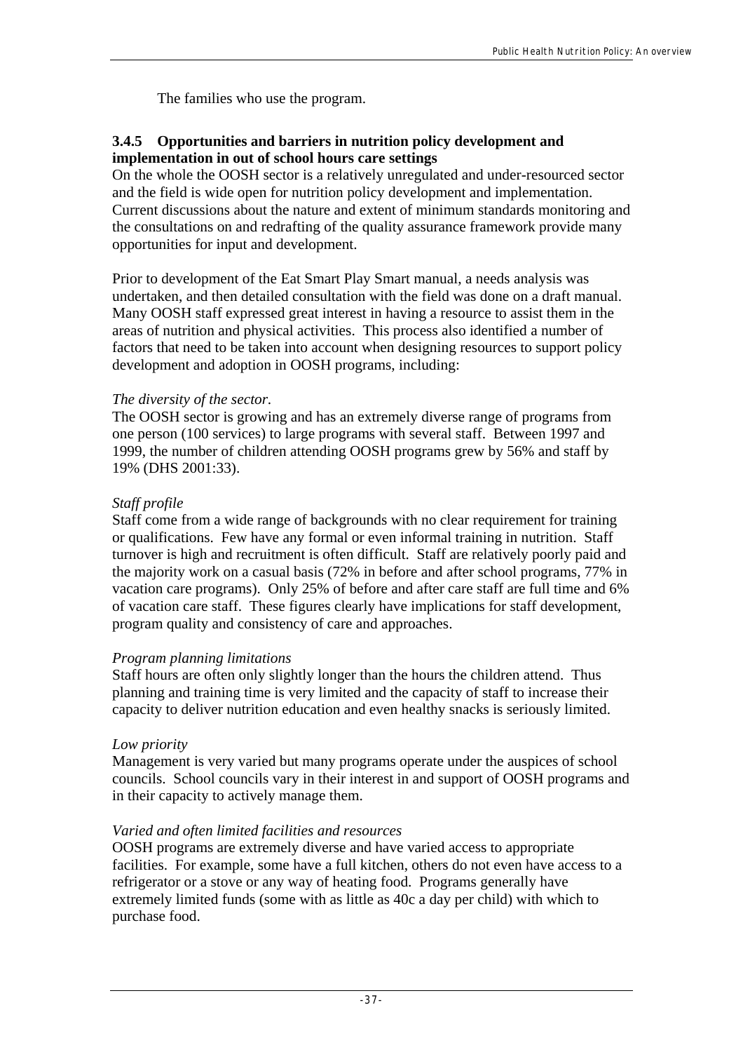The families who use the program.

### 3.4.5 Opportunities and barriers in nutrition policy development and implementation in out of school hours care settings

On the whole the OOSH sector is a relatively unregulated and under-resourced sector and the field is wide open for nutrition policy development and implementation. Current discussions about the nature and extent of minimum standards monitoring and the consultations on and redrafting of the quality assurance framework provide many opportunities for input and development.

Prior to development of the Eat Smart Play Smart manual, a needs analysis was undertaken, and then detailed consultation with the field was done on a draft manual. Many OOSH staff expressed great interest in having a resource to assist them in the areas of nutrition and physical activities. This process also identified a number of factors that need to be taken into account when designing resources to support policy development and adoption in OOSH programs, including:

*The diversity of the sector.*

The OOSH sector is growing and has an extremely diverse range of programs from one person (100 services) to large programs with several staff. Between 1997 and 1999, the number of children attending OOSH programs grew by 56% and staff by 19% (DHS 2001:33).

*Staff profile*

Staff come from a wide range of backgrounds with no clear requirement for training or qualifications. Few have any formal or even informal training in nutrition. Staff turnover is high and recruitment is often difficult. Staff are relatively poorly paid and the majority work on a casual basis (72% in before and after school programs, 77% in vacation care programs). Only 25% of before and after care staff are full time and 6% of vacation care staff. These figures clearly have implications for staff development, program quality and consistency of care and approaches.

*Program planning limitations*

Staff hours are often only slightly longer than the hours the children attend. Thus planning and training time is very limited and the capacity of staff to increase their capacity to deliver nutrition education and even healthy snacks is seriously limited.

*Low priority*

Management is very varied but many programs operate under the auspices of school councils. School councils vary in their interest in and support of OOSH programs and in their capacity to actively manage them.

*Varied and often limited facilities and resources*

OOSH programs are extremely diverse and have varied access to appropriate facilities. For example, some have a full kitchen, others do not even have access to a refrigerator or a stove or any way of heating food. Programs generally have extremely limited funds (some with as little as 40c a day per child) with which to purchase food.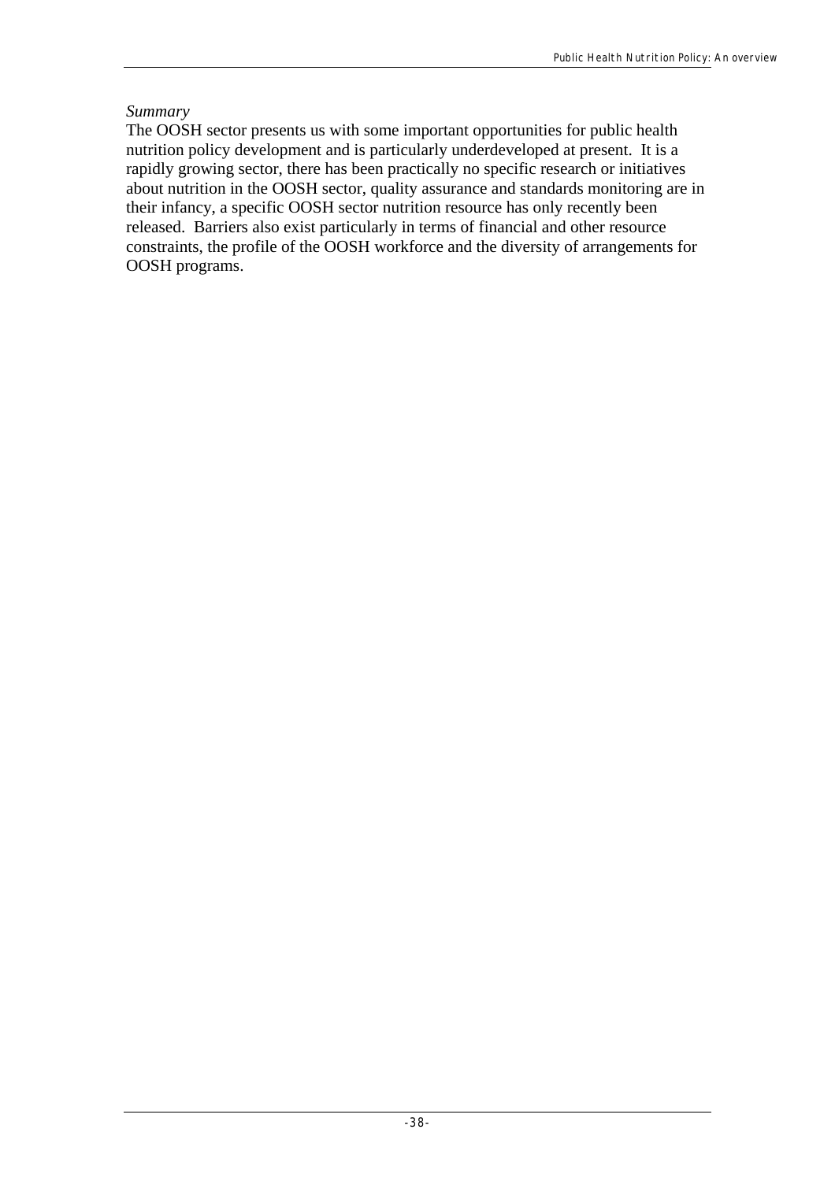*Summary*

The OOSH sector presents us with some important opportunities for public health nutrition policy development and is particularly underdeveloped at present. It is a rapidly growing sector, there has been practically no specific research or initiatives about nutrition in the OOSH sector, quality assurance and standards monitoring are in their infancy, a specific OOSH sector nutrition resource has only recently been released. Barriers also exist particularly in terms of financial and other resource constraints, the profile of the OOSH workforce and the diversity of arrangements for OOSH programs.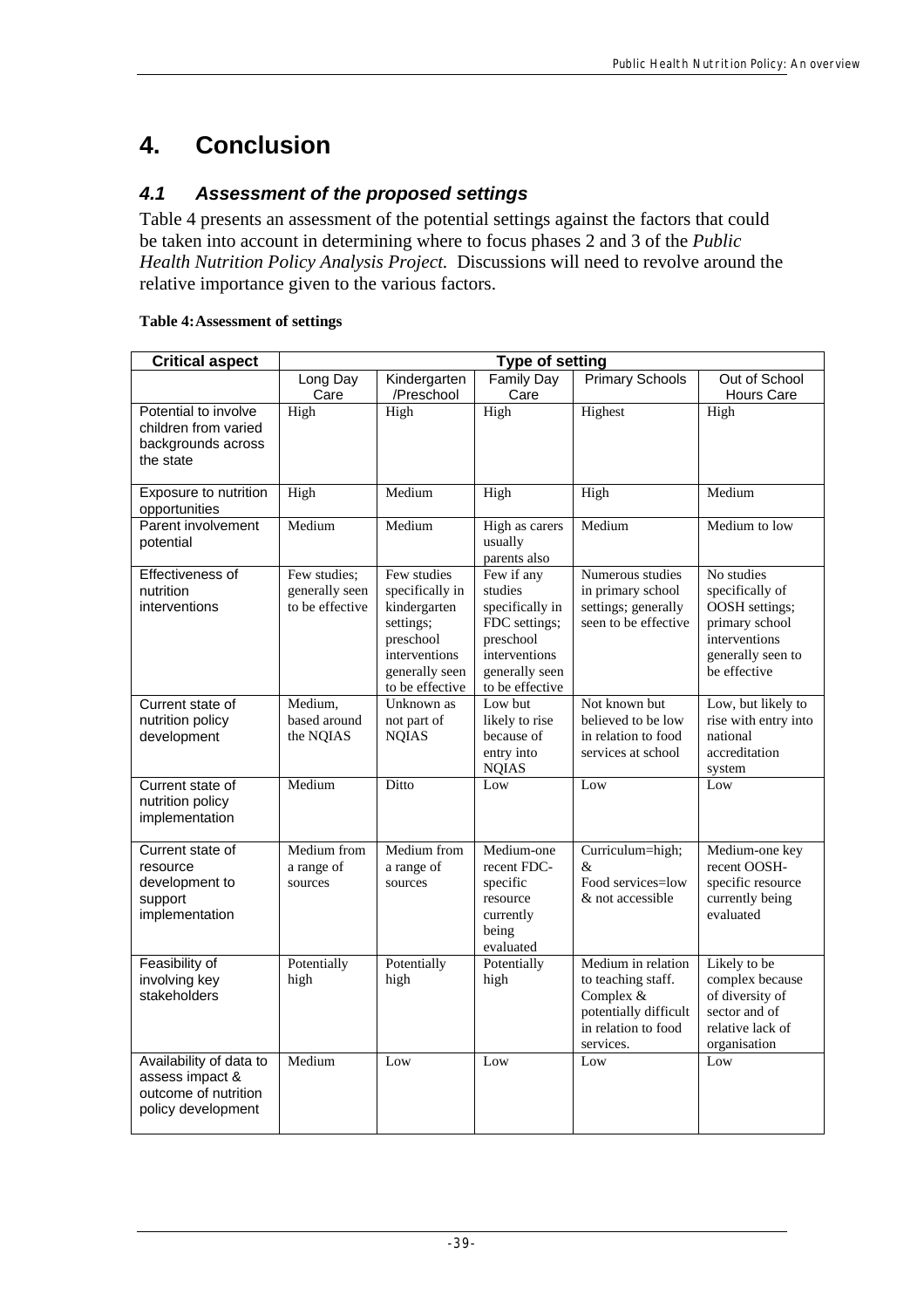# 4. Conclusion

## *4.1 Assessment of the proposed settings*

Table 4 presents an assessment of the potential settings against the factors that could be taken into account in determining where to focus phases 2 and 3 of the *Public Health Nutrition Policy Analysis Project.* Discussions will need to revolve around the relative importance given to the various factors.

**Table 4: Assessment of settings**

| Critical aspect | Type of setting | | | | |
|---|---|---|---|---|---|
| | Long Day Care | Kindergarten /Preschool | Family Day Care | Primary Schools | Out of School Hours Care |
| Potential to involve children from varied backgrounds across the state | High | High | High | Highest | High |
| Exposure to nutrition opportunities | High | Medium | High | High | Medium |
| Parent involvement potential | Medium | Medium | High as carers usually parents also | Medium | Medium to low |
| Effectiveness of nutrition interventions | Few studies; generally seen to be effective | Few studies specifically in kindergarten settings; preschool interventions generally seen to be effective | Few if any studies specifically in FDC settings; preschool interventions generally seen to be effective | Numerous studies in primary school settings; generally seen to be effective | No studies specifically of OOSH settings; primary school interventions generally seen to be effective |
| Current state of nutrition policy development | Medium, based around the NQIAS | Unknown as not part of NQIAS | Low but likely to rise because of entry into NQIAS | Not known but believed to be low in relation to food services at school | Low, but likely to rise with entry into national accreditation system |
| Current state of nutrition policy implementation | Medium | Ditto | Low | Low | Low |
| Current state of resource development to support implementation | Medium from a range of sources | Medium from a range of sources | Medium-one recent FDC-specific resource currently being evaluated | Curriculum=high; & Food services=low & not accessible | Medium-one key recent OOSH-specific resource currently being evaluated |
| Feasibility of involving key stakeholders | Potentially high | Potentially high | Potentially high | Medium in relation to teaching staff. Complex & potentially difficult in relation to food services. | Likely to be complex because of diversity of sector and of relative lack of organisation |
| Availability of data to assess impact & outcome of nutrition policy development | Medium | Low | Low | Low | Low |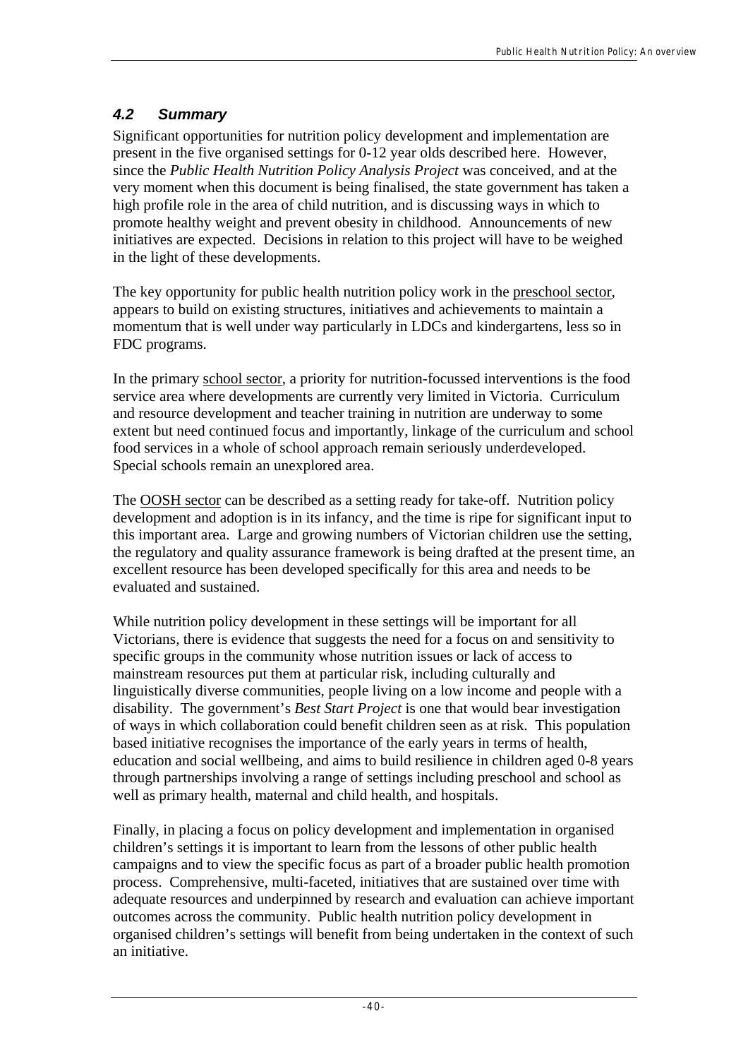### *4.2 Summary*

Significant opportunities for nutrition policy development and implementation are present in the five organised settings for 0-12 year olds described here. However, since the *Public Health Nutrition Policy Analysis Project* was conceived, and at the very moment when this document is being finalised, the state government has taken a high profile role in the area of child nutrition, and is discussing ways in which to promote healthy weight and prevent obesity in childhood. Announcements of new initiatives are expected. Decisions in relation to this project will have to be weighed in the light of these developments.

The key opportunity for public health nutrition policy work in the preschool sector, appears to build on existing structures, initiatives and achievements to maintain a momentum that is well under way particularly in LDCs and kindergartens, less so in FDC programs.

In the primary school sector, a priority for nutrition-focussed interventions is the food service area where developments are currently very limited in Victoria. Curriculum and resource development and teacher training in nutrition are underway to some extent but need continued focus and importantly, linkage of the curriculum and school food services in a whole of school approach remain seriously underdeveloped. Special schools remain an unexplored area.

The OOSH sector can be described as a setting ready for take-off. Nutrition policy development and adoption is in its infancy, and the time is ripe for significant input to this important area. Large and growing numbers of Victorian children use the setting, the regulatory and quality assurance framework is being drafted at the present time, an excellent resource has been developed specifically for this area and needs to be evaluated and sustained.

While nutrition policy development in these settings will be important for all Victorians, there is evidence that suggests the need for a focus on and sensitivity to specific groups in the community whose nutrition issues or lack of access to mainstream resources put them at particular risk, including culturally and linguistically diverse communities, people living on a low income and people with a disability. The government's *Best Start Project* is one that would bear investigation of ways in which collaboration could benefit children seen as at risk. This population based initiative recognises the importance of the early years in terms of health, education and social wellbeing, and aims to build resilience in children aged 0-8 years through partnerships involving a range of settings including preschool and school as well as primary health, maternal and child health, and hospitals.

Finally, in placing a focus on policy development and implementation in organised children's settings it is important to learn from the lessons of other public health campaigns and to view the specific focus as part of a broader public health promotion process. Comprehensive, multi-faceted, initiatives that are sustained over time with adequate resources and underpinned by research and evaluation can achieve important outcomes across the community. Public health nutrition policy development in organised children's settings will benefit from being undertaken in the context of such an initiative.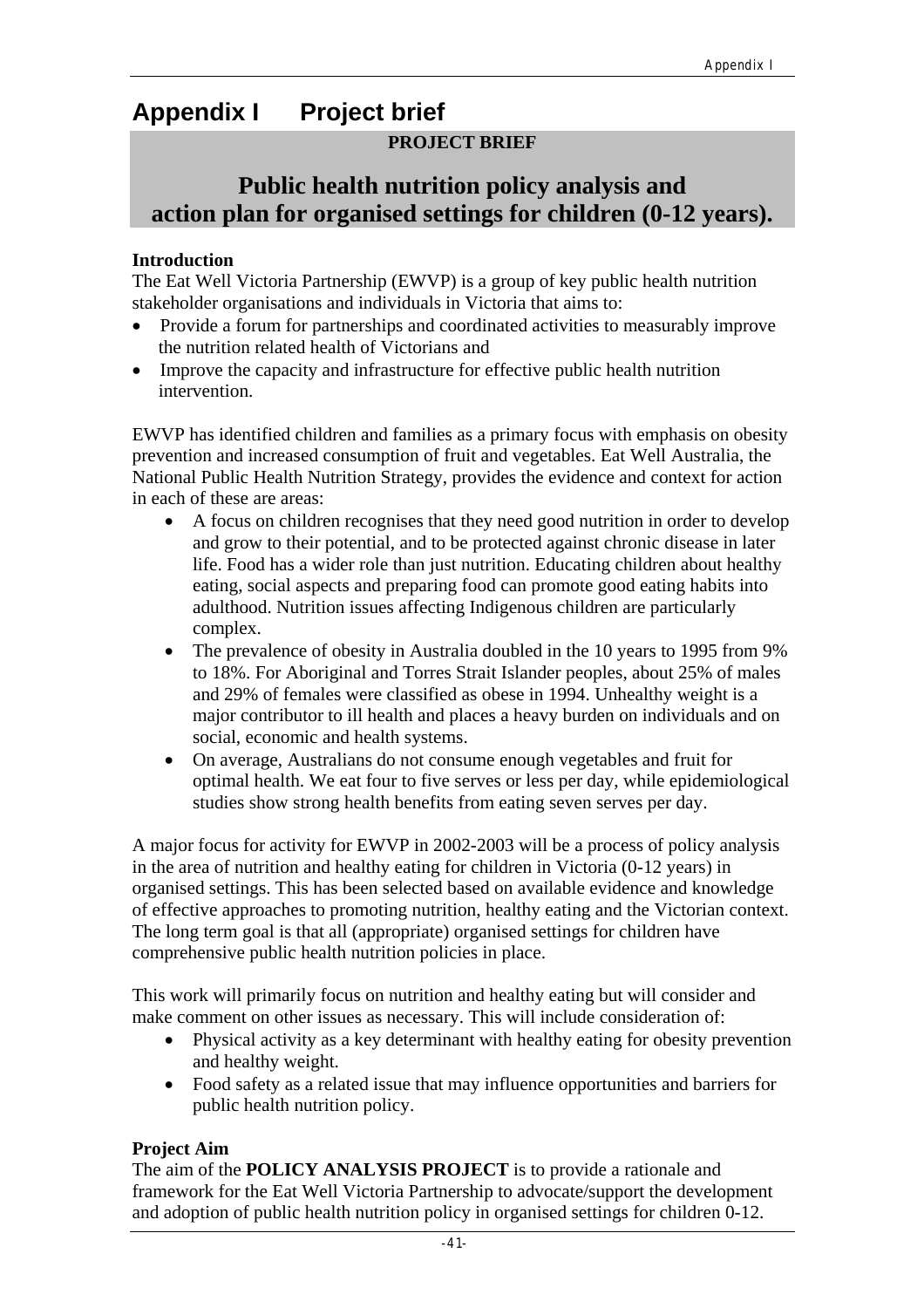# Appendix I Project brief

**PROJECT BRIEF**

## Public health nutrition policy analysis and action plan for organised settings for children (0-12 years).

**Introduction**

The Eat Well Victoria Partnership (EWVP) is a group of key public health nutrition stakeholder organisations and individuals in Victoria that aims to:

- Provide a forum for partnerships and coordinated activities to measurably improve the nutrition related health of Victorians and
- Improve the capacity and infrastructure for effective public health nutrition intervention.

EWVP has identified children and families as a primary focus with emphasis on obesity prevention and increased consumption of fruit and vegetables. Eat Well Australia, the National Public Health Nutrition Strategy, provides the evidence and context for action in each of these are areas:

- A focus on children recognises that they need good nutrition in order to develop and grow to their potential, and to be protected against chronic disease in later life. Food has a wider role than just nutrition. Educating children about healthy eating, social aspects and preparing food can promote good eating habits into adulthood. Nutrition issues affecting Indigenous children are particularly complex.
- The prevalence of obesity in Australia doubled in the 10 years to 1995 from 9% to 18%. For Aboriginal and Torres Strait Islander peoples, about 25% of males and 29% of females were classified as obese in 1994. Unhealthy weight is a major contributor to ill health and places a heavy burden on individuals and on social, economic and health systems.
- On average, Australians do not consume enough vegetables and fruit for optimal health. We eat four to five serves or less per day, while epidemiological studies show strong health benefits from eating seven serves per day.

A major focus for activity for EWVP in 2002-2003 will be a process of policy analysis in the area of nutrition and healthy eating for children in Victoria (0-12 years) in organised settings. This has been selected based on available evidence and knowledge of effective approaches to promoting nutrition, healthy eating and the Victorian context. The long term goal is that all (appropriate) organised settings for children have comprehensive public health nutrition policies in place.

This work will primarily focus on nutrition and healthy eating but will consider and make comment on other issues as necessary. This will include consideration of:

- Physical activity as a key determinant with healthy eating for obesity prevention and healthy weight.
- Food safety as a related issue that may influence opportunities and barriers for public health nutrition policy.

**Project Aim**

The aim of the **POLICY ANALYSIS PROJECT** is to provide a rationale and framework for the Eat Well Victoria Partnership to advocate/support the development and adoption of public health nutrition policy in organised settings for children 0-12.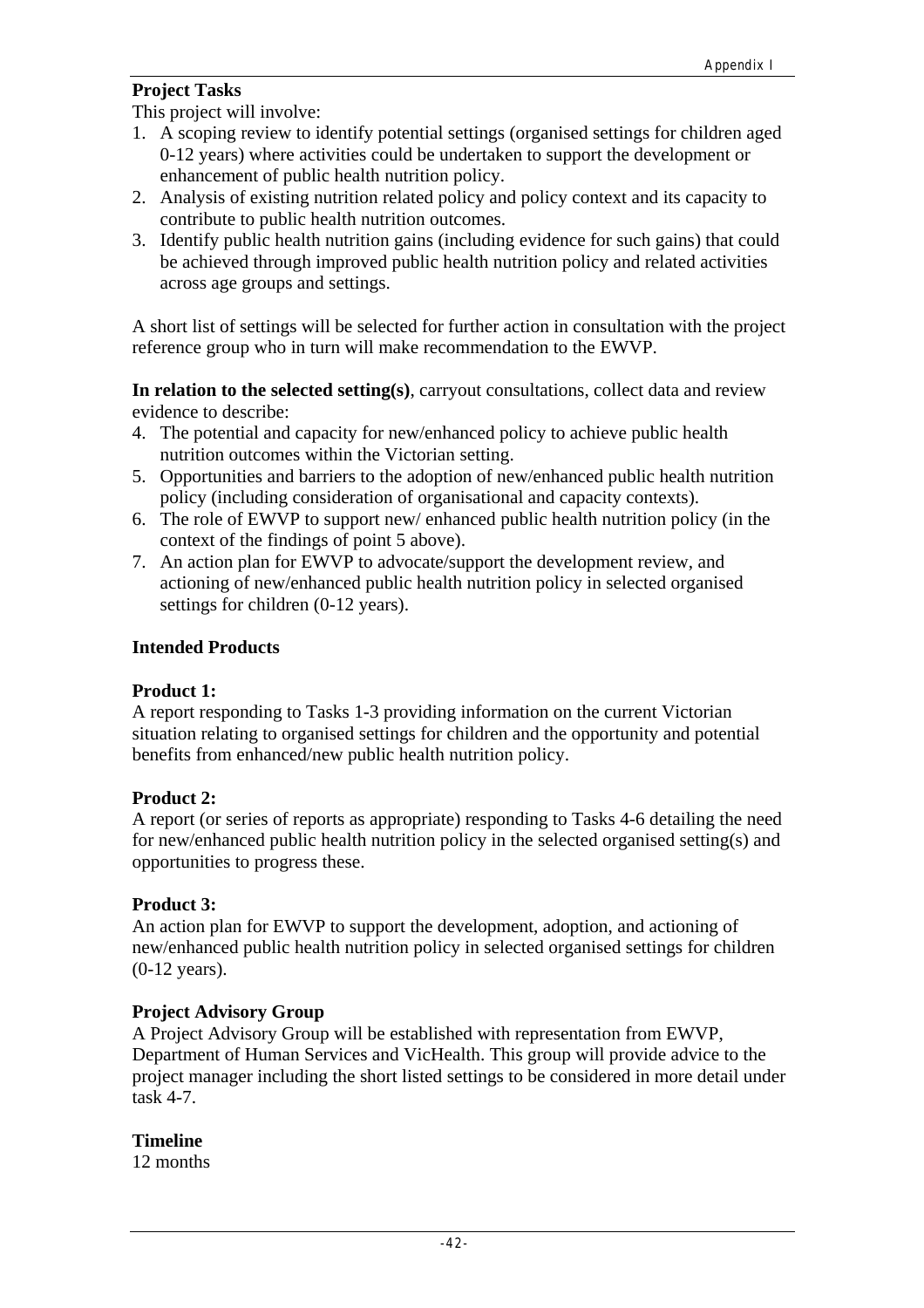**Project Tasks**

This project will involve:

1. A scoping review to identify potential settings (organised settings for children aged 0-12 years) where activities could be undertaken to support the development or enhancement of public health nutrition policy.
2. Analysis of existing nutrition related policy and policy context and its capacity to contribute to public health nutrition outcomes.
3. Identify public health nutrition gains (including evidence for such gains) that could be achieved through improved public health nutrition policy and related activities across age groups and settings.

A short list of settings will be selected for further action in consultation with the project reference group who in turn will make recommendation to the EWVP.

**In relation to the selected setting(s)**, carryout consultations, collect data and review evidence to describe:

4. The potential and capacity for new/enhanced policy to achieve public health nutrition outcomes within the Victorian setting.
5. Opportunities and barriers to the adoption of new/enhanced public health nutrition policy (including consideration of organisational and capacity contexts).
6. The role of EWVP to support new/ enhanced public health nutrition policy (in the context of the findings of point 5 above).
7. An action plan for EWVP to advocate/support the development review, and actioning of new/enhanced public health nutrition policy in selected organised settings for children (0-12 years).

**Intended Products**

**Product 1:**

A report responding to Tasks 1-3 providing information on the current Victorian situation relating to organised settings for children and the opportunity and potential benefits from enhanced/new public health nutrition policy.

**Product 2:**

A report (or series of reports as appropriate) responding to Tasks 4-6 detailing the need for new/enhanced public health nutrition policy in the selected organised setting(s) and opportunities to progress these.

**Product 3:**

An action plan for EWVP to support the development, adoption, and actioning of new/enhanced public health nutrition policy in selected organised settings for children (0-12 years).

**Project Advisory Group**

A Project Advisory Group will be established with representation from EWVP, Department of Human Services and VicHealth. This group will provide advice to the project manager including the short listed settings to be considered in more detail under task 4-7.

**Timeline**

12 months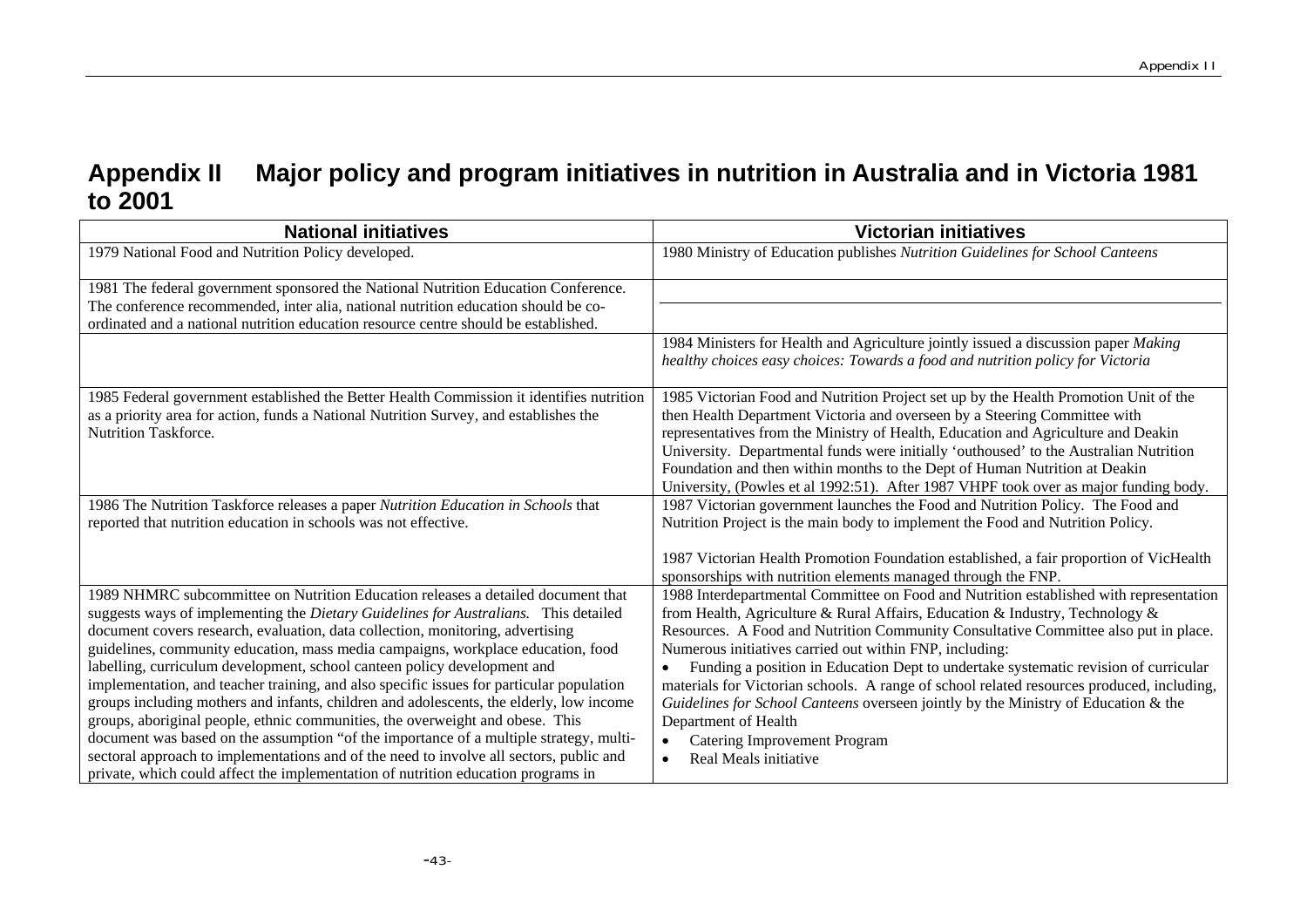# Appendix II Major policy and program initiatives in nutrition in Australia and in Victoria 1981 to 2001

| National initiatives | Victorian initiatives |
|---|---|
| 1979 National Food and Nutrition Policy developed. | 1980 Ministry of Education publishes *Nutrition Guidelines for School Canteens* |
| 1981 The federal government sponsored the National Nutrition Education Conference. The conference recommended, inter alia, national nutrition education should be co-ordinated and a national nutrition education resource centre should be established. | |
| | 1984 Ministers for Health and Agriculture jointly issued a discussion paper *Making healthy choices easy choices: Towards a food and nutrition policy for Victoria* |
| 1985 Federal government established the Better Health Commission it identifies nutrition as a priority area for action, funds a National Nutrition Survey, and establishes the Nutrition Taskforce. | 1985 Victorian Food and Nutrition Project set up by the Health Promotion Unit of the then Health Department Victoria and overseen by a Steering Committee with representatives from the Ministry of Health, Education and Agriculture and Deakin University. Departmental funds were initially 'outhoused' to the Australian Nutrition Foundation and then within months to the Dept of Human Nutrition at Deakin University, (Powles et al 1992:51). After 1987 VHPF took over as major funding body. |
| 1986 The Nutrition Taskforce releases a paper *Nutrition Education in Schools* that reported that nutrition education in schools was not effective. | 1987 Victorian government launches the Food and Nutrition Policy. The Food and Nutrition Project is the main body to implement the Food and Nutrition Policy.<br><br>1987 Victorian Health Promotion Foundation established, a fair proportion of VicHealth sponsorships with nutrition elements managed through the FNP. |
| 1989 NHMRC subcommittee on Nutrition Education releases a detailed document that suggests ways of implementing the *Dietary Guidelines for Australians.* This detailed document covers research, evaluation, data collection, monitoring, advertising guidelines, community education, mass media campaigns, workplace education, food labelling, curriculum development, school canteen policy development and implementation, and teacher training, and also specific issues for particular population groups including mothers and infants, children and adolescents, the elderly, low income groups, aboriginal people, ethnic communities, the overweight and obese. This document was based on the assumption "of the importance of a multiple strategy, multi-sectoral approach to implementations and of the need to involve all sectors, public and private, which could affect the implementation of nutrition education programs in | 1988 Interdepartmental Committee on Food and Nutrition established with representation from Health, Agriculture & Rural Affairs, Education & Industry, Technology & Resources. A Food and Nutrition Community Consultative Committee also put in place. Numerous initiatives carried out within FNP, including:<br>• Funding a position in Education Dept to undertake systematic revision of curricular materials for Victorian schools. A range of school related resources produced, including, *Guidelines for School Canteens* overseen jointly by the Ministry of Education & the Department of Health<br>• Catering Improvement Program<br>• Real Meals initiative |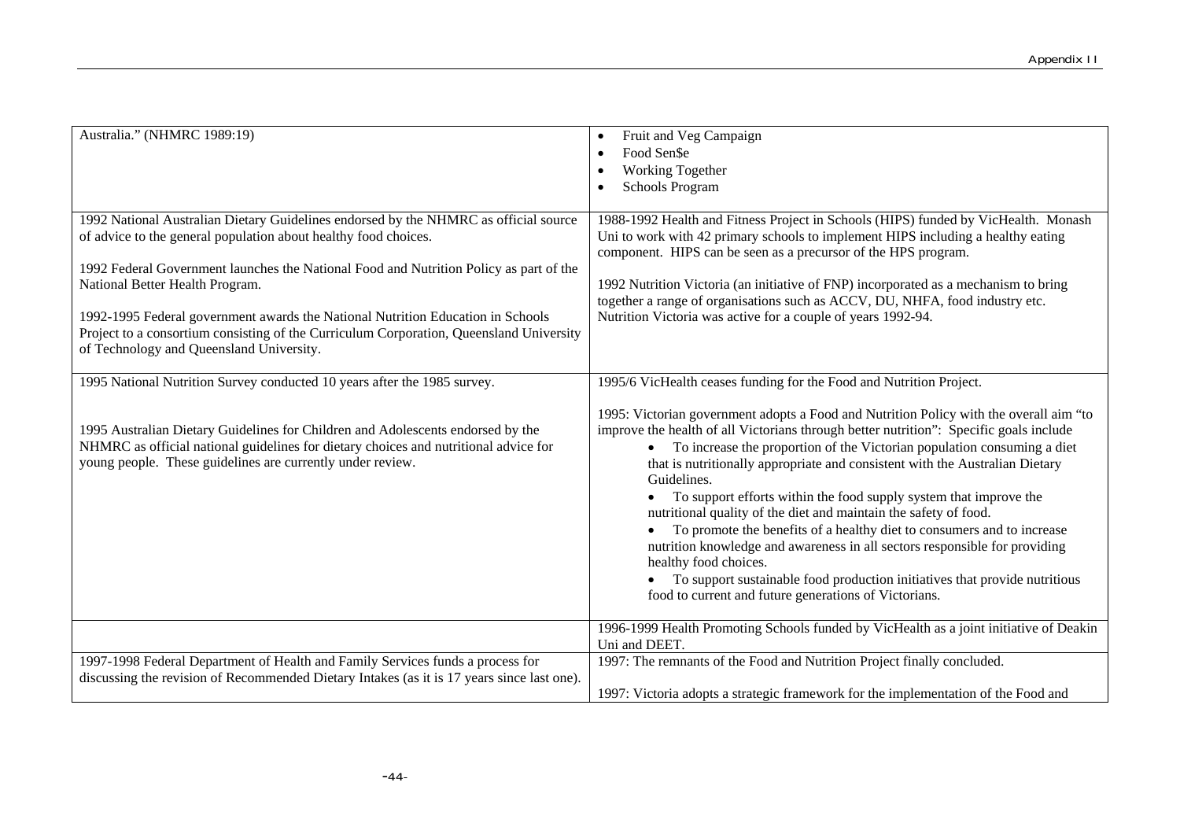| | |
|---|---|
| Australia." (NHMRC 1989:19) | • Fruit and Veg Campaign<br>• Food Sen$e<br>• Working Together<br>• Schools Program |
| 1992 National Australian Dietary Guidelines endorsed by the NHMRC as official source of advice to the general population about healthy food choices.<br><br>1992 Federal Government launches the National Food and Nutrition Policy as part of the National Better Health Program.<br><br>1992-1995 Federal government awards the National Nutrition Education in Schools Project to a consortium consisting of the Curriculum Corporation, Queensland University of Technology and Queensland University. | 1988-1992 Health and Fitness Project in Schools (HIPS) funded by VicHealth. Monash Uni to work with 42 primary schools to implement HIPS including a healthy eating component. HIPS can be seen as a precursor of the HPS program.<br><br>1992 Nutrition Victoria (an initiative of FNP) incorporated as a mechanism to bring together a range of organisations such as ACCV, DU, NHFA, food industry etc. Nutrition Victoria was active for a couple of years 1992-94. |
| 1995 National Nutrition Survey conducted 10 years after the 1985 survey.<br><br>1995 Australian Dietary Guidelines for Children and Adolescents endorsed by the NHMRC as official national guidelines for dietary choices and nutritional advice for young people. These guidelines are currently under review. | 1995/6 VicHealth ceases funding for the Food and Nutrition Project.<br><br>1995: Victorian government adopts a Food and Nutrition Policy with the overall aim "to improve the health of all Victorians through better nutrition": Specific goals include<br>• To increase the proportion of the Victorian population consuming a diet that is nutritionally appropriate and consistent with the Australian Dietary Guidelines.<br>• To support efforts within the food supply system that improve the nutritional quality of the diet and maintain the safety of food.<br>• To promote the benefits of a healthy diet to consumers and to increase nutrition knowledge and awareness in all sectors responsible for providing healthy food choices.<br>• To support sustainable food production initiatives that provide nutritious food to current and future generations of Victorians. |
| | 1996-1999 Health Promoting Schools funded by VicHealth as a joint initiative of Deakin Uni and DEET. |
| 1997-1998 Federal Department of Health and Family Services funds a process for discussing the revision of Recommended Dietary Intakes (as it is 17 years since last one). | 1997: The remnants of the Food and Nutrition Project finally concluded.<br><br>1997: Victoria adopts a strategic framework for the implementation of the Food and |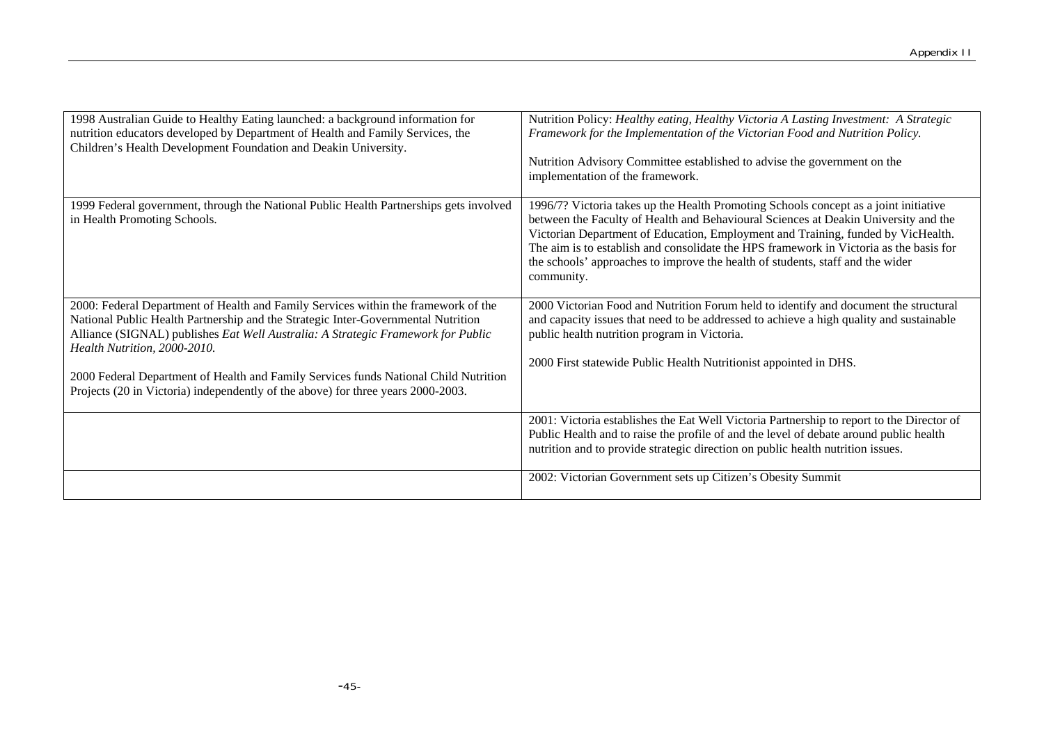| | |
|---|---|
| 1998 Australian Guide to Healthy Eating launched: a background information for nutrition educators developed by Department of Health and Family Services, the Children's Health Development Foundation and Deakin University. | Nutrition Policy: *Healthy eating, Healthy Victoria A Lasting Investment: A Strategic Framework for the Implementation of the Victorian Food and Nutrition Policy.*<br><br>Nutrition Advisory Committee established to advise the government on the implementation of the framework. |
| 1999 Federal government, through the National Public Health Partnerships gets involved in Health Promoting Schools. | 1996/7? Victoria takes up the Health Promoting Schools concept as a joint initiative between the Faculty of Health and Behavioural Sciences at Deakin University and the Victorian Department of Education, Employment and Training, funded by VicHealth. The aim is to establish and consolidate the HPS framework in Victoria as the basis for the schools' approaches to improve the health of students, staff and the wider community. |
| 2000: Federal Department of Health and Family Services within the framework of the National Public Health Partnership and the Strategic Inter-Governmental Nutrition Alliance (SIGNAL) publishes *Eat Well Australia: A Strategic Framework for Public Health Nutrition, 2000-2010.*<br><br>2000 Federal Department of Health and Family Services funds National Child Nutrition Projects (20 in Victoria) independently of the above) for three years 2000-2003. | 2000 Victorian Food and Nutrition Forum held to identify and document the structural and capacity issues that need to be addressed to achieve a high quality and sustainable public health nutrition program in Victoria.<br><br>2000 First statewide Public Health Nutritionist appointed in DHS. |
| | 2001: Victoria establishes the Eat Well Victoria Partnership to report to the Director of Public Health and to raise the profile of and the level of debate around public health nutrition and to provide strategic direction on public health nutrition issues. |
| | 2002: Victorian Government sets up Citizen's Obesity Summit |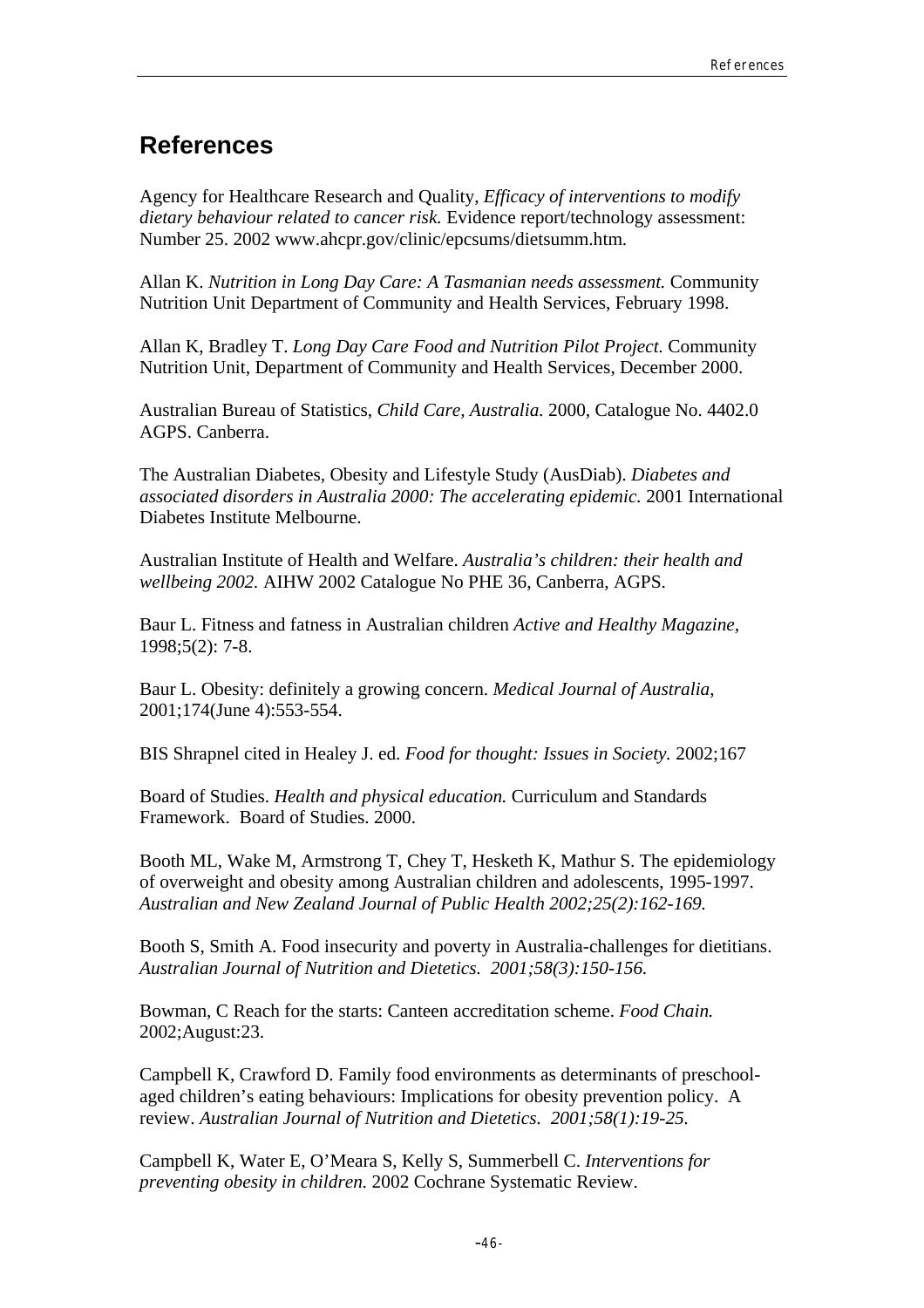# References

Agency for Healthcare Research and Quality, *Efficacy of interventions to modify dietary behaviour related to cancer risk.* Evidence report/technology assessment: Number 25. 2002 www.ahcpr.gov/clinic/epcsums/dietsumm.htm.

Allan K. *Nutrition in Long Day Care: A Tasmanian needs assessment.* Community Nutrition Unit Department of Community and Health Services, February 1998.

Allan K, Bradley T. *Long Day Care Food and Nutrition Pilot Project.* Community Nutrition Unit, Department of Community and Health Services, December 2000.

Australian Bureau of Statistics, *Child Care, Australia.* 2000, Catalogue No. 4402.0 AGPS. Canberra.

The Australian Diabetes, Obesity and Lifestyle Study (AusDiab). *Diabetes and associated disorders in Australia 2000: The accelerating epidemic.* 2001 International Diabetes Institute Melbourne.

Australian Institute of Health and Welfare. *Australia's children: their health and wellbeing 2002.* AIHW 2002 Catalogue No PHE 36, Canberra, AGPS.

Baur L. Fitness and fatness in Australian children *Active and Healthy Magazine,* 1998;5(2): 7-8.

Baur L. Obesity: definitely a growing concern. *Medical Journal of Australia,* 2001;174(June 4):553-554.

BIS Shrapnel cited in Healey J. ed. *Food for thought: Issues in Society.* 2002;167

Board of Studies. *Health and physical education.* Curriculum and Standards Framework. Board of Studies. 2000.

Booth ML, Wake M, Armstrong T, Chey T, Hesketh K, Mathur S. The epidemiology of overweight and obesity among Australian children and adolescents, 1995-1997. *Australian and New Zealand Journal of Public Health 2002;25(2):162-169.*

Booth S, Smith A. Food insecurity and poverty in Australia-challenges for dietitians. *Australian Journal of Nutrition and Dietetics. 2001;58(3):150-156.*

Bowman, C Reach for the starts: Canteen accreditation scheme. *Food Chain.* 2002;August:23.

Campbell K, Crawford D. Family food environments as determinants of preschool-aged children's eating behaviours: Implications for obesity prevention policy. A review. *Australian Journal of Nutrition and Dietetics. 2001;58(1):19-25.*

Campbell K, Water E, O'Meara S, Kelly S, Summerbell C. *Interventions for preventing obesity in children.* 2002 Cochrane Systematic Review.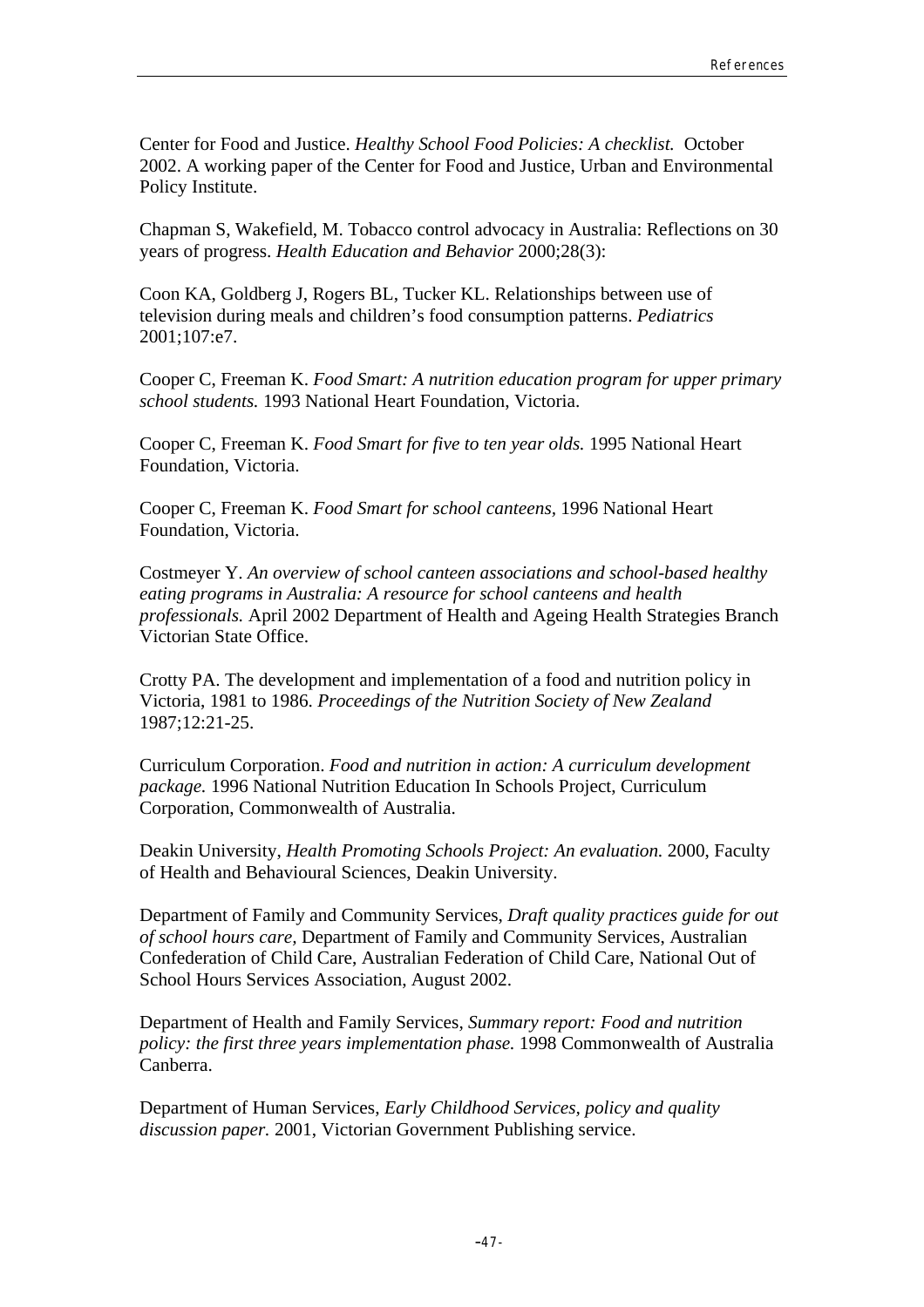Center for Food and Justice. *Healthy School Food Policies: A checklist.* October 2002. A working paper of the Center for Food and Justice, Urban and Environmental Policy Institute.

Chapman S, Wakefield, M. Tobacco control advocacy in Australia: Reflections on 30 years of progress. *Health Education and Behavior* 2000;28(3):

Coon KA, Goldberg J, Rogers BL, Tucker KL. Relationships between use of television during meals and children's food consumption patterns. *Pediatrics* 2001;107:e7.

Cooper C, Freeman K. *Food Smart: A nutrition education program for upper primary school students.* 1993 National Heart Foundation, Victoria.

Cooper C, Freeman K. *Food Smart for five to ten year olds.* 1995 National Heart Foundation, Victoria.

Cooper C, Freeman K. *Food Smart for school canteens,* 1996 National Heart Foundation, Victoria.

Costmeyer Y. *An overview of school canteen associations and school-based healthy eating programs in Australia: A resource for school canteens and health professionals.* April 2002 Department of Health and Ageing Health Strategies Branch Victorian State Office.

Crotty PA. The development and implementation of a food and nutrition policy in Victoria, 1981 to 1986. *Proceedings of the Nutrition Society of New Zealand* 1987;12:21-25.

Curriculum Corporation. *Food and nutrition in action: A curriculum development package.* 1996 National Nutrition Education In Schools Project, Curriculum Corporation, Commonwealth of Australia.

Deakin University, *Health Promoting Schools Project: An evaluation.* 2000, Faculty of Health and Behavioural Sciences, Deakin University.

Department of Family and Community Services, *Draft quality practices guide for out of school hours care,* Department of Family and Community Services, Australian Confederation of Child Care, Australian Federation of Child Care, National Out of School Hours Services Association, August 2002.

Department of Health and Family Services, *Summary report: Food and nutrition policy: the first three years implementation phase.* 1998 Commonwealth of Australia Canberra.

Department of Human Services, *Early Childhood Services, policy and quality discussion paper.* 2001, Victorian Government Publishing service.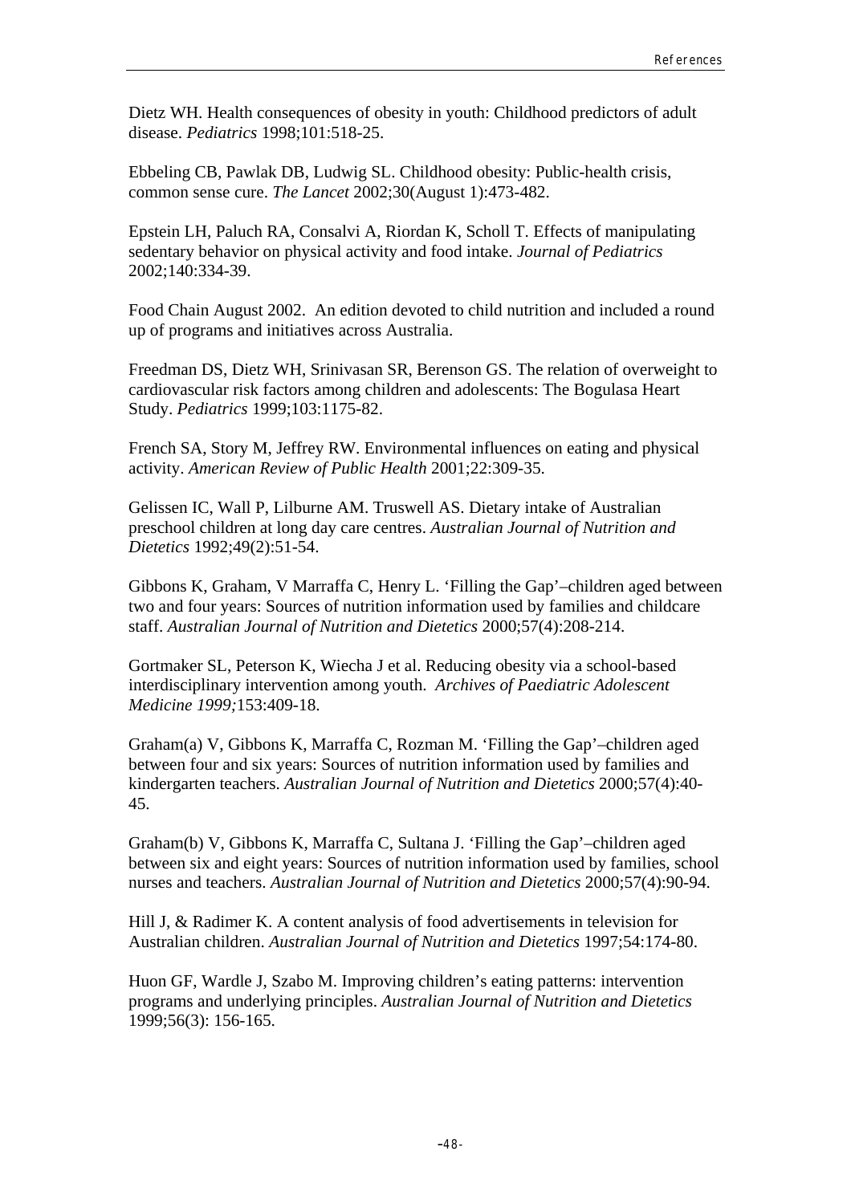Dietz WH. Health consequences of obesity in youth: Childhood predictors of adult disease. *Pediatrics* 1998;101:518-25.

Ebbeling CB, Pawlak DB, Ludwig SL. Childhood obesity: Public-health crisis, common sense cure. *The Lancet* 2002;30(August 1):473-482.

Epstein LH, Paluch RA, Consalvi A, Riordan K, Scholl T. Effects of manipulating sedentary behavior on physical activity and food intake. *Journal of Pediatrics* 2002;140:334-39.

Food Chain August 2002. An edition devoted to child nutrition and included a round up of programs and initiatives across Australia.

Freedman DS, Dietz WH, Srinivasan SR, Berenson GS. The relation of overweight to cardiovascular risk factors among children and adolescents: The Bogulasa Heart Study. *Pediatrics* 1999;103:1175-82.

French SA, Story M, Jeffrey RW. Environmental influences on eating and physical activity. *American Review of Public Health* 2001;22:309-35.

Gelissen IC, Wall P, Lilburne AM. Truswell AS. Dietary intake of Australian preschool children at long day care centres. *Australian Journal of Nutrition and Dietetics* 1992;49(2):51-54.

Gibbons K, Graham, V Marraffa C, Henry L. 'Filling the Gap'–children aged between two and four years: Sources of nutrition information used by families and childcare staff. *Australian Journal of Nutrition and Dietetics* 2000;57(4):208-214.

Gortmaker SL, Peterson K, Wiecha J et al. Reducing obesity via a school-based interdisciplinary intervention among youth. *Archives of Paediatric Adolescent Medicine 1999;*153:409-18.

Graham(a) V, Gibbons K, Marraffa C, Rozman M. 'Filling the Gap'–children aged between four and six years: Sources of nutrition information used by families and kindergarten teachers. *Australian Journal of Nutrition and Dietetics* 2000;57(4):40-45.

Graham(b) V, Gibbons K, Marraffa C, Sultana J. 'Filling the Gap'–children aged between six and eight years: Sources of nutrition information used by families, school nurses and teachers. *Australian Journal of Nutrition and Dietetics* 2000;57(4):90-94.

Hill J, & Radimer K. A content analysis of food advertisements in television for Australian children. *Australian Journal of Nutrition and Dietetics* 1997;54:174-80.

Huon GF, Wardle J, Szabo M. Improving children's eating patterns: intervention programs and underlying principles. *Australian Journal of Nutrition and Dietetics* 1999;56(3): 156-165.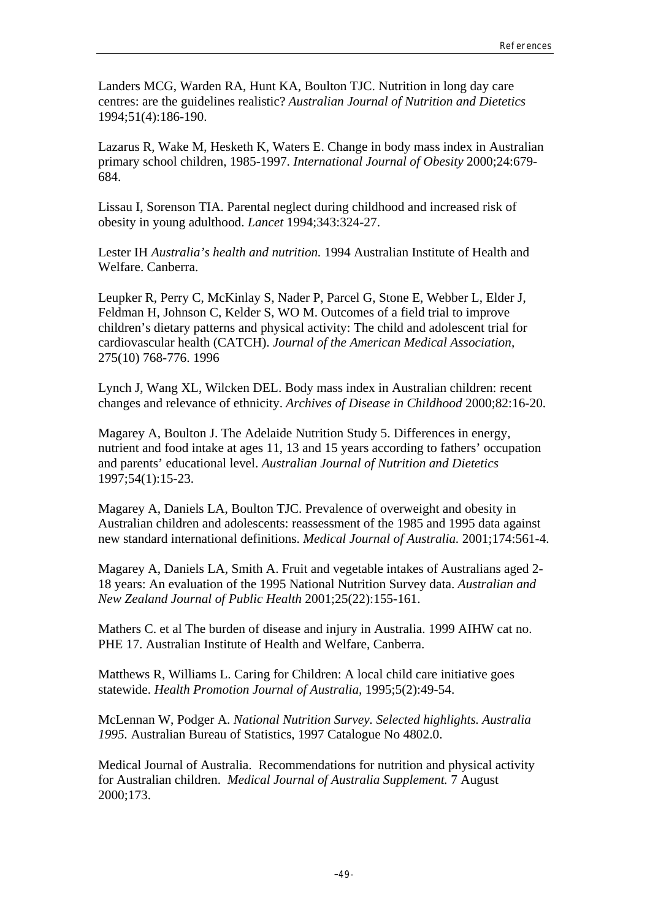Landers MCG, Warden RA, Hunt KA, Boulton TJC. Nutrition in long day care centres: are the guidelines realistic? *Australian Journal of Nutrition and Dietetics* 1994;51(4):186-190.

Lazarus R, Wake M, Hesketh K, Waters E. Change in body mass index in Australian primary school children, 1985-1997. *International Journal of Obesity* 2000;24:679-684.

Lissau I, Sorenson TIA. Parental neglect during childhood and increased risk of obesity in young adulthood. *Lancet* 1994;343:324-27.

Lester IH *Australia's health and nutrition.* 1994 Australian Institute of Health and Welfare. Canberra.

Leupker R, Perry C, McKinlay S, Nader P, Parcel G, Stone E, Webber L, Elder J, Feldman H, Johnson C, Kelder S, WO M. Outcomes of a field trial to improve children's dietary patterns and physical activity: The child and adolescent trial for cardiovascular health (CATCH). *Journal of the American Medical Association,* 275(10) 768-776. 1996

Lynch J, Wang XL, Wilcken DEL. Body mass index in Australian children: recent changes and relevance of ethnicity. *Archives of Disease in Childhood* 2000;82:16-20.

Magarey A, Boulton J. The Adelaide Nutrition Study 5. Differences in energy, nutrient and food intake at ages 11, 13 and 15 years according to fathers' occupation and parents' educational level. *Australian Journal of Nutrition and Dietetics* 1997;54(1):15-23.

Magarey A, Daniels LA, Boulton TJC. Prevalence of overweight and obesity in Australian children and adolescents: reassessment of the 1985 and 1995 data against new standard international definitions. *Medical Journal of Australia.* 2001;174:561-4.

Magarey A, Daniels LA, Smith A. Fruit and vegetable intakes of Australians aged 2-18 years: An evaluation of the 1995 National Nutrition Survey data. *Australian and New Zealand Journal of Public Health* 2001;25(22):155-161.

Mathers C. et al The burden of disease and injury in Australia. 1999 AIHW cat no. PHE 17. Australian Institute of Health and Welfare, Canberra.

Matthews R, Williams L. Caring for Children: A local child care initiative goes statewide. *Health Promotion Journal of Australia,* 1995;5(2):49-54.

McLennan W, Podger A. *National Nutrition Survey. Selected highlights. Australia 1995.* Australian Bureau of Statistics, 1997 Catalogue No 4802.0.

Medical Journal of Australia. Recommendations for nutrition and physical activity for Australian children. *Medical Journal of Australia Supplement.* 7 August 2000;173.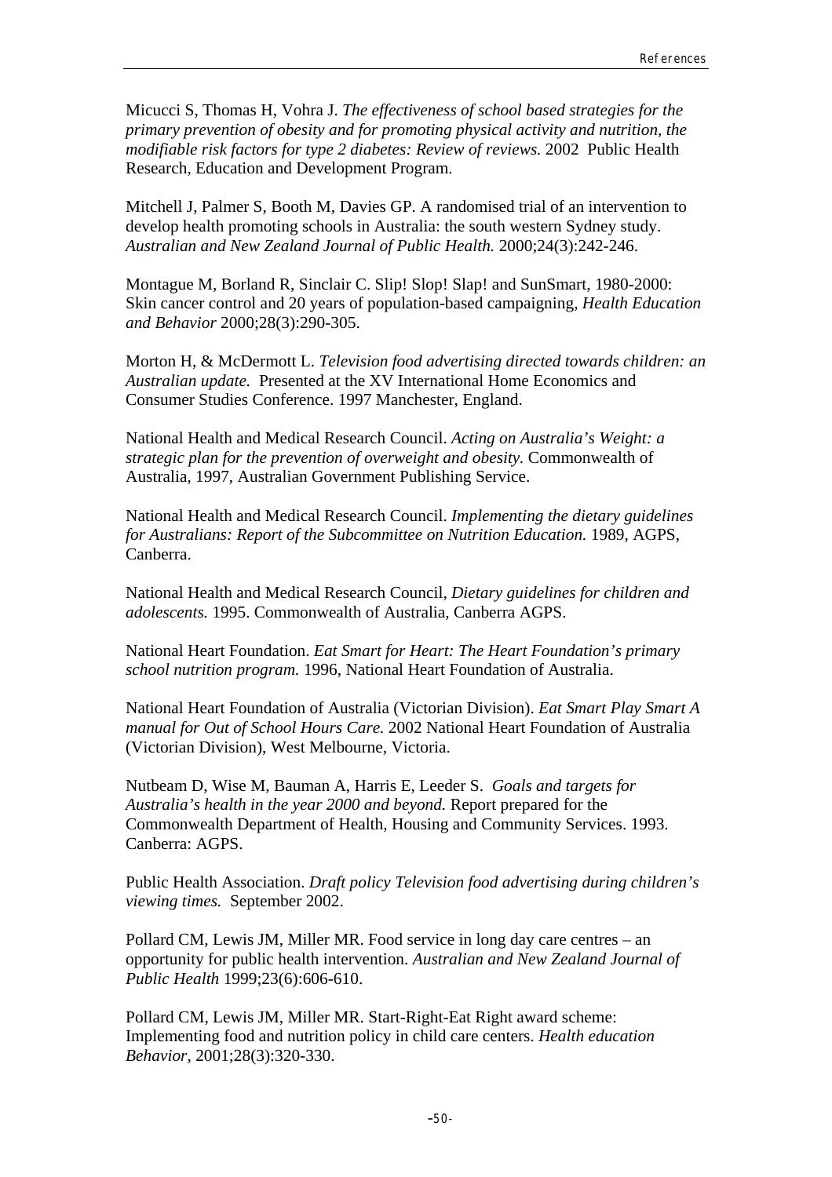Micucci S, Thomas H, Vohra J. *The effectiveness of school based strategies for the primary prevention of obesity and for promoting physical activity and nutrition, the modifiable risk factors for type 2 diabetes: Review of reviews.* 2002 Public Health Research, Education and Development Program.

Mitchell J, Palmer S, Booth M, Davies GP. A randomised trial of an intervention to develop health promoting schools in Australia: the south western Sydney study. *Australian and New Zealand Journal of Public Health.* 2000;24(3):242-246.

Montague M, Borland R, Sinclair C. Slip! Slop! Slap! and SunSmart, 1980-2000: Skin cancer control and 20 years of population-based campaigning, *Health Education and Behavior* 2000;28(3):290-305.

Morton H, & McDermott L. *Television food advertising directed towards children: an Australian update.* Presented at the XV International Home Economics and Consumer Studies Conference. 1997 Manchester, England.

National Health and Medical Research Council. *Acting on Australia's Weight: a strategic plan for the prevention of overweight and obesity.* Commonwealth of Australia, 1997, Australian Government Publishing Service.

National Health and Medical Research Council. *Implementing the dietary guidelines for Australians: Report of the Subcommittee on Nutrition Education.* 1989, AGPS, Canberra.

National Health and Medical Research Council, *Dietary guidelines for children and adolescents.* 1995. Commonwealth of Australia, Canberra AGPS.

National Heart Foundation. *Eat Smart for Heart: The Heart Foundation's primary school nutrition program.* 1996, National Heart Foundation of Australia.

National Heart Foundation of Australia (Victorian Division). *Eat Smart Play Smart A manual for Out of School Hours Care.* 2002 National Heart Foundation of Australia (Victorian Division), West Melbourne, Victoria.

Nutbeam D, Wise M, Bauman A, Harris E, Leeder S. *Goals and targets for Australia's health in the year 2000 and beyond.* Report prepared for the Commonwealth Department of Health, Housing and Community Services. 1993. Canberra: AGPS.

Public Health Association. *Draft policy Television food advertising during children's viewing times.* September 2002.

Pollard CM, Lewis JM, Miller MR. Food service in long day care centres – an opportunity for public health intervention. *Australian and New Zealand Journal of Public Health* 1999;23(6):606-610.

Pollard CM, Lewis JM, Miller MR. Start-Right-Eat Right award scheme: Implementing food and nutrition policy in child care centers. *Health education Behavior*, 2001;28(3):320-330.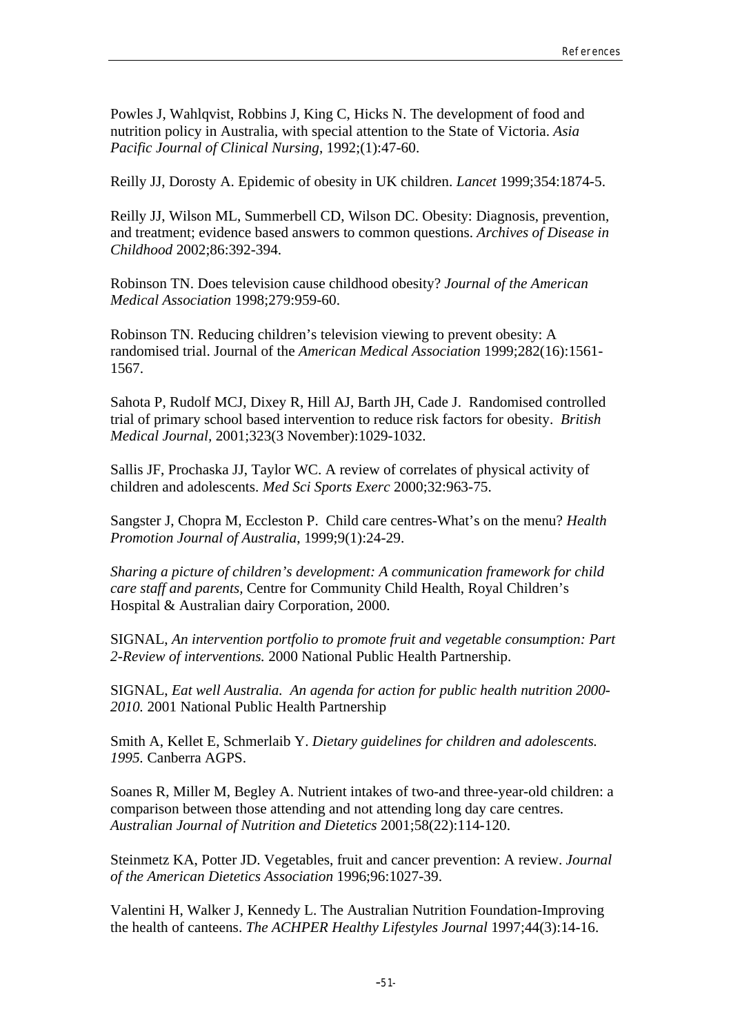Powles J, Wahlqvist, Robbins J, King C, Hicks N. The development of food and nutrition policy in Australia, with special attention to the State of Victoria. *Asia Pacific Journal of Clinical Nursing*, 1992;(1):47-60.

Reilly JJ, Dorosty A. Epidemic of obesity in UK children. *Lancet* 1999;354:1874-5.

Reilly JJ, Wilson ML, Summerbell CD, Wilson DC. Obesity: Diagnosis, prevention, and treatment; evidence based answers to common questions. *Archives of Disease in Childhood* 2002;86:392-394.

Robinson TN. Does television cause childhood obesity? *Journal of the American Medical Association* 1998;279:959-60.

Robinson TN. Reducing children's television viewing to prevent obesity: A randomised trial. Journal of the *American Medical Association* 1999;282(16):1561-1567.

Sahota P, Rudolf MCJ, Dixey R, Hill AJ, Barth JH, Cade J. Randomised controlled trial of primary school based intervention to reduce risk factors for obesity. *British Medical Journal,* 2001;323(3 November):1029-1032.

Sallis JF, Prochaska JJ, Taylor WC. A review of correlates of physical activity of children and adolescents. *Med Sci Sports Exerc* 2000;32:963-75.

Sangster J, Chopra M, Eccleston P. Child care centres-What's on the menu? *Health Promotion Journal of Australia*, 1999;9(1):24-29.

*Sharing a picture of children's development: A communication framework for child care staff and parents,* Centre for Community Child Health, Royal Children's Hospital & Australian dairy Corporation, 2000.

SIGNAL, *An intervention portfolio to promote fruit and vegetable consumption: Part 2-Review of interventions.* 2000 National Public Health Partnership.

SIGNAL, *Eat well Australia. An agenda for action for public health nutrition 2000-2010.* 2001 National Public Health Partnership

Smith A, Kellet E, Schmerlaib Y. *Dietary guidelines for children and adolescents. 1995.* Canberra AGPS.

Soanes R, Miller M, Begley A. Nutrient intakes of two-and three-year-old children: a comparison between those attending and not attending long day care centres. *Australian Journal of Nutrition and Dietetics* 2001;58(22):114-120.

Steinmetz KA, Potter JD. Vegetables, fruit and cancer prevention: A review. *Journal of the American Dietetics Association* 1996;96:1027-39.

Valentini H, Walker J, Kennedy L. The Australian Nutrition Foundation-Improving the health of canteens. *The ACHPER Healthy Lifestyles Journal* 1997;44(3):14-16.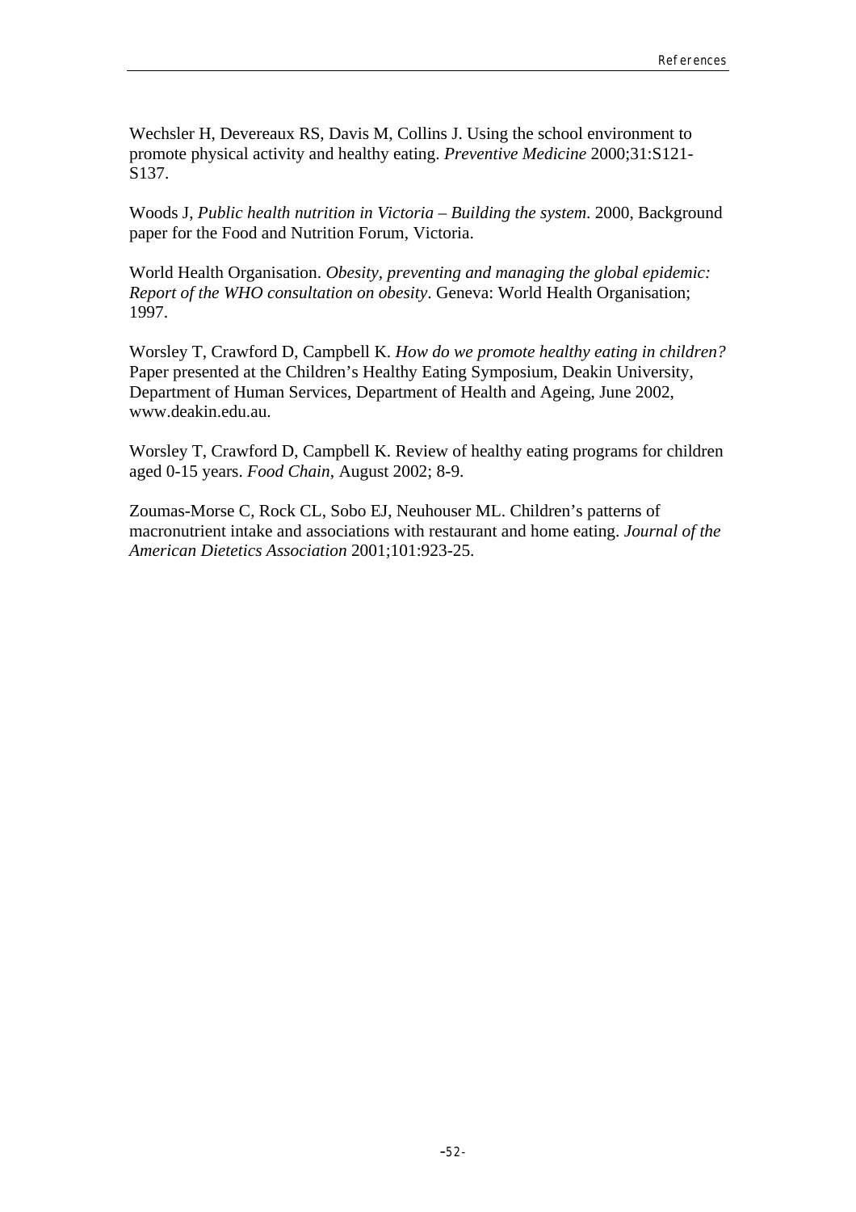Wechsler H, Devereaux RS, Davis M, Collins J. Using the school environment to promote physical activity and healthy eating. *Preventive Medicine* 2000;31:S121-S137.

Woods J, *Public health nutrition in Victoria – Building the system*. 2000, Background paper for the Food and Nutrition Forum, Victoria.

World Health Organisation. *Obesity, preventing and managing the global epidemic: Report of the WHO consultation on obesity*. Geneva: World Health Organisation; 1997.

Worsley T, Crawford D, Campbell K. *How do we promote healthy eating in children?* Paper presented at the Children's Healthy Eating Symposium, Deakin University, Department of Human Services, Department of Health and Ageing, June 2002, www.deakin.edu.au.

Worsley T, Crawford D, Campbell K. Review of healthy eating programs for children aged 0-15 years. *Food Chain*, August 2002; 8-9.

Zoumas-Morse C, Rock CL, Sobo EJ, Neuhouser ML. Children's patterns of macronutrient intake and associations with restaurant and home eating. *Journal of the American Dietetics Association* 2001;101:923-25.